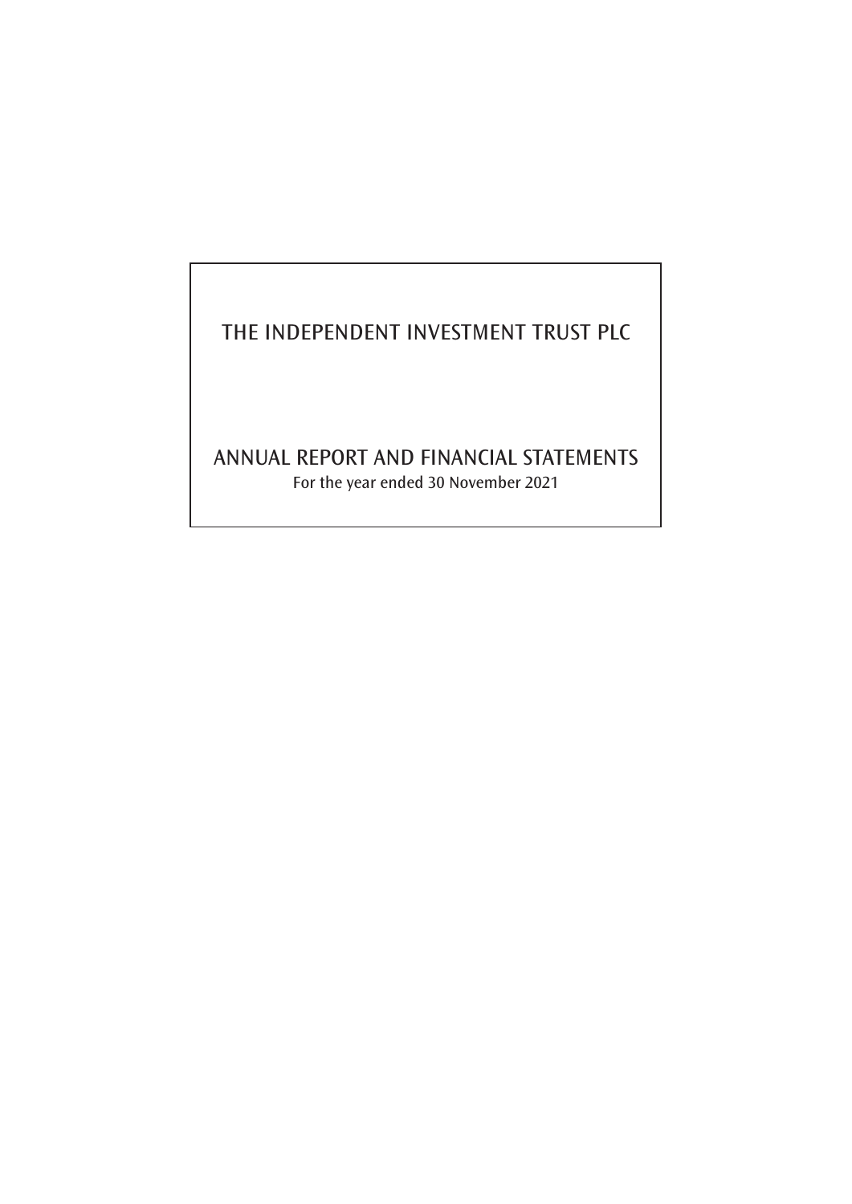# THE INDEPENDENT INVESTMENT TRUST PLC

## ANNUAL REPORT AND FINANCIAL STATEMENTS

For the year ended 30 November 2021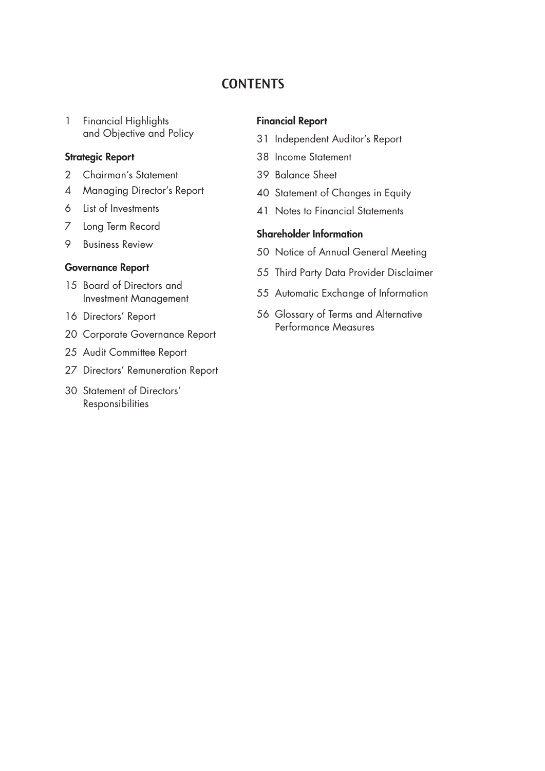# CONTENTS

1 Financial Highlights and Objective and Policy

**Strategic Report**

2 Chairman's Statement

4 Managing Director's Report

6 List of Investments

7 Long Term Record

9 Business Review

**Governance Report**

15 Board of Directors and Investment Management

16 Directors' Report

20 Corporate Governance Report

25 Audit Committee Report

27 Directors' Remuneration Report

30 Statement of Directors' Responsibilities

**Financial Report**

31 Independent Auditor's Report

38 Income Statement

39 Balance Sheet

40 Statement of Changes in Equity

41 Notes to Financial Statements

**Shareholder Information**

50 Notice of Annual General Meeting

55 Third Party Data Provider Disclaimer

55 Automatic Exchange of Information

56 Glossary of Terms and Alternative Performance Measures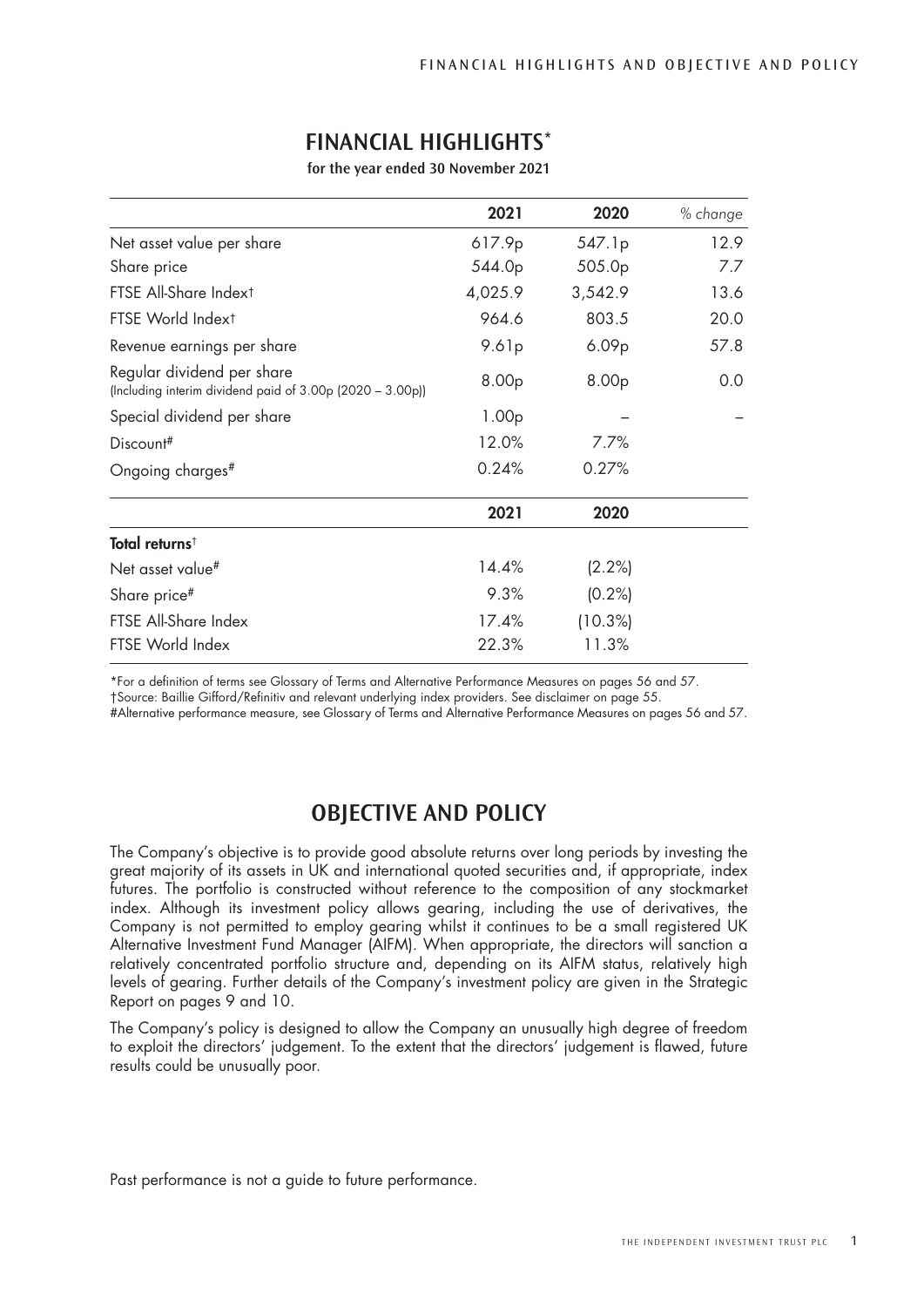# FINANCIAL HIGHLIGHTS*

**for the year ended 30 November 2021**

| | **2021** | **2020** | *% change* |
|---|---|---|---|
| Net asset value per share | 617.9p | 547.1p | 12.9 |
| Share price | 544.0p | 505.0p | 7.7 |
| FTSE All-Share Index† | 4,025.9 | 3,542.9 | 13.6 |
| FTSE World Index† | 964.6 | 803.5 | 20.0 |
| Revenue earnings per share | 9.61p | 6.09p | 57.8 |
| Regular dividend per share (Including interim dividend paid of 3.00p (2020 – 3.00p)) | 8.00p | 8.00p | 0.0 |
| Special dividend per share | 1.00p | – | – |
| Discount# | 12.0% | 7.7% | |
| Ongoing charges# | 0.24% | 0.27% | |

| | **2021** | **2020** |
|---|---|---|
| **Total returns**† | | |
| Net asset value# | 14.4% | (2.2%) |
| Share price# | 9.3% | (0.2%) |
| FTSE All-Share Index | 17.4% | (10.3%) |
| FTSE World Index | 22.3% | 11.3% |

*For a definition of terms see Glossary of Terms and Alternative Performance Measures on pages 56 and 57.

†Source: Baillie Gifford/Refinitiv and relevant underlying index providers. See disclaimer on page 55.

#Alternative performance measure, see Glossary of Terms and Alternative Performance Measures on pages 56 and 57.

# OBJECTIVE AND POLICY

The Company's objective is to provide good absolute returns over long periods by investing the great majority of its assets in UK and international quoted securities and, if appropriate, index futures. The portfolio is constructed without reference to the composition of any stockmarket index. Although its investment policy allows gearing, including the use of derivatives, the Company is not permitted to employ gearing whilst it continues to be a small registered UK Alternative Investment Fund Manager (AIFM). When appropriate, the directors will sanction a relatively concentrated portfolio structure and, depending on its AIFM status, relatively high levels of gearing. Further details of the Company's investment policy are given in the Strategic Report on pages 9 and 10.

The Company's policy is designed to allow the Company an unusually high degree of freedom to exploit the directors' judgement. To the extent that the directors' judgement is flawed, future results could be unusually poor.

Past performance is not a guide to future performance.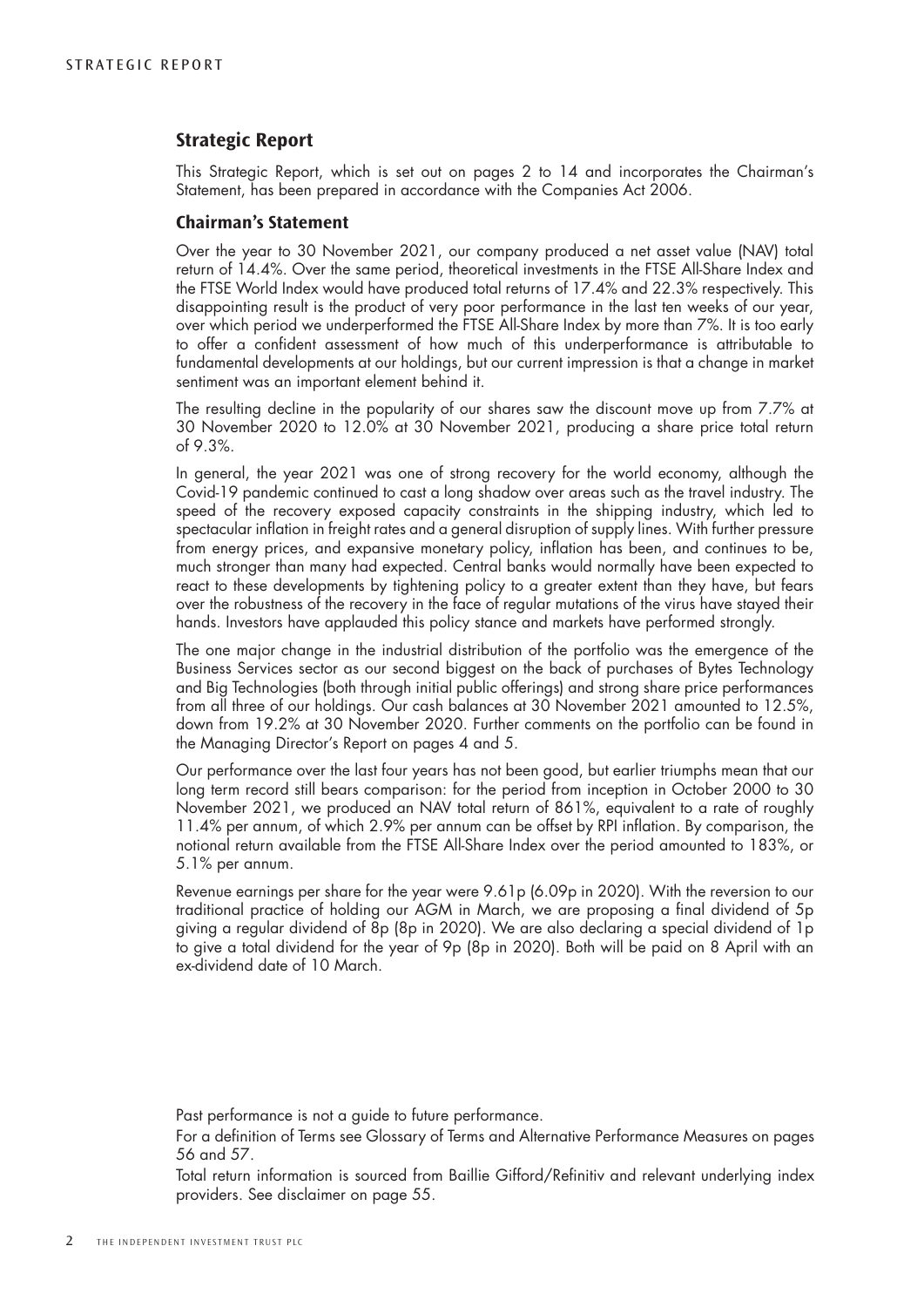## Strategic Report

This Strategic Report, which is set out on pages 2 to 14 and incorporates the Chairman's Statement, has been prepared in accordance with the Companies Act 2006.

### Chairman's Statement

Over the year to 30 November 2021, our company produced a net asset value (NAV) total return of 14.4%. Over the same period, theoretical investments in the FTSE All-Share Index and the FTSE World Index would have produced total returns of 17.4% and 22.3% respectively. This disappointing result is the product of very poor performance in the last ten weeks of our year, over which period we underperformed the FTSE All-Share Index by more than 7%. It is too early to offer a confident assessment of how much of this underperformance is attributable to fundamental developments at our holdings, but our current impression is that a change in market sentiment was an important element behind it.

The resulting decline in the popularity of our shares saw the discount move up from 7.7% at 30 November 2020 to 12.0% at 30 November 2021, producing a share price total return of 9.3%.

In general, the year 2021 was one of strong recovery for the world economy, although the Covid-19 pandemic continued to cast a long shadow over areas such as the travel industry. The speed of the recovery exposed capacity constraints in the shipping industry, which led to spectacular inflation in freight rates and a general disruption of supply lines. With further pressure from energy prices, and expansive monetary policy, inflation has been, and continues to be, much stronger than many had expected. Central banks would normally have been expected to react to these developments by tightening policy to a greater extent than they have, but fears over the robustness of the recovery in the face of regular mutations of the virus have stayed their hands. Investors have applauded this policy stance and markets have performed strongly.

The one major change in the industrial distribution of the portfolio was the emergence of the Business Services sector as our second biggest on the back of purchases of Bytes Technology and Big Technologies (both through initial public offerings) and strong share price performances from all three of our holdings. Our cash balances at 30 November 2021 amounted to 12.5%, down from 19.2% at 30 November 2020. Further comments on the portfolio can be found in the Managing Director's Report on pages 4 and 5.

Our performance over the last four years has not been good, but earlier triumphs mean that our long term record still bears comparison: for the period from inception in October 2000 to 30 November 2021, we produced an NAV total return of 861%, equivalent to a rate of roughly 11.4% per annum, of which 2.9% per annum can be offset by RPI inflation. By comparison, the notional return available from the FTSE All-Share Index over the period amounted to 183%, or 5.1% per annum.

Revenue earnings per share for the year were 9.61p (6.09p in 2020). With the reversion to our traditional practice of holding our AGM in March, we are proposing a final dividend of 5p giving a regular dividend of 8p (8p in 2020). We are also declaring a special dividend of 1p to give a total dividend for the year of 9p (8p in 2020). Both will be paid on 8 April with an ex-dividend date of 10 March.

Past performance is not a guide to future performance.

For a definition of Terms see Glossary of Terms and Alternative Performance Measures on pages 56 and 57.

Total return information is sourced from Baillie Gifford/Refinitiv and relevant underlying index providers. See disclaimer on page 55.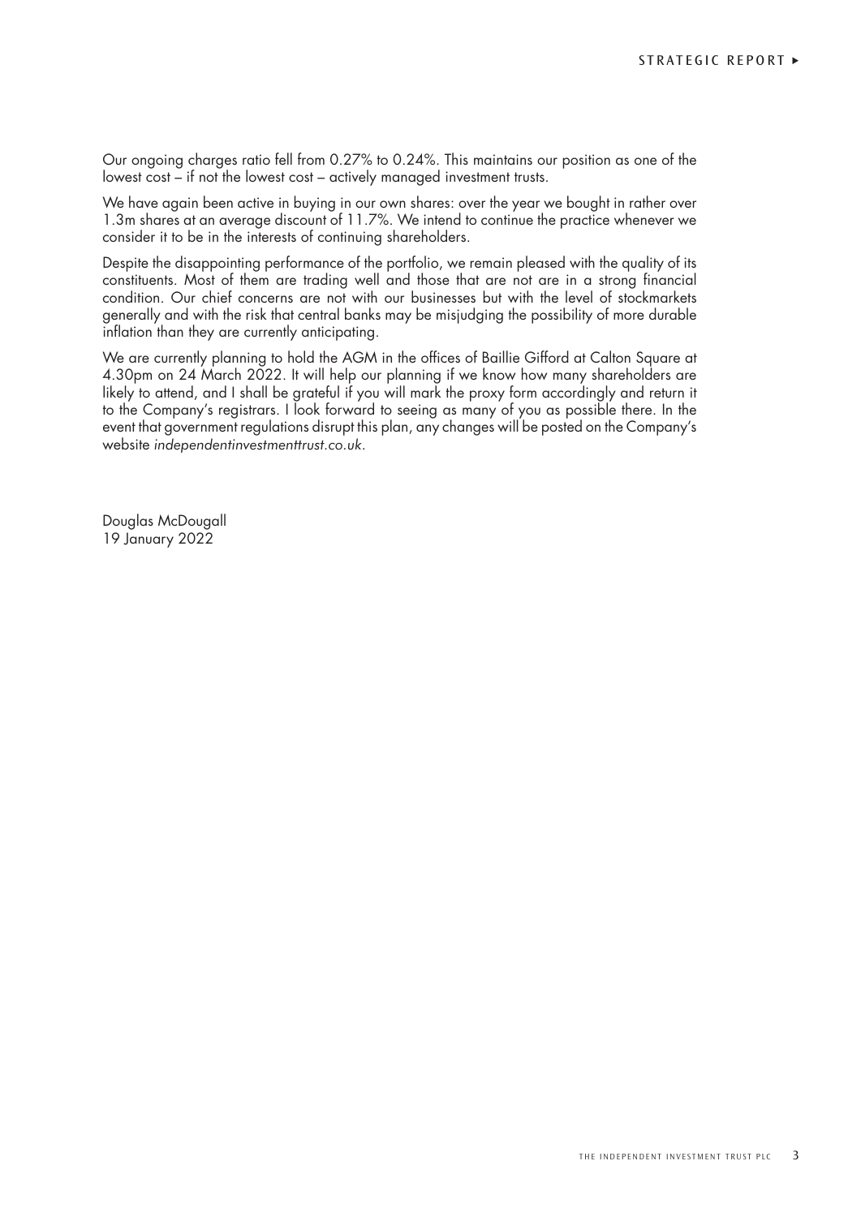Our ongoing charges ratio fell from 0.27% to 0.24%. This maintains our position as one of the lowest cost – if not the lowest cost – actively managed investment trusts.

We have again been active in buying in our own shares: over the year we bought in rather over 1.3m shares at an average discount of 11.7%. We intend to continue the practice whenever we consider it to be in the interests of continuing shareholders.

Despite the disappointing performance of the portfolio, we remain pleased with the quality of its constituents. Most of them are trading well and those that are not are in a strong financial condition. Our chief concerns are not with our businesses but with the level of stockmarkets generally and with the risk that central banks may be misjudging the possibility of more durable inflation than they are currently anticipating.

We are currently planning to hold the AGM in the offices of Baillie Gifford at Calton Square at 4.30pm on 24 March 2022. It will help our planning if we know how many shareholders are likely to attend, and I shall be grateful if you will mark the proxy form accordingly and return it to the Company's registrars. I look forward to seeing as many of you as possible there. In the event that government regulations disrupt this plan, any changes will be posted on the Company's website *independentinvestmenttrust.co.uk*.

Douglas McDougall
19 January 2022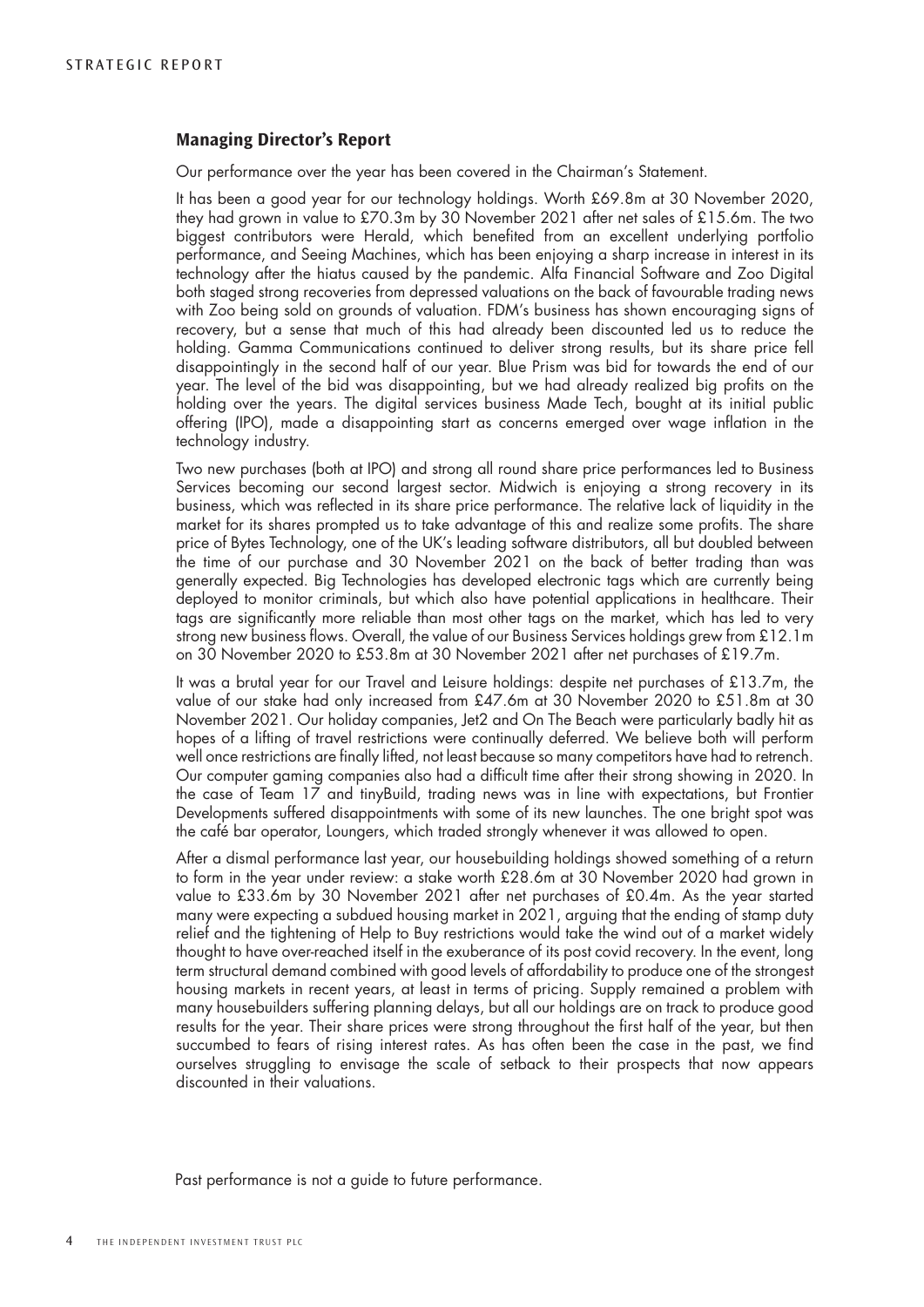## Managing Director's Report

Our performance over the year has been covered in the Chairman's Statement.

It has been a good year for our technology holdings. Worth £69.8m at 30 November 2020, they had grown in value to £70.3m by 30 November 2021 after net sales of £15.6m. The two biggest contributors were Herald, which benefited from an excellent underlying portfolio performance, and Seeing Machines, which has been enjoying a sharp increase in interest in its technology after the hiatus caused by the pandemic. Alfa Financial Software and Zoo Digital both staged strong recoveries from depressed valuations on the back of favourable trading news with Zoo being sold on grounds of valuation. FDM's business has shown encouraging signs of recovery, but a sense that much of this had already been discounted led us to reduce the holding. Gamma Communications continued to deliver strong results, but its share price fell disappointingly in the second half of our year. Blue Prism was bid for towards the end of our year. The level of the bid was disappointing, but we had already realized big profits on the holding over the years. The digital services business Made Tech, bought at its initial public offering (IPO), made a disappointing start as concerns emerged over wage inflation in the technology industry.

Two new purchases (both at IPO) and strong all round share price performances led to Business Services becoming our second largest sector. Midwich is enjoying a strong recovery in its business, which was reflected in its share price performance. The relative lack of liquidity in the market for its shares prompted us to take advantage of this and realize some profits. The share price of Bytes Technology, one of the UK's leading software distributors, all but doubled between the time of our purchase and 30 November 2021 on the back of better trading than was generally expected. Big Technologies has developed electronic tags which are currently being deployed to monitor criminals, but which also have potential applications in healthcare. Their tags are significantly more reliable than most other tags on the market, which has led to very strong new business flows. Overall, the value of our Business Services holdings grew from £12.1m on 30 November 2020 to £53.8m at 30 November 2021 after net purchases of £19.7m.

It was a brutal year for our Travel and Leisure holdings: despite net purchases of £13.7m, the value of our stake had only increased from £47.6m at 30 November 2020 to £51.8m at 30 November 2021. Our holiday companies, Jet2 and On The Beach were particularly badly hit as hopes of a lifting of travel restrictions were continually deferred. We believe both will perform well once restrictions are finally lifted, not least because so many competitors have had to retrench. Our computer gaming companies also had a difficult time after their strong showing in 2020. In the case of Team 17 and tinyBuild, trading news was in line with expectations, but Frontier Developments suffered disappointments with some of its new launches. The one bright spot was the café bar operator, Loungers, which traded strongly whenever it was allowed to open.

After a dismal performance last year, our housebuilding holdings showed something of a return to form in the year under review: a stake worth £28.6m at 30 November 2020 had grown in value to £33.6m by 30 November 2021 after net purchases of £0.4m. As the year started many were expecting a subdued housing market in 2021, arguing that the ending of stamp duty relief and the tightening of Help to Buy restrictions would take the wind out of a market widely thought to have over-reached itself in the exuberance of its post covid recovery. In the event, long term structural demand combined with good levels of affordability to produce one of the strongest housing markets in recent years, at least in terms of pricing. Supply remained a problem with many housebuilders suffering planning delays, but all our holdings are on track to produce good results for the year. Their share prices were strong throughout the first half of the year, but then succumbed to fears of rising interest rates. As has often been the case in the past, we find ourselves struggling to envisage the scale of setback to their prospects that now appears discounted in their valuations.

Past performance is not a guide to future performance.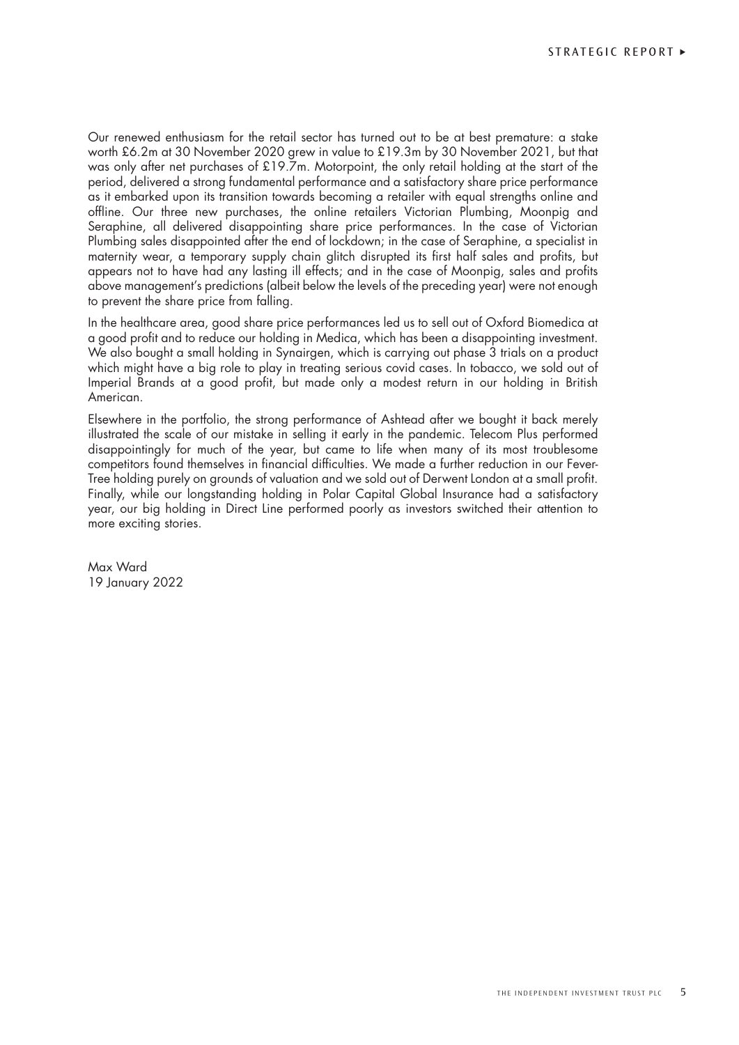Our renewed enthusiasm for the retail sector has turned out to be at best premature: a stake worth £6.2m at 30 November 2020 grew in value to £19.3m by 30 November 2021, but that was only after net purchases of £19.7m. Motorpoint, the only retail holding at the start of the period, delivered a strong fundamental performance and a satisfactory share price performance as it embarked upon its transition towards becoming a retailer with equal strengths online and offline. Our three new purchases, the online retailers Victorian Plumbing, Moonpig and Seraphine, all delivered disappointing share price performances. In the case of Victorian Plumbing sales disappointed after the end of lockdown; in the case of Seraphine, a specialist in maternity wear, a temporary supply chain glitch disrupted its first half sales and profits, but appears not to have had any lasting ill effects; and in the case of Moonpig, sales and profits above management's predictions (albeit below the levels of the preceding year) were not enough to prevent the share price from falling.

In the healthcare area, good share price performances led us to sell out of Oxford Biomedica at a good profit and to reduce our holding in Medica, which has been a disappointing investment. We also bought a small holding in Synairgen, which is carrying out phase 3 trials on a product which might have a big role to play in treating serious covid cases. In tobacco, we sold out of Imperial Brands at a good profit, but made only a modest return in our holding in British American.

Elsewhere in the portfolio, the strong performance of Ashtead after we bought it back merely illustrated the scale of our mistake in selling it early in the pandemic. Telecom Plus performed disappointingly for much of the year, but came to life when many of its most troublesome competitors found themselves in financial difficulties. We made a further reduction in our Fever-Tree holding purely on grounds of valuation and we sold out of Derwent London at a small profit. Finally, while our longstanding holding in Polar Capital Global Insurance had a satisfactory year, our big holding in Direct Line performed poorly as investors switched their attention to more exciting stories.

Max Ward
19 January 2022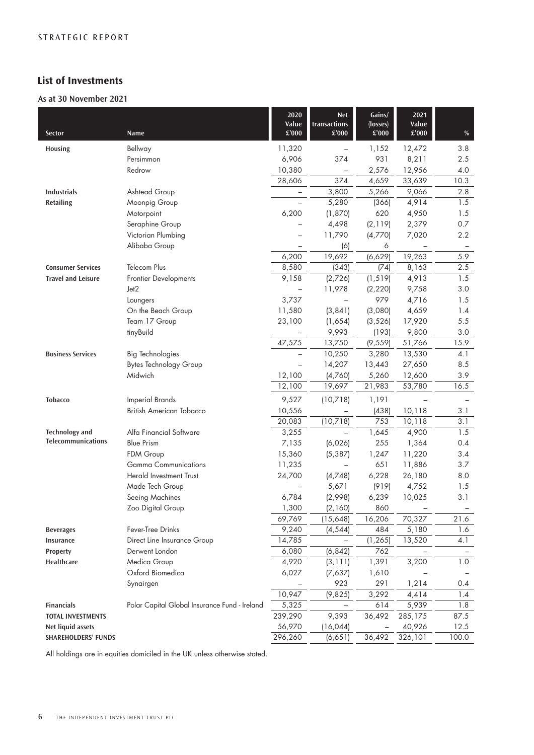## List of Investments

### As at 30 November 2021

| Sector | Name | 2020 Value £'000 | Net transactions £'000 | Gains/ (losses) £'000 | 2021 Value £'000 | % |
|---|---|---|---|---|---|---|
| **Housing** | Bellway | 11,320 | – | 1,152 | 12,472 | 3.8 |
| | Persimmon | 6,906 | 374 | 931 | 8,211 | 2.5 |
| | Redrow | 10,380 | – | 2,576 | 12,956 | 4.0 |
| | | 28,606 | 374 | 4,659 | 33,639 | 10.3 |
| **Industrials** | Ashtead Group | – | 3,800 | 5,266 | 9,066 | 2.8 |
| **Retailing** | Moonpig Group | – | 5,280 | (366) | 4,914 | 1.5 |
| | Motorpoint | 6,200 | (1,870) | 620 | 4,950 | 1.5 |
| | Seraphine Group | – | 4,498 | (2,119) | 2,379 | 0.7 |
| | Victorian Plumbing | – | 11,790 | (4,770) | 7,020 | 2.2 |
| | Alibaba Group | – | (6) | 6 | – | – |
| | | 6,200 | 19,692 | (6,629) | 19,263 | 5.9 |
| **Consumer Services** | Telecom Plus | 8,580 | (343) | (74) | 8,163 | 2.5 |
| **Travel and Leisure** | Frontier Developments | 9,158 | (2,726) | (1,519) | 4,913 | 1.5 |
| | Jet2 | – | 11,978 | (2,220) | 9,758 | 3.0 |
| | Loungers | 3,737 | – | 979 | 4,716 | 1.5 |
| | On the Beach Group | 11,580 | (3,841) | (3,080) | 4,659 | 1.4 |
| | Team 17 Group | 23,100 | (1,654) | (3,526) | 17,920 | 5.5 |
| | tinyBuild | – | 9,993 | (193) | 9,800 | 3.0 |
| | | 47,575 | 13,750 | (9,559) | 51,766 | 15.9 |
| **Business Services** | Big Technologies | – | 10,250 | 3,280 | 13,530 | 4.1 |
| | Bytes Technology Group | – | 14,207 | 13,443 | 27,650 | 8.5 |
| | Midwich | 12,100 | (4,760) | 5,260 | 12,600 | 3.9 |
| | | 12,100 | 19,697 | 21,983 | 53,780 | 16.5 |
| **Tobacco** | Imperial Brands | 9,527 | (10,718) | 1,191 | – | – |
| | British American Tobacco | 10,556 | – | (438) | 10,118 | 3.1 |
| | | 20,083 | (10,718) | 753 | 10,118 | 3.1 |
| **Technology and Telecommunications** | Alfa Financial Software | 3,255 | – | 1,645 | 4,900 | 1.5 |
| | Blue Prism | 7,135 | (6,026) | 255 | 1,364 | 0.4 |
| | FDM Group | 15,360 | (5,387) | 1,247 | 11,220 | 3.4 |
| | Gamma Communications | 11,235 | – | 651 | 11,886 | 3.7 |
| | Herald Investment Trust | 24,700 | (4,748) | 6,228 | 26,180 | 8.0 |
| | Made Tech Group | – | 5,671 | (919) | 4,752 | 1.5 |
| | Seeing Machines | 6,784 | (2,998) | 6,239 | 10,025 | 3.1 |
| | Zoo Digital Group | 1,300 | (2,160) | 860 | – | – |
| | | 69,769 | (15,648) | 16,206 | 70,327 | 21.6 |
| **Beverages** | Fever-Tree Drinks | 9,240 | (4,544) | 484 | 5,180 | 1.6 |
| **Insurance** | Direct Line Insurance Group | 14,785 | – | (1,265) | 13,520 | 4.1 |
| **Property** | Derwent London | 6,080 | (6,842) | 762 | – | – |
| **Healthcare** | Medica Group | 4,920 | (3,111) | 1,391 | 3,200 | 1.0 |
| | Oxford Biomedica | 6,027 | (7,637) | 1,610 | – | – |
| | Synairgen | – | 923 | 291 | 1,214 | 0.4 |
| | | 10,947 | (9,825) | 3,292 | 4,414 | 1.4 |
| **Financials** | Polar Capital Global Insurance Fund - Ireland | 5,325 | – | 614 | 5,939 | 1.8 |
| **TOTAL INVESTMENTS** | | 239,290 | 9,393 | 36,492 | 285,175 | 87.5 |
| **Net liquid assets** | | 56,970 | (16,044) | – | 40,926 | 12.5 |
| **SHAREHOLDERS' FUNDS** | | 296,260 | (6,651) | 36,492 | 326,101 | 100.0 |

All holdings are in equities domiciled in the UK unless otherwise stated.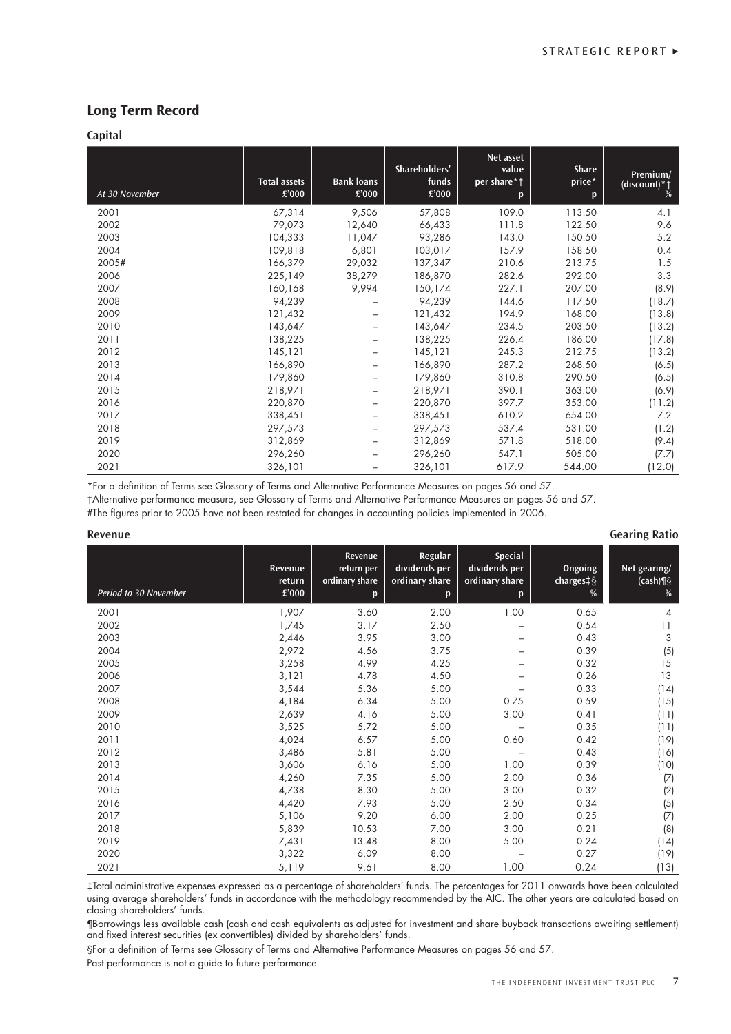## Long Term Record

### Capital

| At 30 November | Total assets £'000 | Bank loans £'000 | Shareholders' funds £'000 | Net asset value per share*† p | Share price* p | Premium/ (discount)*† % |
|---|---|---|---|---|---|---|
| 2001 | 67,314 | 9,506 | 57,808 | 109.0 | 113.50 | 4.1 |
| 2002 | 79,073 | 12,640 | 66,433 | 111.8 | 122.50 | 9.6 |
| 2003 | 104,333 | 11,047 | 93,286 | 143.0 | 150.50 | 5.2 |
| 2004 | 109,818 | 6,801 | 103,017 | 157.9 | 158.50 | 0.4 |
| 2005# | 166,379 | 29,032 | 137,347 | 210.6 | 213.75 | 1.5 |
| 2006 | 225,149 | 38,279 | 186,870 | 282.6 | 292.00 | 3.3 |
| 2007 | 160,168 | 9,994 | 150,174 | 227.1 | 207.00 | (8.9) |
| 2008 | 94,239 | – | 94,239 | 144.6 | 117.50 | (18.7) |
| 2009 | 121,432 | – | 121,432 | 194.9 | 168.00 | (13.8) |
| 2010 | 143,647 | – | 143,647 | 234.5 | 203.50 | (13.2) |
| 2011 | 138,225 | – | 138,225 | 226.4 | 186.00 | (17.8) |
| 2012 | 145,121 | – | 145,121 | 245.3 | 212.75 | (13.2) |
| 2013 | 166,890 | – | 166,890 | 287.2 | 268.50 | (6.5) |
| 2014 | 179,860 | – | 179,860 | 310.8 | 290.50 | (6.5) |
| 2015 | 218,971 | – | 218,971 | 390.1 | 363.00 | (6.9) |
| 2016 | 220,870 | – | 220,870 | 397.7 | 353.00 | (11.2) |
| 2017 | 338,451 | – | 338,451 | 610.2 | 654.00 | 7.2 |
| 2018 | 297,573 | – | 297,573 | 537.4 | 531.00 | (1.2) |
| 2019 | 312,869 | – | 312,869 | 571.8 | 518.00 | (9.4) |
| 2020 | 296,260 | – | 296,260 | 547.1 | 505.00 | (7.7) |
| 2021 | 326,101 | – | 326,101 | 617.9 | 544.00 | (12.0) |

*For a definition of Terms see Glossary of Terms and Alternative Performance Measures on pages 56 and 57.

†Alternative performance measure, see Glossary of Terms and Alternative Performance Measures on pages 56 and 57.

#The figures prior to 2005 have not been restated for changes in accounting policies implemented in 2006.

### Revenue / Gearing Ratio

| Period to 30 November | Revenue return £'000 | Revenue return per ordinary share p | Regular dividends per ordinary share p | Special dividends per ordinary share p | Ongoing charges‡§ % | Net gearing/ (cash)¶§ % |
|---|---|---|---|---|---|---|
| 2001 | 1,907 | 3.60 | 2.00 | 1.00 | 0.65 | 4 |
| 2002 | 1,745 | 3.17 | 2.50 | – | 0.54 | 11 |
| 2003 | 2,446 | 3.95 | 3.00 | – | 0.43 | 3 |
| 2004 | 2,972 | 4.56 | 3.75 | – | 0.39 | (5) |
| 2005 | 3,258 | 4.99 | 4.25 | – | 0.32 | 15 |
| 2006 | 3,121 | 4.78 | 4.50 | – | 0.26 | 13 |
| 2007 | 3,544 | 5.36 | 5.00 | – | 0.33 | (14) |
| 2008 | 4,184 | 6.34 | 5.00 | 0.75 | 0.59 | (15) |
| 2009 | 2,639 | 4.16 | 5.00 | 3.00 | 0.41 | (11) |
| 2010 | 3,525 | 5.72 | 5.00 | – | 0.35 | (11) |
| 2011 | 4,024 | 6.57 | 5.00 | 0.60 | 0.42 | (19) |
| 2012 | 3,486 | 5.81 | 5.00 | – | 0.43 | (16) |
| 2013 | 3,606 | 6.16 | 5.00 | 1.00 | 0.39 | (10) |
| 2014 | 4,260 | 7.35 | 5.00 | 2.00 | 0.36 | (7) |
| 2015 | 4,738 | 8.30 | 5.00 | 3.00 | 0.32 | (2) |
| 2016 | 4,420 | 7.93 | 5.00 | 2.50 | 0.34 | (5) |
| 2017 | 5,106 | 9.20 | 6.00 | 2.00 | 0.25 | (7) |
| 2018 | 5,839 | 10.53 | 7.00 | 3.00 | 0.21 | (8) |
| 2019 | 7,431 | 13.48 | 8.00 | 5.00 | 0.24 | (14) |
| 2020 | 3,322 | 6.09 | 8.00 | – | 0.27 | (19) |
| 2021 | 5,119 | 9.61 | 8.00 | 1.00 | 0.24 | (13) |

‡Total administrative expenses expressed as a percentage of shareholders' funds. The percentages for 2011 onwards have been calculated using average shareholders' funds in accordance with the methodology recommended by the AIC. The other years are calculated based on closing shareholders' funds.

¶Borrowings less available cash (cash and cash equivalents as adjusted for investment and share buyback transactions awaiting settlement) and fixed interest securities (ex convertibles) divided by shareholders' funds.

§For a definition of Terms see Glossary of Terms and Alternative Performance Measures on pages 56 and 57.

Past performance is not a guide to future performance.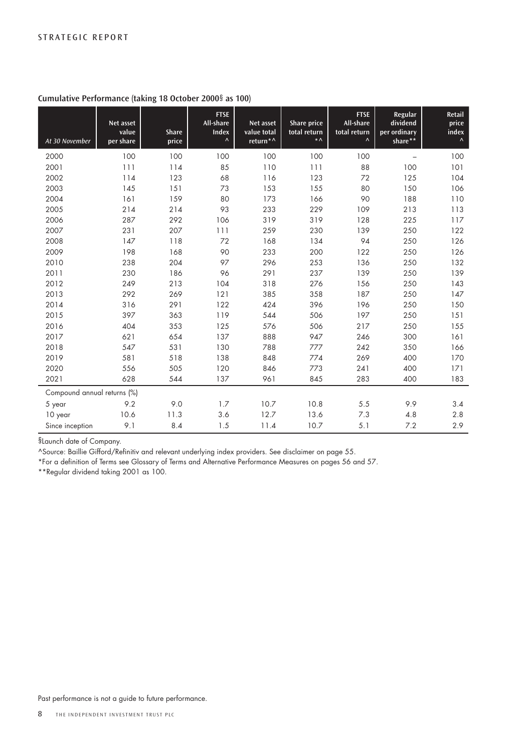## Cumulative Performance (taking 18 October 2000§ as 100)

| *At 30 November* | Net asset value per share | Share price | FTSE All-share Index ^ | Net asset value total return*^ | Share price total return *^ | FTSE All-share total return ^ | Regular dividend per ordinary share** | Retail price index ^ |
|---|---|---|---|---|---|---|---|---|
| 2000 | 100 | 100 | 100 | 100 | 100 | 100 | – | 100 |
| 2001 | 111 | 114 | 85 | 110 | 111 | 88 | 100 | 101 |
| 2002 | 114 | 123 | 68 | 116 | 123 | 72 | 125 | 104 |
| 2003 | 145 | 151 | 73 | 153 | 155 | 80 | 150 | 106 |
| 2004 | 161 | 159 | 80 | 173 | 166 | 90 | 188 | 110 |
| 2005 | 214 | 214 | 93 | 233 | 229 | 109 | 213 | 113 |
| 2006 | 287 | 292 | 106 | 319 | 319 | 128 | 225 | 117 |
| 2007 | 231 | 207 | 111 | 259 | 230 | 139 | 250 | 122 |
| 2008 | 147 | 118 | 72 | 168 | 134 | 94 | 250 | 126 |
| 2009 | 198 | 168 | 90 | 233 | 200 | 122 | 250 | 126 |
| 2010 | 238 | 204 | 97 | 296 | 253 | 136 | 250 | 132 |
| 2011 | 230 | 186 | 96 | 291 | 237 | 139 | 250 | 139 |
| 2012 | 249 | 213 | 104 | 318 | 276 | 156 | 250 | 143 |
| 2013 | 292 | 269 | 121 | 385 | 358 | 187 | 250 | 147 |
| 2014 | 316 | 291 | 122 | 424 | 396 | 196 | 250 | 150 |
| 2015 | 397 | 363 | 119 | 544 | 506 | 197 | 250 | 151 |
| 2016 | 404 | 353 | 125 | 576 | 506 | 217 | 250 | 155 |
| 2017 | 621 | 654 | 137 | 888 | 947 | 246 | 300 | 161 |
| 2018 | 547 | 531 | 130 | 788 | 777 | 242 | 350 | 166 |
| 2019 | 581 | 518 | 138 | 848 | 774 | 269 | 400 | 170 |
| 2020 | 556 | 505 | 120 | 846 | 773 | 241 | 400 | 171 |
| 2021 | 628 | 544 | 137 | 961 | 845 | 283 | 400 | 183 |
| Compound annual returns (%) | | | | | | | | |
| 5 year | 9.2 | 9.0 | 1.7 | 10.7 | 10.8 | 5.5 | 9.9 | 3.4 |
| 10 year | 10.6 | 11.3 | 3.6 | 12.7 | 13.6 | 7.3 | 4.8 | 2.8 |
| Since inception | 9.1 | 8.4 | 1.5 | 11.4 | 10.7 | 5.1 | 7.2 | 2.9 |

§Launch date of Company.

^Source: Baillie Gifford/Refinitiv and relevant underlying index providers. See disclaimer on page 55.

*For a definition of Terms see Glossary of Terms and Alternative Performance Measures on pages 56 and 57.

**Regular dividend taking 2001 as 100.

Past performance is not a guide to future performance.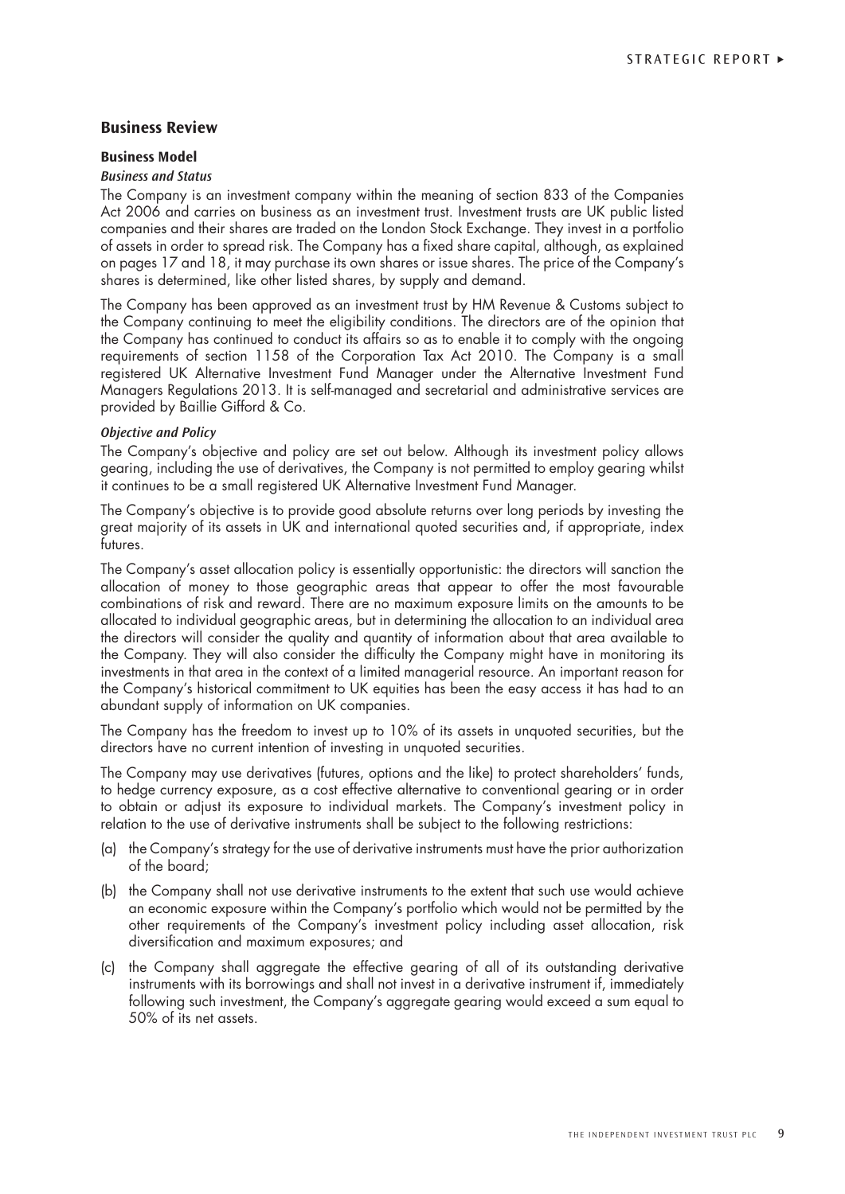## Business Review

### Business Model

#### *Business and Status*

The Company is an investment company within the meaning of section 833 of the Companies Act 2006 and carries on business as an investment trust. Investment trusts are UK public listed companies and their shares are traded on the London Stock Exchange. They invest in a portfolio of assets in order to spread risk. The Company has a fixed share capital, although, as explained on pages 17 and 18, it may purchase its own shares or issue shares. The price of the Company's shares is determined, like other listed shares, by supply and demand.

The Company has been approved as an investment trust by HM Revenue & Customs subject to the Company continuing to meet the eligibility conditions. The directors are of the opinion that the Company has continued to conduct its affairs so as to enable it to comply with the ongoing requirements of section 1158 of the Corporation Tax Act 2010. The Company is a small registered UK Alternative Investment Fund Manager under the Alternative Investment Fund Managers Regulations 2013. It is self-managed and secretarial and administrative services are provided by Baillie Gifford & Co.

#### *Objective and Policy*

The Company's objective and policy are set out below. Although its investment policy allows gearing, including the use of derivatives, the Company is not permitted to employ gearing whilst it continues to be a small registered UK Alternative Investment Fund Manager.

The Company's objective is to provide good absolute returns over long periods by investing the great majority of its assets in UK and international quoted securities and, if appropriate, index futures.

The Company's asset allocation policy is essentially opportunistic: the directors will sanction the allocation of money to those geographic areas that appear to offer the most favourable combinations of risk and reward. There are no maximum exposure limits on the amounts to be allocated to individual geographic areas, but in determining the allocation to an individual area the directors will consider the quality and quantity of information about that area available to the Company. They will also consider the difficulty the Company might have in monitoring its investments in that area in the context of a limited managerial resource. An important reason for the Company's historical commitment to UK equities has been the easy access it has had to an abundant supply of information on UK companies.

The Company has the freedom to invest up to 10% of its assets in unquoted securities, but the directors have no current intention of investing in unquoted securities.

The Company may use derivatives (futures, options and the like) to protect shareholders' funds, to hedge currency exposure, as a cost effective alternative to conventional gearing or in order to obtain or adjust its exposure to individual markets. The Company's investment policy in relation to the use of derivative instruments shall be subject to the following restrictions:

(a) the Company's strategy for the use of derivative instruments must have the prior authorization of the board;

(b) the Company shall not use derivative instruments to the extent that such use would achieve an economic exposure within the Company's portfolio which would not be permitted by the other requirements of the Company's investment policy including asset allocation, risk diversification and maximum exposures; and

(c) the Company shall aggregate the effective gearing of all of its outstanding derivative instruments with its borrowings and shall not invest in a derivative instrument if, immediately following such investment, the Company's aggregate gearing would exceed a sum equal to 50% of its net assets.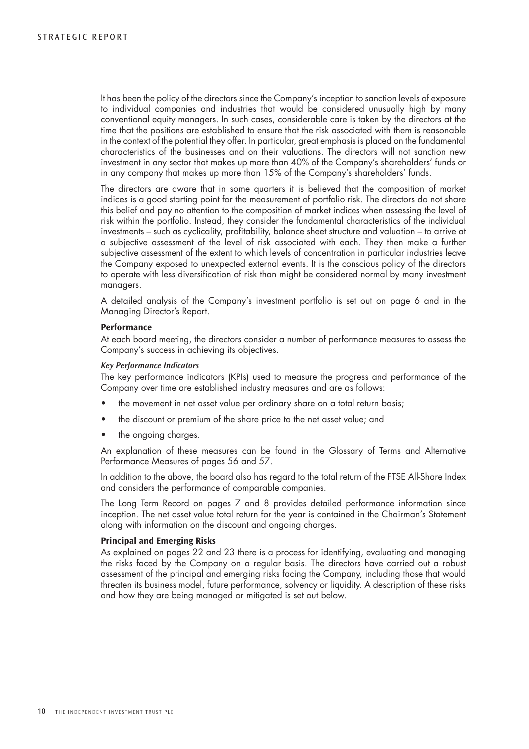It has been the policy of the directors since the Company's inception to sanction levels of exposure to individual companies and industries that would be considered unusually high by many conventional equity managers. In such cases, considerable care is taken by the directors at the time that the positions are established to ensure that the risk associated with them is reasonable in the context of the potential they offer. In particular, great emphasis is placed on the fundamental characteristics of the businesses and on their valuations. The directors will not sanction new investment in any sector that makes up more than 40% of the Company's shareholders' funds or in any company that makes up more than 15% of the Company's shareholders' funds.

The directors are aware that in some quarters it is believed that the composition of market indices is a good starting point for the measurement of portfolio risk. The directors do not share this belief and pay no attention to the composition of market indices when assessing the level of risk within the portfolio. Instead, they consider the fundamental characteristics of the individual investments – such as cyclicality, profitability, balance sheet structure and valuation – to arrive at a subjective assessment of the level of risk associated with each. They then make a further subjective assessment of the extent to which levels of concentration in particular industries leave the Company exposed to unexpected external events. It is the conscious policy of the directors to operate with less diversification of risk than might be considered normal by many investment managers.

A detailed analysis of the Company's investment portfolio is set out on page 6 and in the Managing Director's Report.

### Performance

At each board meeting, the directors consider a number of performance measures to assess the Company's success in achieving its objectives.

#### *Key Performance Indicators*

The key performance indicators (KPIs) used to measure the progress and performance of the Company over time are established industry measures and are as follows:

- the movement in net asset value per ordinary share on a total return basis;
- the discount or premium of the share price to the net asset value; and
- the ongoing charges.

An explanation of these measures can be found in the Glossary of Terms and Alternative Performance Measures of pages 56 and 57.

In addition to the above, the board also has regard to the total return of the FTSE All-Share Index and considers the performance of comparable companies.

The Long Term Record on pages 7 and 8 provides detailed performance information since inception. The net asset value total return for the year is contained in the Chairman's Statement along with information on the discount and ongoing charges.

### Principal and Emerging Risks

As explained on pages 22 and 23 there is a process for identifying, evaluating and managing the risks faced by the Company on a regular basis. The directors have carried out a robust assessment of the principal and emerging risks facing the Company, including those that would threaten its business model, future performance, solvency or liquidity. A description of these risks and how they are being managed or mitigated is set out below.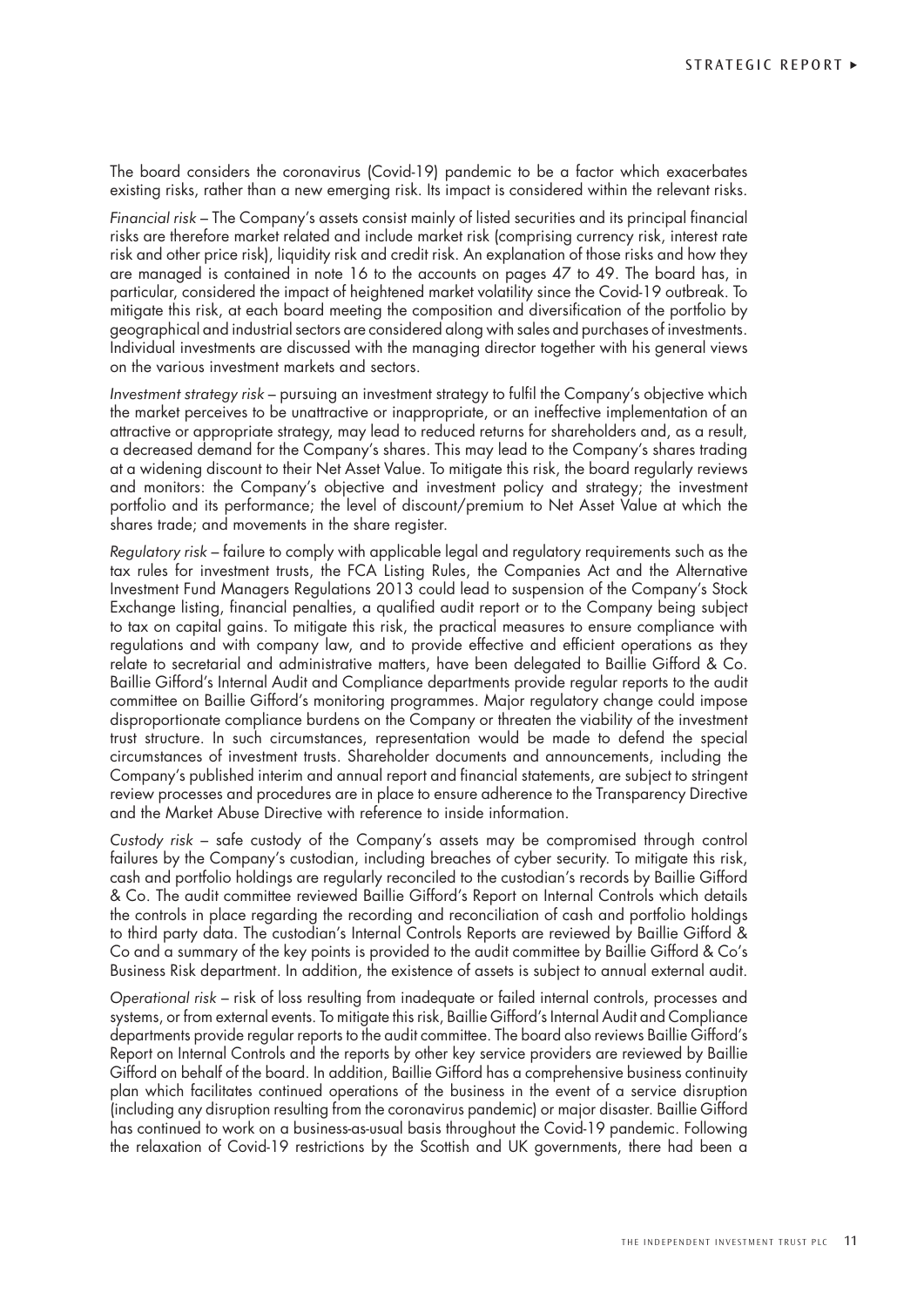The board considers the coronavirus (Covid-19) pandemic to be a factor which exacerbates existing risks, rather than a new emerging risk. Its impact is considered within the relevant risks.

*Financial risk* – The Company's assets consist mainly of listed securities and its principal financial risks are therefore market related and include market risk (comprising currency risk, interest rate risk and other price risk), liquidity risk and credit risk. An explanation of those risks and how they are managed is contained in note 16 to the accounts on pages 47 to 49. The board has, in particular, considered the impact of heightened market volatility since the Covid-19 outbreak. To mitigate this risk, at each board meeting the composition and diversification of the portfolio by geographical and industrial sectors are considered along with sales and purchases of investments. Individual investments are discussed with the managing director together with his general views on the various investment markets and sectors.

*Investment strategy risk* – pursuing an investment strategy to fulfil the Company's objective which the market perceives to be unattractive or inappropriate, or an ineffective implementation of an attractive or appropriate strategy, may lead to reduced returns for shareholders and, as a result, a decreased demand for the Company's shares. This may lead to the Company's shares trading at a widening discount to their Net Asset Value. To mitigate this risk, the board regularly reviews and monitors: the Company's objective and investment policy and strategy; the investment portfolio and its performance; the level of discount/premium to Net Asset Value at which the shares trade; and movements in the share register.

*Regulatory risk* – failure to comply with applicable legal and regulatory requirements such as the tax rules for investment trusts, the FCA Listing Rules, the Companies Act and the Alternative Investment Fund Managers Regulations 2013 could lead to suspension of the Company's Stock Exchange listing, financial penalties, a qualified audit report or to the Company being subject to tax on capital gains. To mitigate this risk, the practical measures to ensure compliance with regulations and with company law, and to provide effective and efficient operations as they relate to secretarial and administrative matters, have been delegated to Baillie Gifford & Co. Baillie Gifford's Internal Audit and Compliance departments provide regular reports to the audit committee on Baillie Gifford's monitoring programmes. Major regulatory change could impose disproportionate compliance burdens on the Company or threaten the viability of the investment trust structure. In such circumstances, representation would be made to defend the special circumstances of investment trusts. Shareholder documents and announcements, including the Company's published interim and annual report and financial statements, are subject to stringent review processes and procedures are in place to ensure adherence to the Transparency Directive and the Market Abuse Directive with reference to inside information.

*Custody risk* – safe custody of the Company's assets may be compromised through control failures by the Company's custodian, including breaches of cyber security. To mitigate this risk, cash and portfolio holdings are regularly reconciled to the custodian's records by Baillie Gifford & Co. The audit committee reviewed Baillie Gifford's Report on Internal Controls which details the controls in place regarding the recording and reconciliation of cash and portfolio holdings to third party data. The custodian's Internal Controls Reports are reviewed by Baillie Gifford & Co and a summary of the key points is provided to the audit committee by Baillie Gifford & Co's Business Risk department. In addition, the existence of assets is subject to annual external audit.

*Operational risk* – risk of loss resulting from inadequate or failed internal controls, processes and systems, or from external events. To mitigate this risk, Baillie Gifford's Internal Audit and Compliance departments provide regular reports to the audit committee. The board also reviews Baillie Gifford's Report on Internal Controls and the reports by other key service providers are reviewed by Baillie Gifford on behalf of the board. In addition, Baillie Gifford has a comprehensive business continuity plan which facilitates continued operations of the business in the event of a service disruption (including any disruption resulting from the coronavirus pandemic) or major disaster. Baillie Gifford has continued to work on a business-as-usual basis throughout the Covid-19 pandemic. Following the relaxation of Covid-19 restrictions by the Scottish and UK governments, there had been a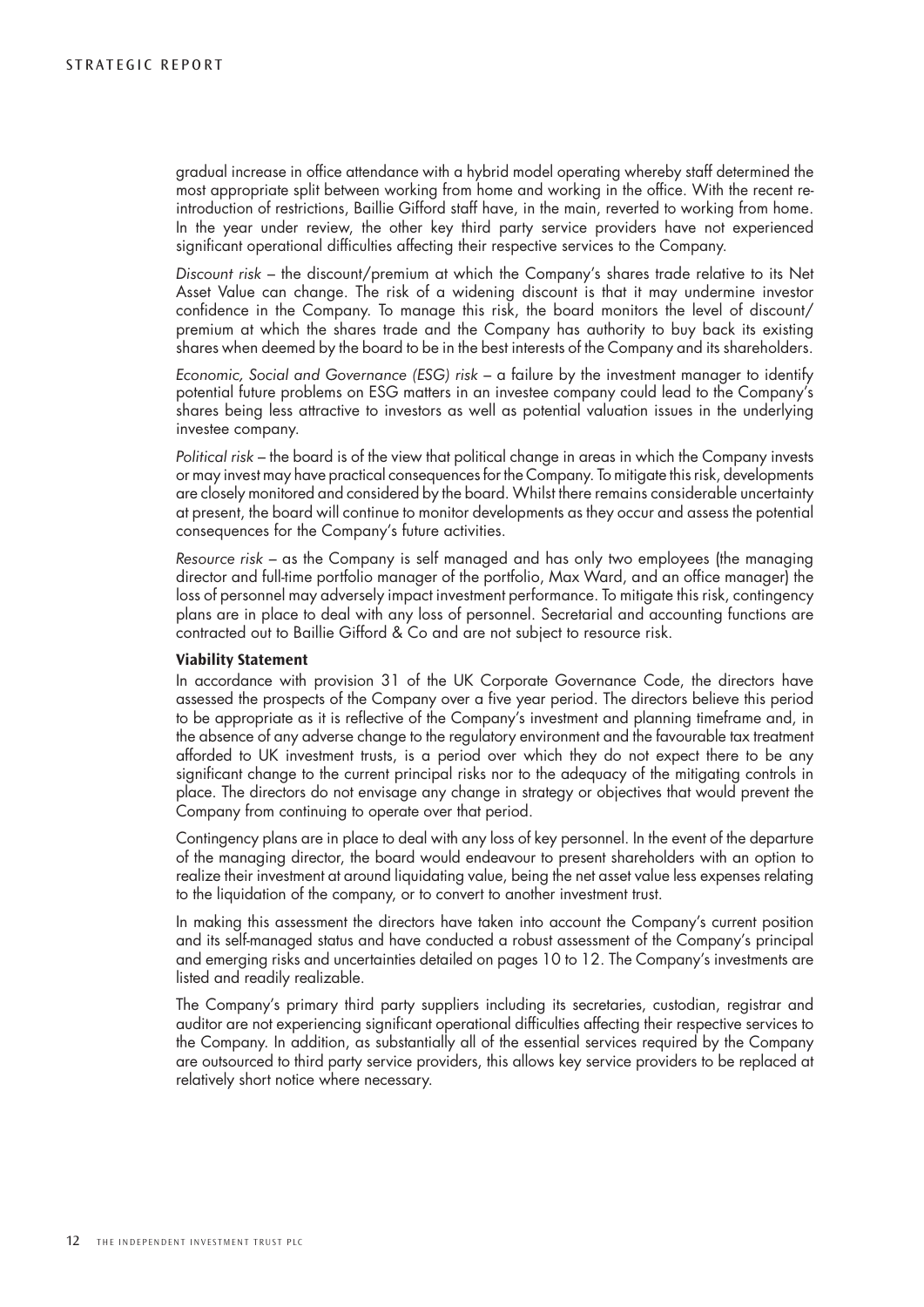gradual increase in office attendance with a hybrid model operating whereby staff determined the most appropriate split between working from home and working in the office. With the recent re-introduction of restrictions, Baillie Gifford staff have, in the main, reverted to working from home. In the year under review, the other key third party service providers have not experienced significant operational difficulties affecting their respective services to the Company.

*Discount risk* – the discount/premium at which the Company's shares trade relative to its Net Asset Value can change. The risk of a widening discount is that it may undermine investor confidence in the Company. To manage this risk, the board monitors the level of discount/premium at which the shares trade and the Company has authority to buy back its existing shares when deemed by the board to be in the best interests of the Company and its shareholders.

*Economic, Social and Governance (ESG) risk* – a failure by the investment manager to identify potential future problems on ESG matters in an investee company could lead to the Company's shares being less attractive to investors as well as potential valuation issues in the underlying investee company.

*Political risk* – the board is of the view that political change in areas in which the Company invests or may invest may have practical consequences for the Company. To mitigate this risk, developments are closely monitored and considered by the board. Whilst there remains considerable uncertainty at present, the board will continue to monitor developments as they occur and assess the potential consequences for the Company's future activities.

*Resource risk* – as the Company is self managed and has only two employees (the managing director and full-time portfolio manager of the portfolio, Max Ward, and an office manager) the loss of personnel may adversely impact investment performance. To mitigate this risk, contingency plans are in place to deal with any loss of personnel. Secretarial and accounting functions are contracted out to Baillie Gifford & Co and are not subject to resource risk.

**Viability Statement**

In accordance with provision 31 of the UK Corporate Governance Code, the directors have assessed the prospects of the Company over a five year period. The directors believe this period to be appropriate as it is reflective of the Company's investment and planning timeframe and, in the absence of any adverse change to the regulatory environment and the favourable tax treatment afforded to UK investment trusts, is a period over which they do not expect there to be any significant change to the current principal risks nor to the adequacy of the mitigating controls in place. The directors do not envisage any change in strategy or objectives that would prevent the Company from continuing to operate over that period.

Contingency plans are in place to deal with any loss of key personnel. In the event of the departure of the managing director, the board would endeavour to present shareholders with an option to realize their investment at around liquidating value, being the net asset value less expenses relating to the liquidation of the company, or to convert to another investment trust.

In making this assessment the directors have taken into account the Company's current position and its self-managed status and have conducted a robust assessment of the Company's principal and emerging risks and uncertainties detailed on pages 10 to 12. The Company's investments are listed and readily realizable.

The Company's primary third party suppliers including its secretaries, custodian, registrar and auditor are not experiencing significant operational difficulties affecting their respective services to the Company. In addition, as substantially all of the essential services required by the Company are outsourced to third party service providers, this allows key service providers to be replaced at relatively short notice where necessary.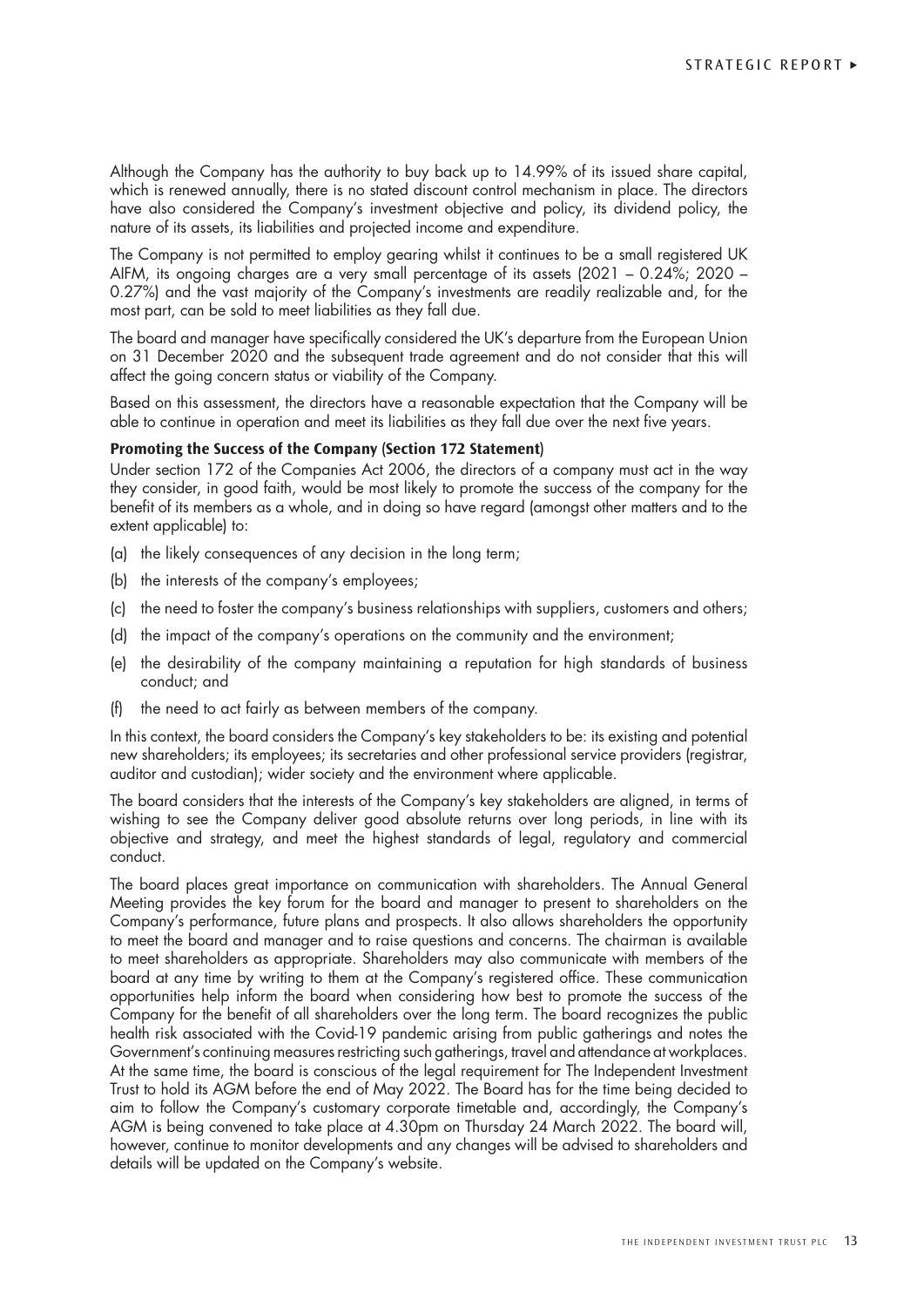Although the Company has the authority to buy back up to 14.99% of its issued share capital, which is renewed annually, there is no stated discount control mechanism in place. The directors have also considered the Company's investment objective and policy, its dividend policy, the nature of its assets, its liabilities and projected income and expenditure.

The Company is not permitted to employ gearing whilst it continues to be a small registered UK AIFM, its ongoing charges are a very small percentage of its assets (2021 – 0.24%; 2020 – 0.27%) and the vast majority of the Company's investments are readily realizable and, for the most part, can be sold to meet liabilities as they fall due.

The board and manager have specifically considered the UK's departure from the European Union on 31 December 2020 and the subsequent trade agreement and do not consider that this will affect the going concern status or viability of the Company.

Based on this assessment, the directors have a reasonable expectation that the Company will be able to continue in operation and meet its liabilities as they fall due over the next five years.

**Promoting the Success of the Company (Section 172 Statement)**

Under section 172 of the Companies Act 2006, the directors of a company must act in the way they consider, in good faith, would be most likely to promote the success of the company for the benefit of its members as a whole, and in doing so have regard (amongst other matters and to the extent applicable) to:

(a) the likely consequences of any decision in the long term;

(b) the interests of the company's employees;

(c) the need to foster the company's business relationships with suppliers, customers and others;

(d) the impact of the company's operations on the community and the environment;

(e) the desirability of the company maintaining a reputation for high standards of business conduct; and

(f) the need to act fairly as between members of the company.

In this context, the board considers the Company's key stakeholders to be: its existing and potential new shareholders; its employees; its secretaries and other professional service providers (registrar, auditor and custodian); wider society and the environment where applicable.

The board considers that the interests of the Company's key stakeholders are aligned, in terms of wishing to see the Company deliver good absolute returns over long periods, in line with its objective and strategy, and meet the highest standards of legal, regulatory and commercial conduct.

The board places great importance on communication with shareholders. The Annual General Meeting provides the key forum for the board and manager to present to shareholders on the Company's performance, future plans and prospects. It also allows shareholders the opportunity to meet the board and manager and to raise questions and concerns. The chairman is available to meet shareholders as appropriate. Shareholders may also communicate with members of the board at any time by writing to them at the Company's registered office. These communication opportunities help inform the board when considering how best to promote the success of the Company for the benefit of all shareholders over the long term. The board recognizes the public health risk associated with the Covid-19 pandemic arising from public gatherings and notes the Government's continuing measures restricting such gatherings, travel and attendance at workplaces. At the same time, the board is conscious of the legal requirement for The Independent Investment Trust to hold its AGM before the end of May 2022. The Board has for the time being decided to aim to follow the Company's customary corporate timetable and, accordingly, the Company's AGM is being convened to take place at 4.30pm on Thursday 24 March 2022. The board will, however, continue to monitor developments and any changes will be advised to shareholders and details will be updated on the Company's website.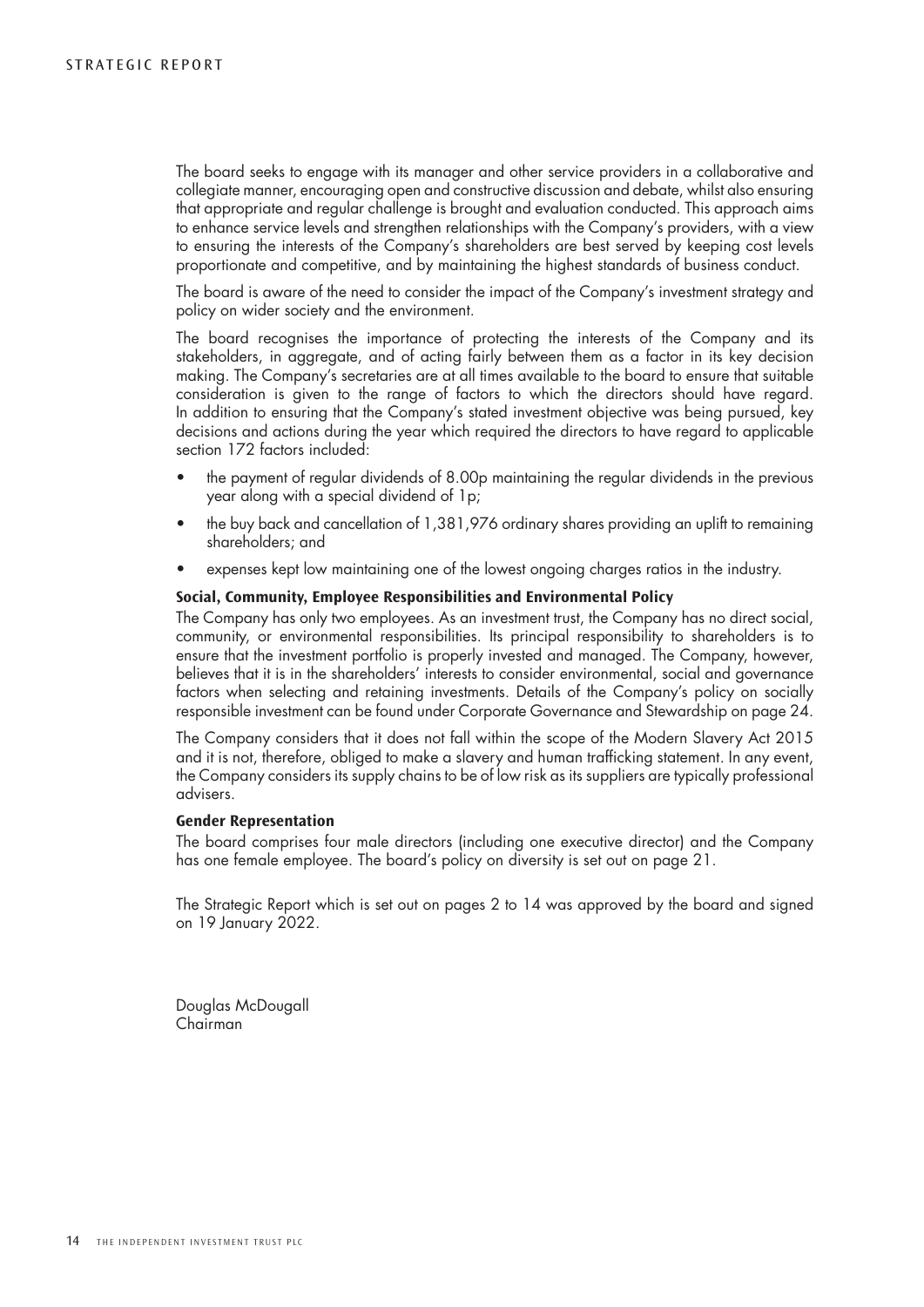The board seeks to engage with its manager and other service providers in a collaborative and collegiate manner, encouraging open and constructive discussion and debate, whilst also ensuring that appropriate and regular challenge is brought and evaluation conducted. This approach aims to enhance service levels and strengthen relationships with the Company's providers, with a view to ensuring the interests of the Company's shareholders are best served by keeping cost levels proportionate and competitive, and by maintaining the highest standards of business conduct.

The board is aware of the need to consider the impact of the Company's investment strategy and policy on wider society and the environment.

The board recognises the importance of protecting the interests of the Company and its stakeholders, in aggregate, and of acting fairly between them as a factor in its key decision making. The Company's secretaries are at all times available to the board to ensure that suitable consideration is given to the range of factors to which the directors should have regard. In addition to ensuring that the Company's stated investment objective was being pursued, key decisions and actions during the year which required the directors to have regard to applicable section 172 factors included:

- the payment of regular dividends of 8.00p maintaining the regular dividends in the previous year along with a special dividend of 1p;
- the buy back and cancellation of 1,381,976 ordinary shares providing an uplift to remaining shareholders; and
- expenses kept low maintaining one of the lowest ongoing charges ratios in the industry.

**Social, Community, Employee Responsibilities and Environmental Policy**

The Company has only two employees. As an investment trust, the Company has no direct social, community, or environmental responsibilities. Its principal responsibility to shareholders is to ensure that the investment portfolio is properly invested and managed. The Company, however, believes that it is in the shareholders' interests to consider environmental, social and governance factors when selecting and retaining investments. Details of the Company's policy on socially responsible investment can be found under Corporate Governance and Stewardship on page 24.

The Company considers that it does not fall within the scope of the Modern Slavery Act 2015 and it is not, therefore, obliged to make a slavery and human trafficking statement. In any event, the Company considers its supply chains to be of low risk as its suppliers are typically professional advisers.

**Gender Representation**

The board comprises four male directors (including one executive director) and the Company has one female employee. The board's policy on diversity is set out on page 21.

The Strategic Report which is set out on pages 2 to 14 was approved by the board and signed on 19 January 2022.

Douglas McDougall
Chairman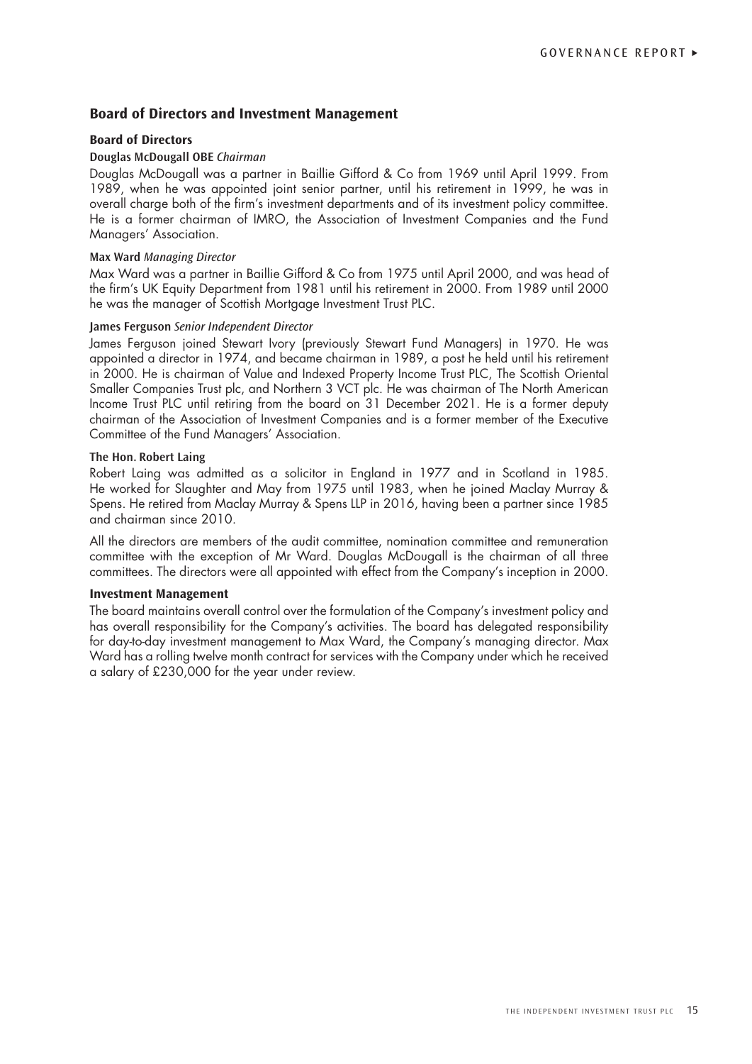## Board of Directors and Investment Management

### Board of Directors

**Douglas McDougall OBE** *Chairman*

Douglas McDougall was a partner in Baillie Gifford & Co from 1969 until April 1999. From 1989, when he was appointed joint senior partner, until his retirement in 1999, he was in overall charge both of the firm's investment departments and of its investment policy committee. He is a former chairman of IMRO, the Association of Investment Companies and the Fund Managers' Association.

**Max Ward** *Managing Director*

Max Ward was a partner in Baillie Gifford & Co from 1975 until April 2000, and was head of the firm's UK Equity Department from 1981 until his retirement in 2000. From 1989 until 2000 he was the manager of Scottish Mortgage Investment Trust PLC.

**James Ferguson** *Senior Independent Director*

James Ferguson joined Stewart Ivory (previously Stewart Fund Managers) in 1970. He was appointed a director in 1974, and became chairman in 1989, a post he held until his retirement in 2000. He is chairman of Value and Indexed Property Income Trust PLC, The Scottish Oriental Smaller Companies Trust plc, and Northern 3 VCT plc. He was chairman of The North American Income Trust PLC until retiring from the board on 31 December 2021. He is a former deputy chairman of the Association of Investment Companies and is a former member of the Executive Committee of the Fund Managers' Association.

**The Hon. Robert Laing**

Robert Laing was admitted as a solicitor in England in 1977 and in Scotland in 1985. He worked for Slaughter and May from 1975 until 1983, when he joined Maclay Murray & Spens. He retired from Maclay Murray & Spens LLP in 2016, having been a partner since 1985 and chairman since 2010.

All the directors are members of the audit committee, nomination committee and remuneration committee with the exception of Mr Ward. Douglas McDougall is the chairman of all three committees. The directors were all appointed with effect from the Company's inception in 2000.

### Investment Management

The board maintains overall control over the formulation of the Company's investment policy and has overall responsibility for the Company's activities. The board has delegated responsibility for day-to-day investment management to Max Ward, the Company's managing director. Max Ward has a rolling twelve month contract for services with the Company under which he received a salary of £230,000 for the year under review.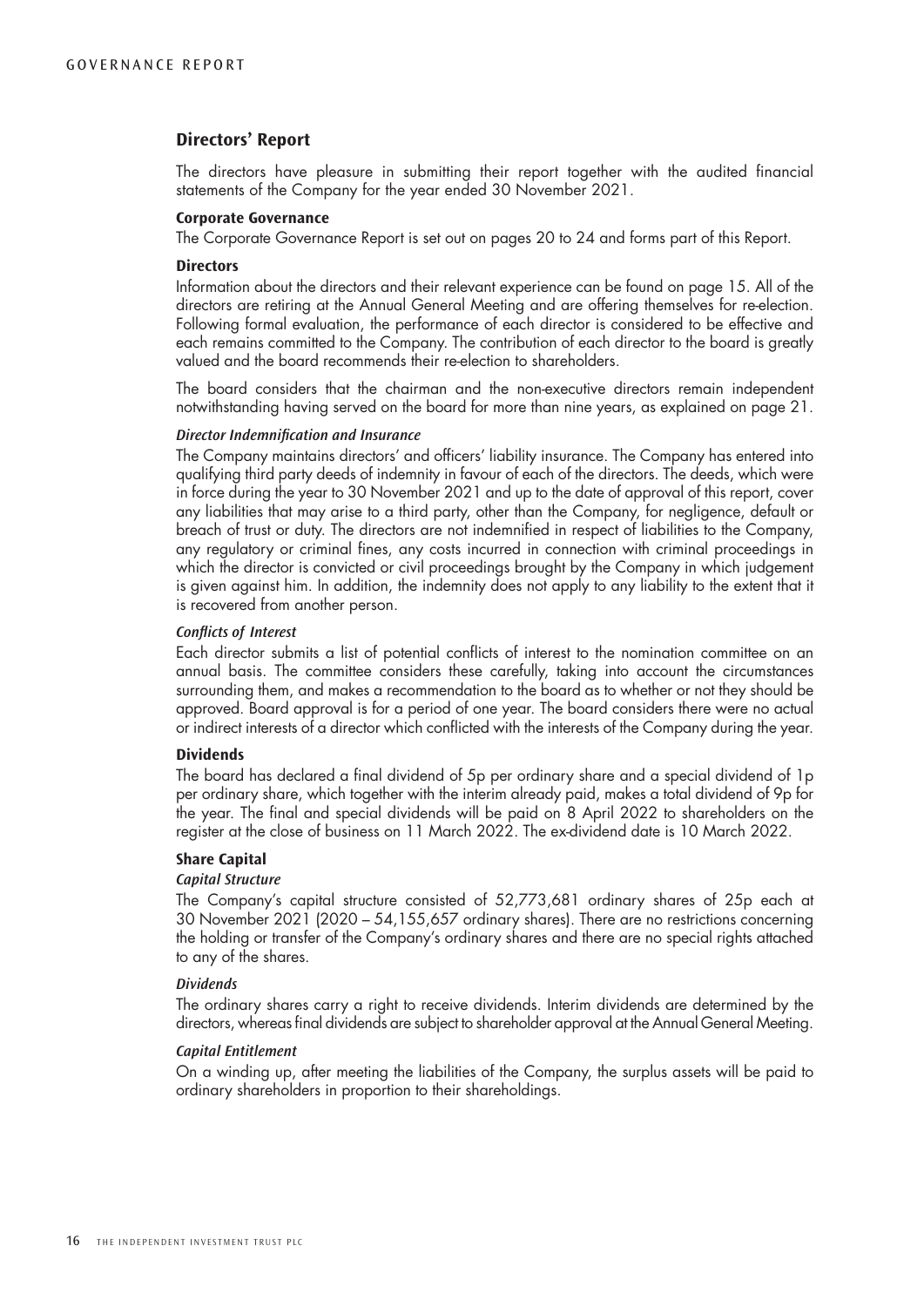## Directors' Report

The directors have pleasure in submitting their report together with the audited financial statements of the Company for the year ended 30 November 2021.

### Corporate Governance

The Corporate Governance Report is set out on pages 20 to 24 and forms part of this Report.

### Directors

Information about the directors and their relevant experience can be found on page 15. All of the directors are retiring at the Annual General Meeting and are offering themselves for re-election. Following formal evaluation, the performance of each director is considered to be effective and each remains committed to the Company. The contribution of each director to the board is greatly valued and the board recommends their re-election to shareholders.

The board considers that the chairman and the non-executive directors remain independent notwithstanding having served on the board for more than nine years, as explained on page 21.

#### *Director Indemnification and Insurance*

The Company maintains directors' and officers' liability insurance. The Company has entered into qualifying third party deeds of indemnity in favour of each of the directors. The deeds, which were in force during the year to 30 November 2021 and up to the date of approval of this report, cover any liabilities that may arise to a third party, other than the Company, for negligence, default or breach of trust or duty. The directors are not indemnified in respect of liabilities to the Company, any regulatory or criminal fines, any costs incurred in connection with criminal proceedings in which the director is convicted or civil proceedings brought by the Company in which judgement is given against him. In addition, the indemnity does not apply to any liability to the extent that it is recovered from another person.

#### *Conflicts of Interest*

Each director submits a list of potential conflicts of interest to the nomination committee on an annual basis. The committee considers these carefully, taking into account the circumstances surrounding them, and makes a recommendation to the board as to whether or not they should be approved. Board approval is for a period of one year. The board considers there were no actual or indirect interests of a director which conflicted with the interests of the Company during the year.

### Dividends

The board has declared a final dividend of 5p per ordinary share and a special dividend of 1p per ordinary share, which together with the interim already paid, makes a total dividend of 9p for the year. The final and special dividends will be paid on 8 April 2022 to shareholders on the register at the close of business on 11 March 2022. The ex-dividend date is 10 March 2022.

### Share Capital

#### *Capital Structure*

The Company's capital structure consisted of 52,773,681 ordinary shares of 25p each at 30 November 2021 (2020 – 54,155,657 ordinary shares). There are no restrictions concerning the holding or transfer of the Company's ordinary shares and there are no special rights attached to any of the shares.

#### *Dividends*

The ordinary shares carry a right to receive dividends. Interim dividends are determined by the directors, whereas final dividends are subject to shareholder approval at the Annual General Meeting.

#### *Capital Entitlement*

On a winding up, after meeting the liabilities of the Company, the surplus assets will be paid to ordinary shareholders in proportion to their shareholdings.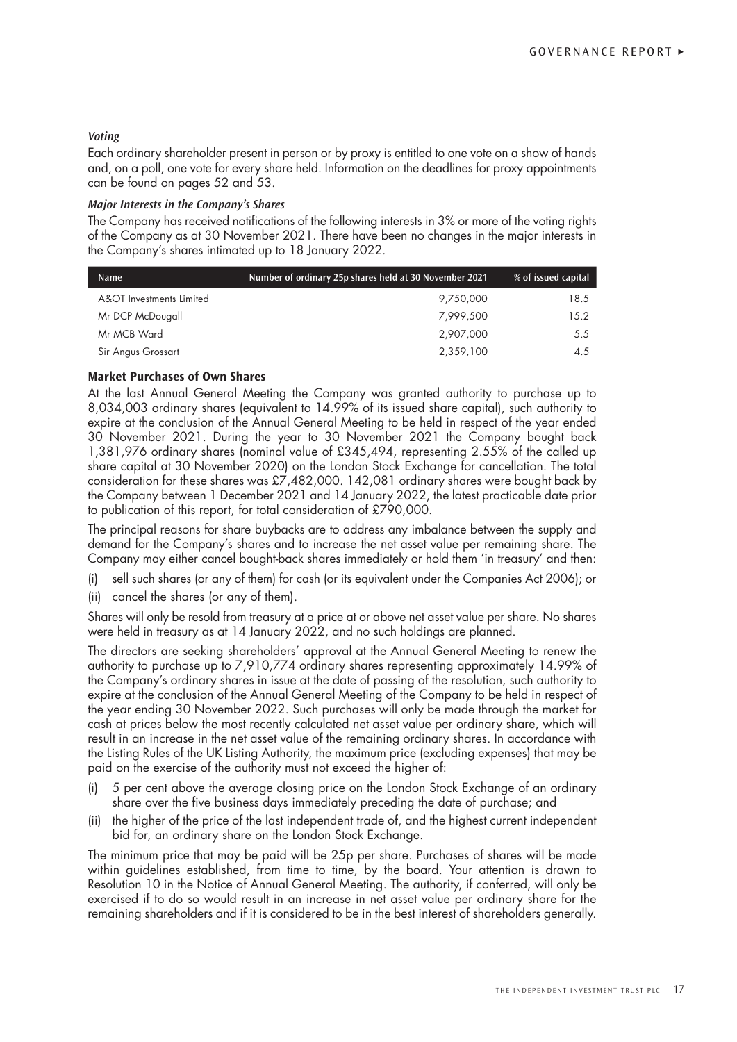*Voting*

Each ordinary shareholder present in person or by proxy is entitled to one vote on a show of hands and, on a poll, one vote for every share held. Information on the deadlines for proxy appointments can be found on pages 52 and 53.

*Major Interests in the Company's Shares*

The Company has received notifications of the following interests in 3% or more of the voting rights of the Company as at 30 November 2021. There have been no changes in the major interests in the Company's shares intimated up to 18 January 2022.

| Name | Number of ordinary 25p shares held at 30 November 2021 | % of issued capital |
|---|---|---|
| A&OT Investments Limited | 9,750,000 | 18.5 |
| Mr DCP McDougall | 7,999,500 | 15.2 |
| Mr MCB Ward | 2,907,000 | 5.5 |
| Sir Angus Grossart | 2,359,100 | 4.5 |

**Market Purchases of Own Shares**

At the last Annual General Meeting the Company was granted authority to purchase up to 8,034,003 ordinary shares (equivalent to 14.99% of its issued share capital), such authority to expire at the conclusion of the Annual General Meeting to be held in respect of the year ended 30 November 2021. During the year to 30 November 2021 the Company bought back 1,381,976 ordinary shares (nominal value of £345,494, representing 2.55% of the called up share capital at 30 November 2020) on the London Stock Exchange for cancellation. The total consideration for these shares was £7,482,000. 142,081 ordinary shares were bought back by the Company between 1 December 2021 and 14 January 2022, the latest practicable date prior to publication of this report, for total consideration of £790,000.

The principal reasons for share buybacks are to address any imbalance between the supply and demand for the Company's shares and to increase the net asset value per remaining share. The Company may either cancel bought-back shares immediately or hold them 'in treasury' and then:

(i) sell such shares (or any of them) for cash (or its equivalent under the Companies Act 2006); or

(ii) cancel the shares (or any of them).

Shares will only be resold from treasury at a price at or above net asset value per share. No shares were held in treasury as at 14 January 2022, and no such holdings are planned.

The directors are seeking shareholders' approval at the Annual General Meeting to renew the authority to purchase up to 7,910,774 ordinary shares representing approximately 14.99% of the Company's ordinary shares in issue at the date of passing of the resolution, such authority to expire at the conclusion of the Annual General Meeting of the Company to be held in respect of the year ending 30 November 2022. Such purchases will only be made through the market for cash at prices below the most recently calculated net asset value per ordinary share, which will result in an increase in the net asset value of the remaining ordinary shares. In accordance with the Listing Rules of the UK Listing Authority, the maximum price (excluding expenses) that may be paid on the exercise of the authority must not exceed the higher of:

(i) 5 per cent above the average closing price on the London Stock Exchange of an ordinary share over the five business days immediately preceding the date of purchase; and

(ii) the higher of the price of the last independent trade of, and the highest current independent bid for, an ordinary share on the London Stock Exchange.

The minimum price that may be paid will be 25p per share. Purchases of shares will be made within guidelines established, from time to time, by the board. Your attention is drawn to Resolution 10 in the Notice of Annual General Meeting. The authority, if conferred, will only be exercised if to do so would result in an increase in net asset value per ordinary share for the remaining shareholders and if it is considered to be in the best interest of shareholders generally.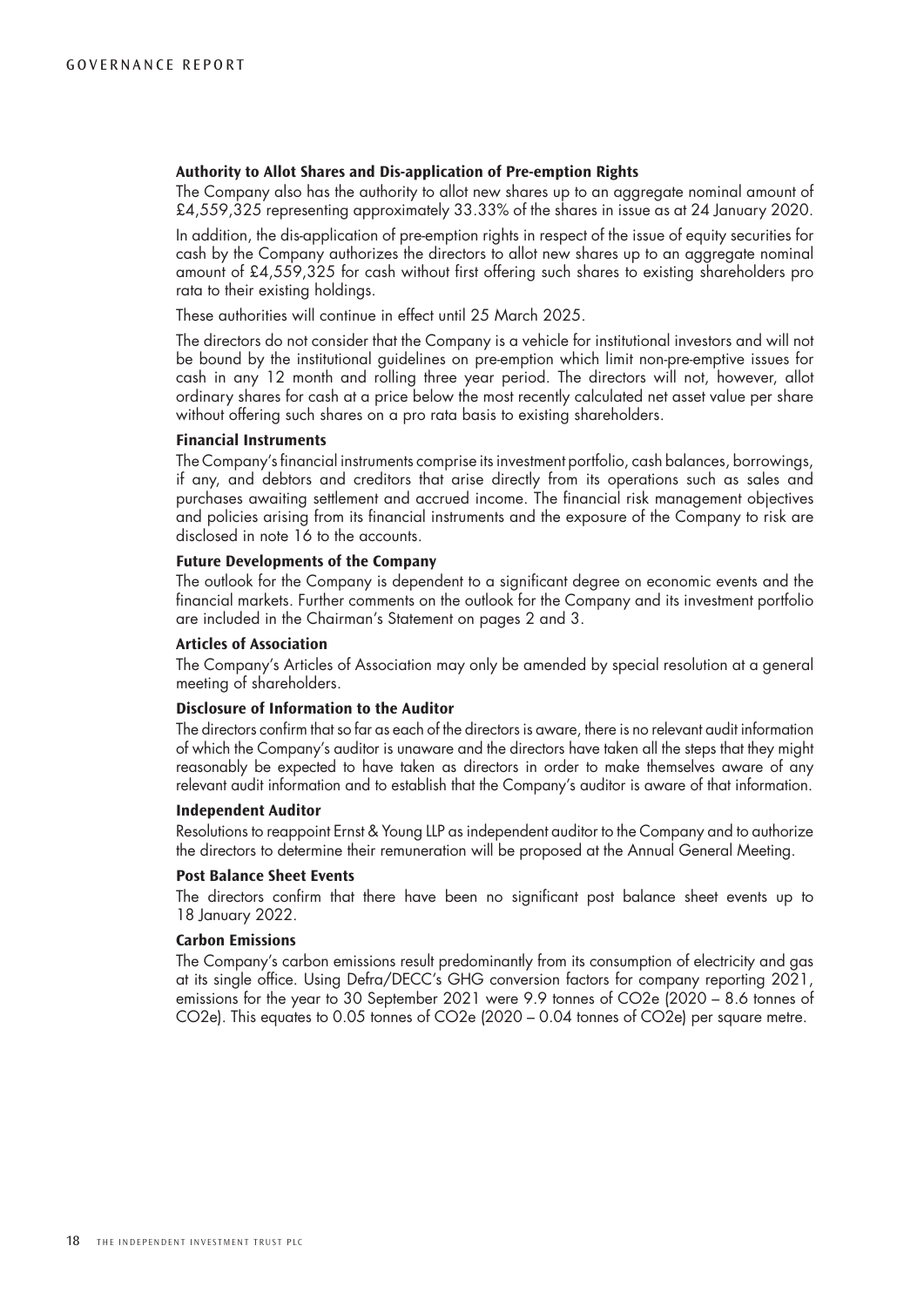### Authority to Allot Shares and Dis-application of Pre-emption Rights

The Company also has the authority to allot new shares up to an aggregate nominal amount of £4,559,325 representing approximately 33.33% of the shares in issue as at 24 January 2020.

In addition, the dis-application of pre-emption rights in respect of the issue of equity securities for cash by the Company authorizes the directors to allot new shares up to an aggregate nominal amount of £4,559,325 for cash without first offering such shares to existing shareholders pro rata to their existing holdings.

These authorities will continue in effect until 25 March 2025.

The directors do not consider that the Company is a vehicle for institutional investors and will not be bound by the institutional guidelines on pre-emption which limit non-pre-emptive issues for cash in any 12 month and rolling three year period. The directors will not, however, allot ordinary shares for cash at a price below the most recently calculated net asset value per share without offering such shares on a pro rata basis to existing shareholders.

### Financial Instruments

The Company's financial instruments comprise its investment portfolio, cash balances, borrowings, if any, and debtors and creditors that arise directly from its operations such as sales and purchases awaiting settlement and accrued income. The financial risk management objectives and policies arising from its financial instruments and the exposure of the Company to risk are disclosed in note 16 to the accounts.

### Future Developments of the Company

The outlook for the Company is dependent to a significant degree on economic events and the financial markets. Further comments on the outlook for the Company and its investment portfolio are included in the Chairman's Statement on pages 2 and 3.

### Articles of Association

The Company's Articles of Association may only be amended by special resolution at a general meeting of shareholders.

### Disclosure of Information to the Auditor

The directors confirm that so far as each of the directors is aware, there is no relevant audit information of which the Company's auditor is unaware and the directors have taken all the steps that they might reasonably be expected to have taken as directors in order to make themselves aware of any relevant audit information and to establish that the Company's auditor is aware of that information.

### Independent Auditor

Resolutions to reappoint Ernst & Young LLP as independent auditor to the Company and to authorize the directors to determine their remuneration will be proposed at the Annual General Meeting.

### Post Balance Sheet Events

The directors confirm that there have been no significant post balance sheet events up to 18 January 2022.

### Carbon Emissions

The Company's carbon emissions result predominantly from its consumption of electricity and gas at its single office. Using Defra/DECC's GHG conversion factors for company reporting 2021, emissions for the year to 30 September 2021 were 9.9 tonnes of $CO_2e$ (2020 – 8.6 tonnes of $CO_2e$). This equates to 0.05 tonnes of $CO_2e$ (2020 – 0.04 tonnes of $CO_2e$) per square metre.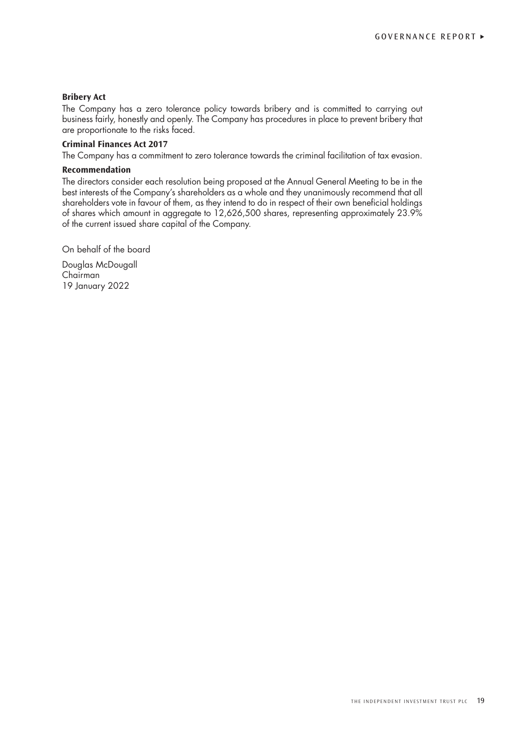### Bribery Act

The Company has a zero tolerance policy towards bribery and is committed to carrying out business fairly, honestly and openly. The Company has procedures in place to prevent bribery that are proportionate to the risks faced.

### Criminal Finances Act 2017

The Company has a commitment to zero tolerance towards the criminal facilitation of tax evasion.

### Recommendation

The directors consider each resolution being proposed at the Annual General Meeting to be in the best interests of the Company's shareholders as a whole and they unanimously recommend that all shareholders vote in favour of them, as they intend to do in respect of their own beneficial holdings of shares which amount in aggregate to 12,626,500 shares, representing approximately 23.9% of the current issued share capital of the Company.

On behalf of the board

Douglas McDougall
Chairman
19 January 2022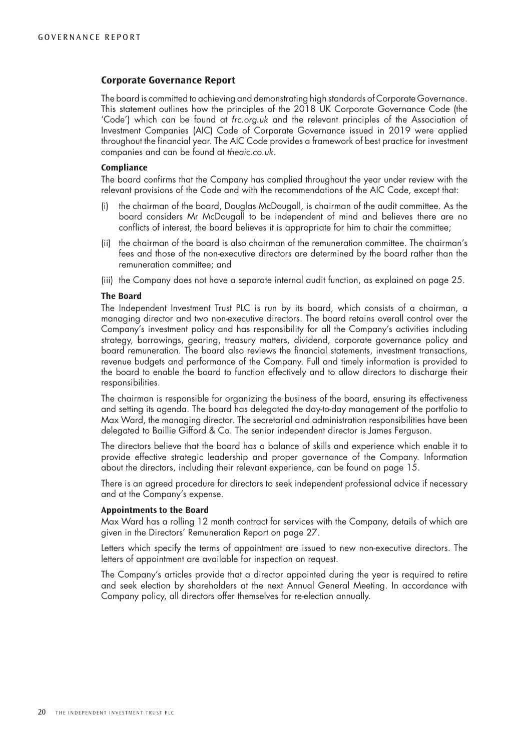## Corporate Governance Report

The board is committed to achieving and demonstrating high standards of Corporate Governance. This statement outlines how the principles of the 2018 UK Corporate Governance Code (the 'Code') which can be found at *frc.org.uk* and the relevant principles of the Association of Investment Companies (AIC) Code of Corporate Governance issued in 2019 were applied throughout the financial year. The AIC Code provides a framework of best practice for investment companies and can be found at *theaic.co.uk*.

### Compliance

The board confirms that the Company has complied throughout the year under review with the relevant provisions of the Code and with the recommendations of the AIC Code, except that:

(i) the chairman of the board, Douglas McDougall, is chairman of the audit committee. As the board considers Mr McDougall to be independent of mind and believes there are no conflicts of interest, the board believes it is appropriate for him to chair the committee;

(ii) the chairman of the board is also chairman of the remuneration committee. The chairman's fees and those of the non-executive directors are determined by the board rather than the remuneration committee; and

(iii) the Company does not have a separate internal audit function, as explained on page 25.

### The Board

The Independent Investment Trust PLC is run by its board, which consists of a chairman, a managing director and two non-executive directors. The board retains overall control over the Company's investment policy and has responsibility for all the Company's activities including strategy, borrowings, gearing, treasury matters, dividend, corporate governance policy and board remuneration. The board also reviews the financial statements, investment transactions, revenue budgets and performance of the Company. Full and timely information is provided to the board to enable the board to function effectively and to allow directors to discharge their responsibilities.

The chairman is responsible for organizing the business of the board, ensuring its effectiveness and setting its agenda. The board has delegated the day-to-day management of the portfolio to Max Ward, the managing director. The secretarial and administration responsibilities have been delegated to Baillie Gifford & Co. The senior independent director is James Ferguson.

The directors believe that the board has a balance of skills and experience which enable it to provide effective strategic leadership and proper governance of the Company. Information about the directors, including their relevant experience, can be found on page 15.

There is an agreed procedure for directors to seek independent professional advice if necessary and at the Company's expense.

### Appointments to the Board

Max Ward has a rolling 12 month contract for services with the Company, details of which are given in the Directors' Remuneration Report on page 27.

Letters which specify the terms of appointment are issued to new non-executive directors. The letters of appointment are available for inspection on request.

The Company's articles provide that a director appointed during the year is required to retire and seek election by shareholders at the next Annual General Meeting. In accordance with Company policy, all directors offer themselves for re-election annually.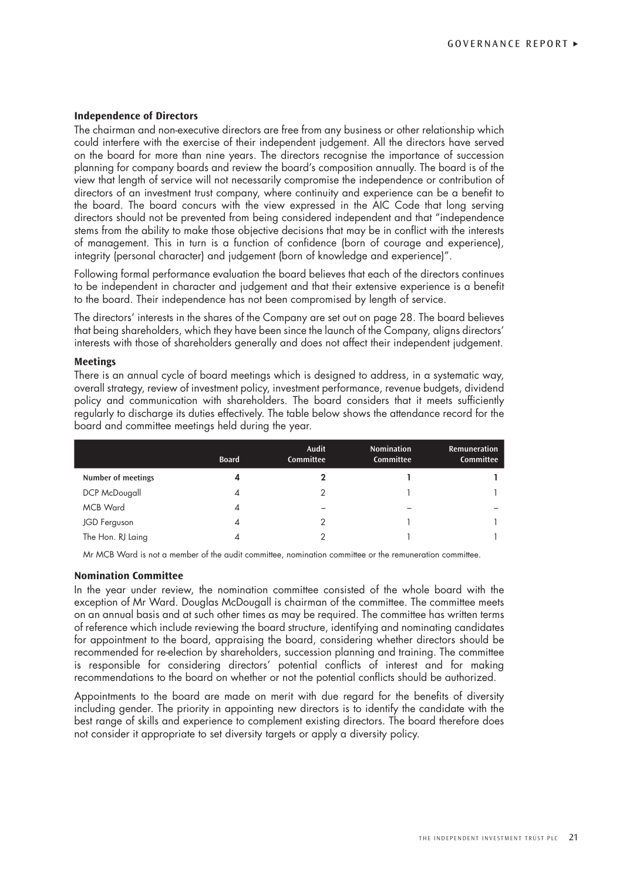### Independence of Directors

The chairman and non-executive directors are free from any business or other relationship which could interfere with the exercise of their independent judgement. All the directors have served on the board for more than nine years. The directors recognise the importance of succession planning for company boards and review the board's composition annually. The board is of the view that length of service will not necessarily compromise the independence or contribution of directors of an investment trust company, where continuity and experience can be a benefit to the board. The board concurs with the view expressed in the AIC Code that long serving directors should not be prevented from being considered independent and that "independence stems from the ability to make those objective decisions that may be in conflict with the interests of management. This in turn is a function of confidence (born of courage and experience), integrity (personal character) and judgement (born of knowledge and experience)".

Following formal performance evaluation the board believes that each of the directors continues to be independent in character and judgement and that their extensive experience is a benefit to the board. Their independence has not been compromised by length of service.

The directors' interests in the shares of the Company are set out on page 28. The board believes that being shareholders, which they have been since the launch of the Company, aligns directors' interests with those of shareholders generally and does not affect their independent judgement.

### Meetings

There is an annual cycle of board meetings which is designed to address, in a systematic way, overall strategy, review of investment policy, investment performance, revenue budgets, dividend policy and communication with shareholders. The board considers that it meets sufficiently regularly to discharge its duties effectively. The table below shows the attendance record for the board and committee meetings held during the year.

| | Board | Audit Committee | Nomination Committee | Remuneration Committee |
|---|---|---|---|---|
| **Number of meetings** | **4** | **2** | **1** | **1** |
| DCP McDougall | 4 | 2 | 1 | 1 |
| MCB Ward | 4 | – | – | – |
| JGD Ferguson | 4 | 2 | 1 | 1 |
| The Hon. RJ Laing | 4 | 2 | 1 | 1 |

Mr MCB Ward is not a member of the audit committee, nomination committee or the remuneration committee.

### Nomination Committee

In the year under review, the nomination committee consisted of the whole board with the exception of Mr Ward. Douglas McDougall is chairman of the committee. The committee meets on an annual basis and at such other times as may be required. The committee has written terms of reference which include reviewing the board structure, identifying and nominating candidates for appointment to the board, appraising the board, considering whether directors should be recommended for re-election by shareholders, succession planning and training. The committee is responsible for considering directors' potential conflicts of interest and for making recommendations to the board on whether or not the potential conflicts should be authorized.

Appointments to the board are made on merit with due regard for the benefits of diversity including gender. The priority in appointing new directors is to identify the candidate with the best range of skills and experience to complement existing directors. The board therefore does not consider it appropriate to set diversity targets or apply a diversity policy.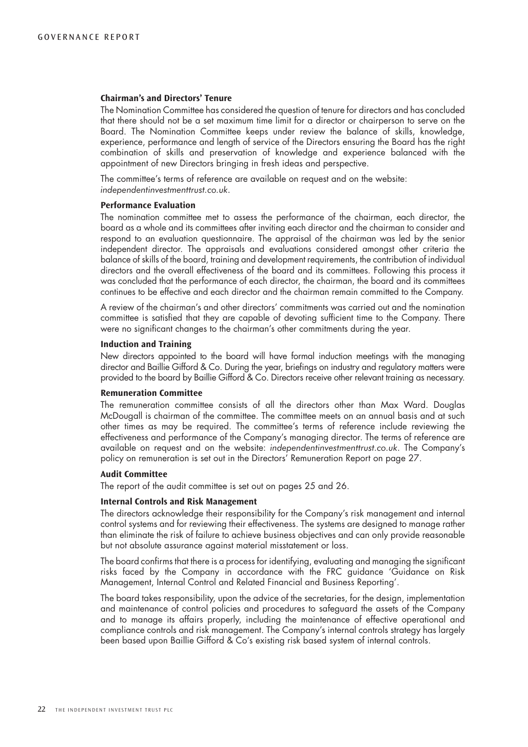### Chairman's and Directors' Tenure

The Nomination Committee has considered the question of tenure for directors and has concluded that there should not be a set maximum time limit for a director or chairperson to serve on the Board. The Nomination Committee keeps under review the balance of skills, knowledge, experience, performance and length of service of the Directors ensuring the Board has the right combination of skills and preservation of knowledge and experience balanced with the appointment of new Directors bringing in fresh ideas and perspective.

The committee's terms of reference are available on request and on the website: *independentinvestmenttrust.co.uk*.

### Performance Evaluation

The nomination committee met to assess the performance of the chairman, each director, the board as a whole and its committees after inviting each director and the chairman to consider and respond to an evaluation questionnaire. The appraisal of the chairman was led by the senior independent director. The appraisals and evaluations considered amongst other criteria the balance of skills of the board, training and development requirements, the contribution of individual directors and the overall effectiveness of the board and its committees. Following this process it was concluded that the performance of each director, the chairman, the board and its committees continues to be effective and each director and the chairman remain committed to the Company.

A review of the chairman's and other directors' commitments was carried out and the nomination committee is satisfied that they are capable of devoting sufficient time to the Company. There were no significant changes to the chairman's other commitments during the year.

### Induction and Training

New directors appointed to the board will have formal induction meetings with the managing director and Baillie Gifford & Co. During the year, briefings on industry and regulatory matters were provided to the board by Baillie Gifford & Co. Directors receive other relevant training as necessary.

### Remuneration Committee

The remuneration committee consists of all the directors other than Max Ward. Douglas McDougall is chairman of the committee. The committee meets on an annual basis and at such other times as may be required. The committee's terms of reference include reviewing the effectiveness and performance of the Company's managing director. The terms of reference are available on request and on the website: *independentinvestmenttrust.co.uk*. The Company's policy on remuneration is set out in the Directors' Remuneration Report on page 27.

### Audit Committee

The report of the audit committee is set out on pages 25 and 26.

### Internal Controls and Risk Management

The directors acknowledge their responsibility for the Company's risk management and internal control systems and for reviewing their effectiveness. The systems are designed to manage rather than eliminate the risk of failure to achieve business objectives and can only provide reasonable but not absolute assurance against material misstatement or loss.

The board confirms that there is a process for identifying, evaluating and managing the significant risks faced by the Company in accordance with the FRC guidance 'Guidance on Risk Management, Internal Control and Related Financial and Business Reporting'.

The board takes responsibility, upon the advice of the secretaries, for the design, implementation and maintenance of control policies and procedures to safeguard the assets of the Company and to manage its affairs properly, including the maintenance of effective operational and compliance controls and risk management. The Company's internal controls strategy has largely been based upon Baillie Gifford & Co's existing risk based system of internal controls.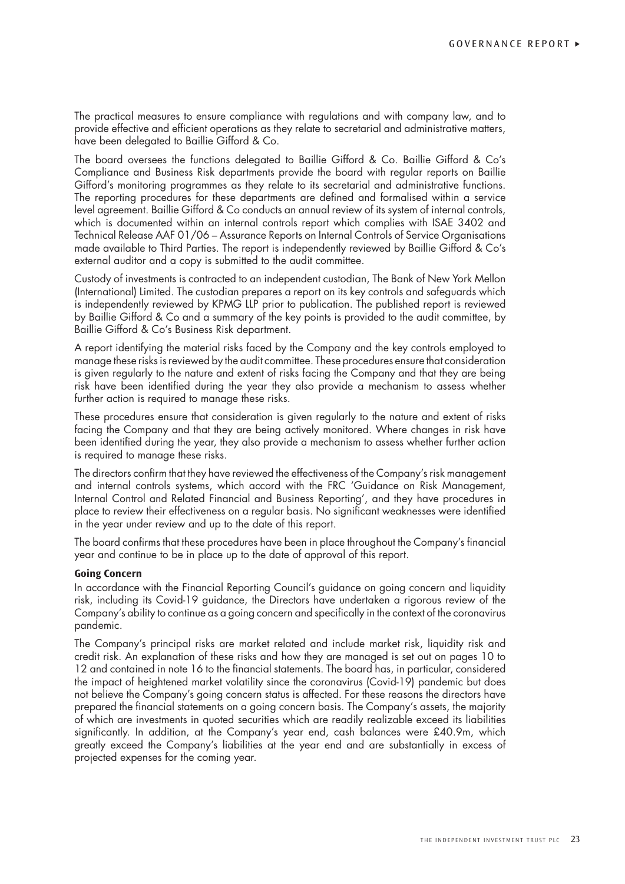The practical measures to ensure compliance with regulations and with company law, and to provide effective and efficient operations as they relate to secretarial and administrative matters, have been delegated to Baillie Gifford & Co.

The board oversees the functions delegated to Baillie Gifford & Co. Baillie Gifford & Co's Compliance and Business Risk departments provide the board with regular reports on Baillie Gifford's monitoring programmes as they relate to its secretarial and administrative functions. The reporting procedures for these departments are defined and formalised within a service level agreement. Baillie Gifford & Co conducts an annual review of its system of internal controls, which is documented within an internal controls report which complies with ISAE 3402 and Technical Release AAF 01/06 – Assurance Reports on Internal Controls of Service Organisations made available to Third Parties. The report is independently reviewed by Baillie Gifford & Co's external auditor and a copy is submitted to the audit committee.

Custody of investments is contracted to an independent custodian, The Bank of New York Mellon (International) Limited. The custodian prepares a report on its key controls and safeguards which is independently reviewed by KPMG LLP prior to publication. The published report is reviewed by Baillie Gifford & Co and a summary of the key points is provided to the audit committee, by Baillie Gifford & Co's Business Risk department.

A report identifying the material risks faced by the Company and the key controls employed to manage these risks is reviewed by the audit committee. These procedures ensure that consideration is given regularly to the nature and extent of risks facing the Company and that they are being risk have been identified during the year they also provide a mechanism to assess whether further action is required to manage these risks.

These procedures ensure that consideration is given regularly to the nature and extent of risks facing the Company and that they are being actively monitored. Where changes in risk have been identified during the year, they also provide a mechanism to assess whether further action is required to manage these risks.

The directors confirm that they have reviewed the effectiveness of the Company's risk management and internal controls systems, which accord with the FRC 'Guidance on Risk Management, Internal Control and Related Financial and Business Reporting', and they have procedures in place to review their effectiveness on a regular basis. No significant weaknesses were identified in the year under review and up to the date of this report.

The board confirms that these procedures have been in place throughout the Company's financial year and continue to be in place up to the date of approval of this report.

**Going Concern**

In accordance with the Financial Reporting Council's guidance on going concern and liquidity risk, including its Covid-19 guidance, the Directors have undertaken a rigorous review of the Company's ability to continue as a going concern and specifically in the context of the coronavirus pandemic.

The Company's principal risks are market related and include market risk, liquidity risk and credit risk. An explanation of these risks and how they are managed is set out on pages 10 to 12 and contained in note 16 to the financial statements. The board has, in particular, considered the impact of heightened market volatility since the coronavirus (Covid-19) pandemic but does not believe the Company's going concern status is affected. For these reasons the directors have prepared the financial statements on a going concern basis. The Company's assets, the majority of which are investments in quoted securities which are readily realizable exceed its liabilities significantly. In addition, at the Company's year end, cash balances were £40.9m, which greatly exceed the Company's liabilities at the year end and are substantially in excess of projected expenses for the coming year.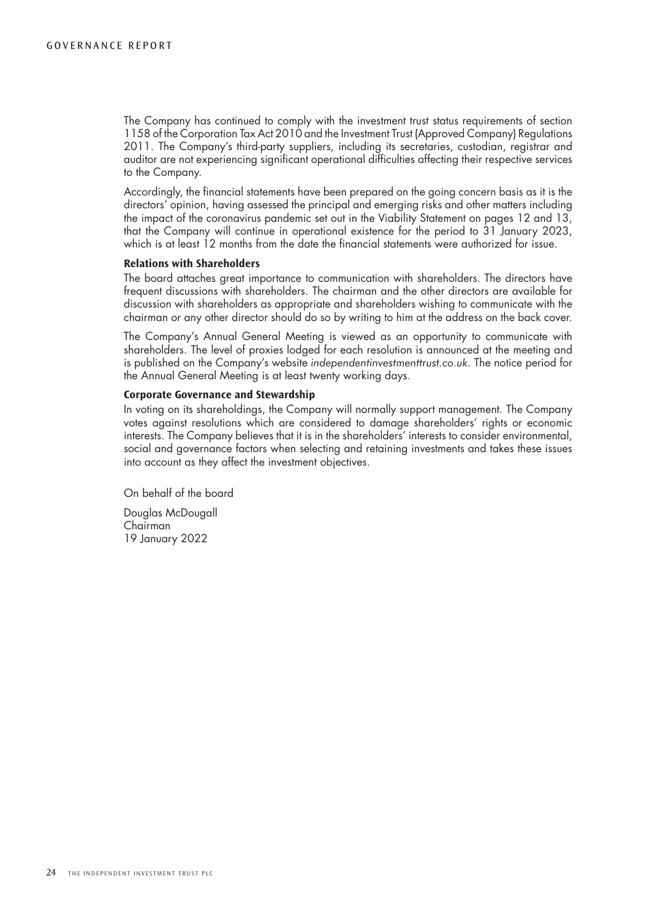The Company has continued to comply with the investment trust status requirements of section 1158 of the Corporation Tax Act 2010 and the Investment Trust (Approved Company) Regulations 2011. The Company's third-party suppliers, including its secretaries, custodian, registrar and auditor are not experiencing significant operational difficulties affecting their respective services to the Company.

Accordingly, the financial statements have been prepared on the going concern basis as it is the directors' opinion, having assessed the principal and emerging risks and other matters including the impact of the coronavirus pandemic set out in the Viability Statement on pages 12 and 13, that the Company will continue in operational existence for the period to 31 January 2023, which is at least 12 months from the date the financial statements were authorized for issue.

### Relations with Shareholders

The board attaches great importance to communication with shareholders. The directors have frequent discussions with shareholders. The chairman and the other directors are available for discussion with shareholders as appropriate and shareholders wishing to communicate with the chairman or any other director should do so by writing to him at the address on the back cover.

The Company's Annual General Meeting is viewed as an opportunity to communicate with shareholders. The level of proxies lodged for each resolution is announced at the meeting and is published on the Company's website *independentinvestmenttrust.co.uk*. The notice period for the Annual General Meeting is at least twenty working days.

### Corporate Governance and Stewardship

In voting on its shareholdings, the Company will normally support management. The Company votes against resolutions which are considered to damage shareholders' rights or economic interests. The Company believes that it is in the shareholders' interests to consider environmental, social and governance factors when selecting and retaining investments and takes these issues into account as they affect the investment objectives.

On behalf of the board

Douglas McDougall
Chairman
19 January 2022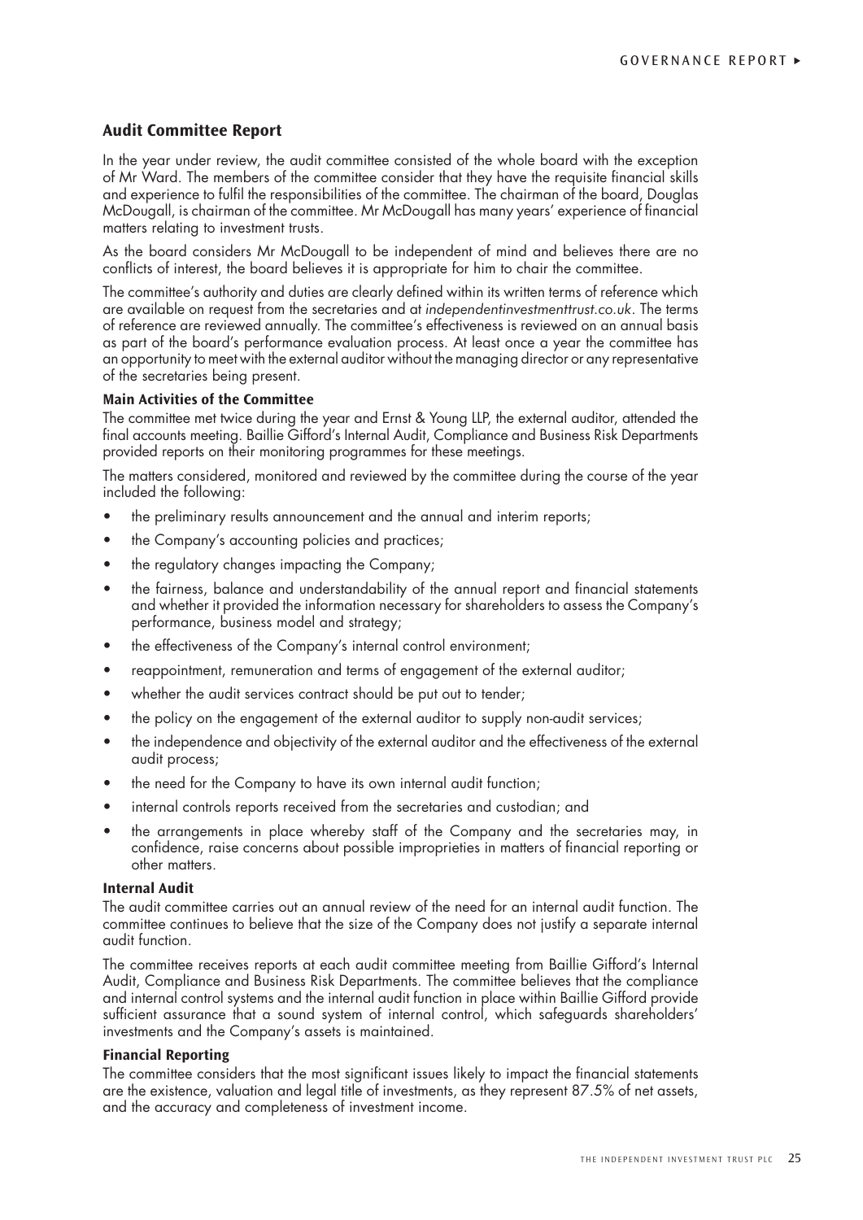## Audit Committee Report

In the year under review, the audit committee consisted of the whole board with the exception of Mr Ward. The members of the committee consider that they have the requisite financial skills and experience to fulfil the responsibilities of the committee. The chairman of the board, Douglas McDougall, is chairman of the committee. Mr McDougall has many years' experience of financial matters relating to investment trusts.

As the board considers Mr McDougall to be independent of mind and believes there are no conflicts of interest, the board believes it is appropriate for him to chair the committee.

The committee's authority and duties are clearly defined within its written terms of reference which are available on request from the secretaries and at *independentinvestmenttrust.co.uk*. The terms of reference are reviewed annually. The committee's effectiveness is reviewed on an annual basis as part of the board's performance evaluation process. At least once a year the committee has an opportunity to meet with the external auditor without the managing director or any representative of the secretaries being present.

### Main Activities of the Committee

The committee met twice during the year and Ernst & Young LLP, the external auditor, attended the final accounts meeting. Baillie Gifford's Internal Audit, Compliance and Business Risk Departments provided reports on their monitoring programmes for these meetings.

The matters considered, monitored and reviewed by the committee during the course of the year included the following:

- the preliminary results announcement and the annual and interim reports;
- the Company's accounting policies and practices;
- the regulatory changes impacting the Company;
- the fairness, balance and understandability of the annual report and financial statements and whether it provided the information necessary for shareholders to assess the Company's performance, business model and strategy;
- the effectiveness of the Company's internal control environment;
- reappointment, remuneration and terms of engagement of the external auditor;
- whether the audit services contract should be put out to tender;
- the policy on the engagement of the external auditor to supply non-audit services;
- the independence and objectivity of the external auditor and the effectiveness of the external audit process;
- the need for the Company to have its own internal audit function;
- internal controls reports received from the secretaries and custodian; and
- the arrangements in place whereby staff of the Company and the secretaries may, in confidence, raise concerns about possible improprieties in matters of financial reporting or other matters.

### Internal Audit

The audit committee carries out an annual review of the need for an internal audit function. The committee continues to believe that the size of the Company does not justify a separate internal audit function.

The committee receives reports at each audit committee meeting from Baillie Gifford's Internal Audit, Compliance and Business Risk Departments. The committee believes that the compliance and internal control systems and the internal audit function in place within Baillie Gifford provide sufficient assurance that a sound system of internal control, which safeguards shareholders' investments and the Company's assets is maintained.

### Financial Reporting

The committee considers that the most significant issues likely to impact the financial statements are the existence, valuation and legal title of investments, as they represent 87.5% of net assets, and the accuracy and completeness of investment income.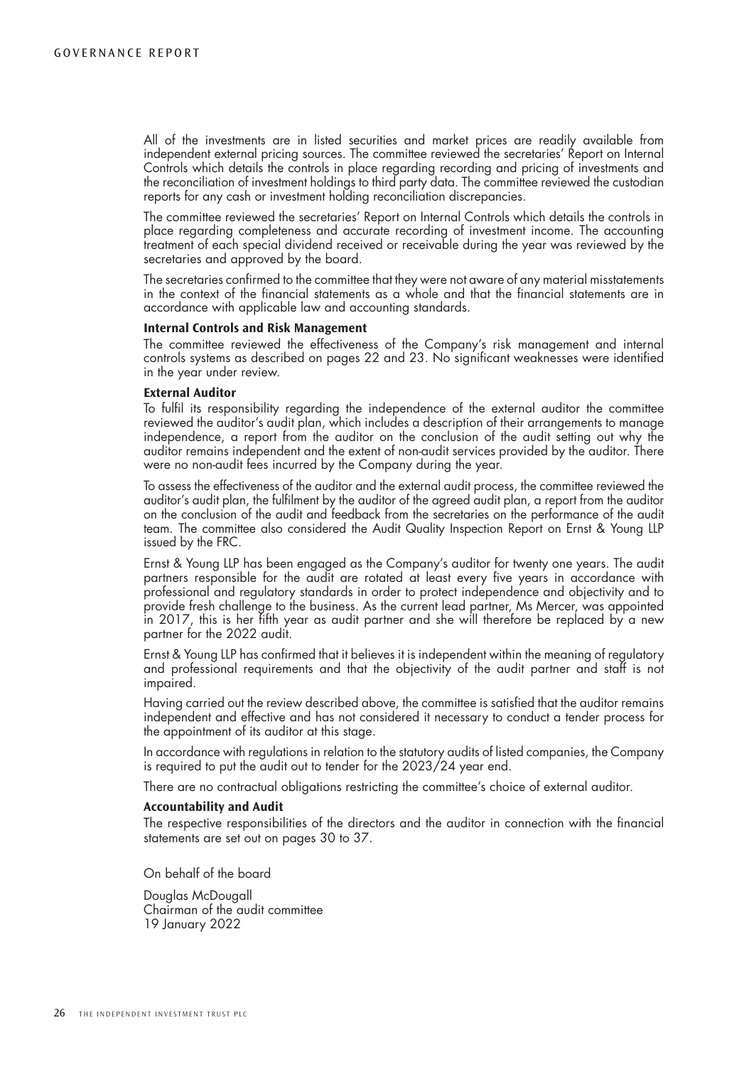All of the investments are in listed securities and market prices are readily available from independent external pricing sources. The committee reviewed the secretaries' Report on Internal Controls which details the controls in place regarding recording and pricing of investments and the reconciliation of investment holdings to third party data. The committee reviewed the custodian reports for any cash or investment holding reconciliation discrepancies.

The committee reviewed the secretaries' Report on Internal Controls which details the controls in place regarding completeness and accurate recording of investment income. The accounting treatment of each special dividend received or receivable during the year was reviewed by the secretaries and approved by the board.

The secretaries confirmed to the committee that they were not aware of any material misstatements in the context of the financial statements as a whole and that the financial statements are in accordance with applicable law and accounting standards.

**Internal Controls and Risk Management**

The committee reviewed the effectiveness of the Company's risk management and internal controls systems as described on pages 22 and 23. No significant weaknesses were identified in the year under review.

**External Auditor**

To fulfil its responsibility regarding the independence of the external auditor the committee reviewed the auditor's audit plan, which includes a description of their arrangements to manage independence, a report from the auditor on the conclusion of the audit setting out why the auditor remains independent and the extent of non-audit services provided by the auditor. There were no non-audit fees incurred by the Company during the year.

To assess the effectiveness of the auditor and the external audit process, the committee reviewed the auditor's audit plan, the fulfilment by the auditor of the agreed audit plan, a report from the auditor on the conclusion of the audit and feedback from the secretaries on the performance of the audit team. The committee also considered the Audit Quality Inspection Report on Ernst & Young LLP issued by the FRC.

Ernst & Young LLP has been engaged as the Company's auditor for twenty one years. The audit partners responsible for the audit are rotated at least every five years in accordance with professional and regulatory standards in order to protect independence and objectivity and to provide fresh challenge to the business. As the current lead partner, Ms Mercer, was appointed in 2017, this is her fifth year as audit partner and she will therefore be replaced by a new partner for the 2022 audit.

Ernst & Young LLP has confirmed that it believes it is independent within the meaning of regulatory and professional requirements and that the objectivity of the audit partner and staff is not impaired.

Having carried out the review described above, the committee is satisfied that the auditor remains independent and effective and has not considered it necessary to conduct a tender process for the appointment of its auditor at this stage.

In accordance with regulations in relation to the statutory audits of listed companies, the Company is required to put the audit out to tender for the 2023/24 year end.

There are no contractual obligations restricting the committee's choice of external auditor.

**Accountability and Audit**

The respective responsibilities of the directors and the auditor in connection with the financial statements are set out on pages 30 to 37.

On behalf of the board

Douglas McDougall
Chairman of the audit committee
19 January 2022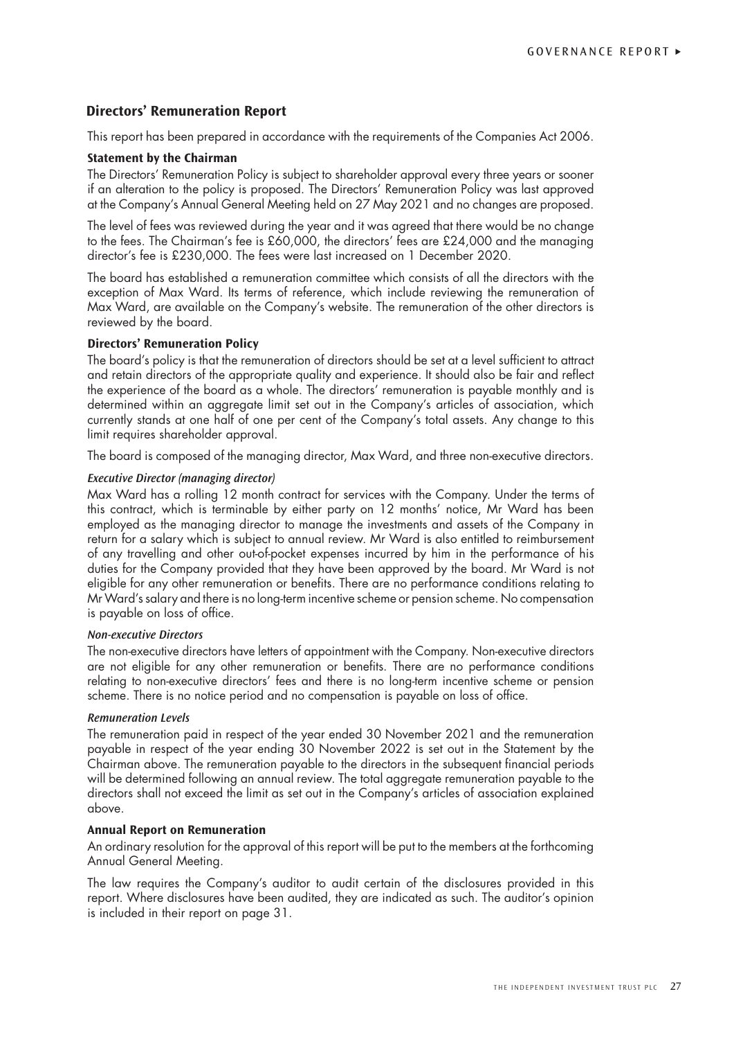## Directors' Remuneration Report

This report has been prepared in accordance with the requirements of the Companies Act 2006.

### Statement by the Chairman

The Directors' Remuneration Policy is subject to shareholder approval every three years or sooner if an alteration to the policy is proposed. The Directors' Remuneration Policy was last approved at the Company's Annual General Meeting held on 27 May 2021 and no changes are proposed.

The level of fees was reviewed during the year and it was agreed that there would be no change to the fees. The Chairman's fee is £60,000, the directors' fees are £24,000 and the managing director's fee is £230,000. The fees were last increased on 1 December 2020.

The board has established a remuneration committee which consists of all the directors with the exception of Max Ward. Its terms of reference, which include reviewing the remuneration of Max Ward, are available on the Company's website. The remuneration of the other directors is reviewed by the board.

### Directors' Remuneration Policy

The board's policy is that the remuneration of directors should be set at a level sufficient to attract and retain directors of the appropriate quality and experience. It should also be fair and reflect the experience of the board as a whole. The directors' remuneration is payable monthly and is determined within an aggregate limit set out in the Company's articles of association, which currently stands at one half of one per cent of the Company's total assets. Any change to this limit requires shareholder approval.

The board is composed of the managing director, Max Ward, and three non-executive directors.

#### *Executive Director (managing director)*

Max Ward has a rolling 12 month contract for services with the Company. Under the terms of this contract, which is terminable by either party on 12 months' notice, Mr Ward has been employed as the managing director to manage the investments and assets of the Company in return for a salary which is subject to annual review. Mr Ward is also entitled to reimbursement of any travelling and other out-of-pocket expenses incurred by him in the performance of his duties for the Company provided that they have been approved by the board. Mr Ward is not eligible for any other remuneration or benefits. There are no performance conditions relating to Mr Ward's salary and there is no long-term incentive scheme or pension scheme. No compensation is payable on loss of office.

#### *Non-executive Directors*

The non-executive directors have letters of appointment with the Company. Non-executive directors are not eligible for any other remuneration or benefits. There are no performance conditions relating to non-executive directors' fees and there is no long-term incentive scheme or pension scheme. There is no notice period and no compensation is payable on loss of office.

#### *Remuneration Levels*

The remuneration paid in respect of the year ended 30 November 2021 and the remuneration payable in respect of the year ending 30 November 2022 is set out in the Statement by the Chairman above. The remuneration payable to the directors in the subsequent financial periods will be determined following an annual review. The total aggregate remuneration payable to the directors shall not exceed the limit as set out in the Company's articles of association explained above.

### Annual Report on Remuneration

An ordinary resolution for the approval of this report will be put to the members at the forthcoming Annual General Meeting.

The law requires the Company's auditor to audit certain of the disclosures provided in this report. Where disclosures have been audited, they are indicated as such. The auditor's opinion is included in their report on page 31.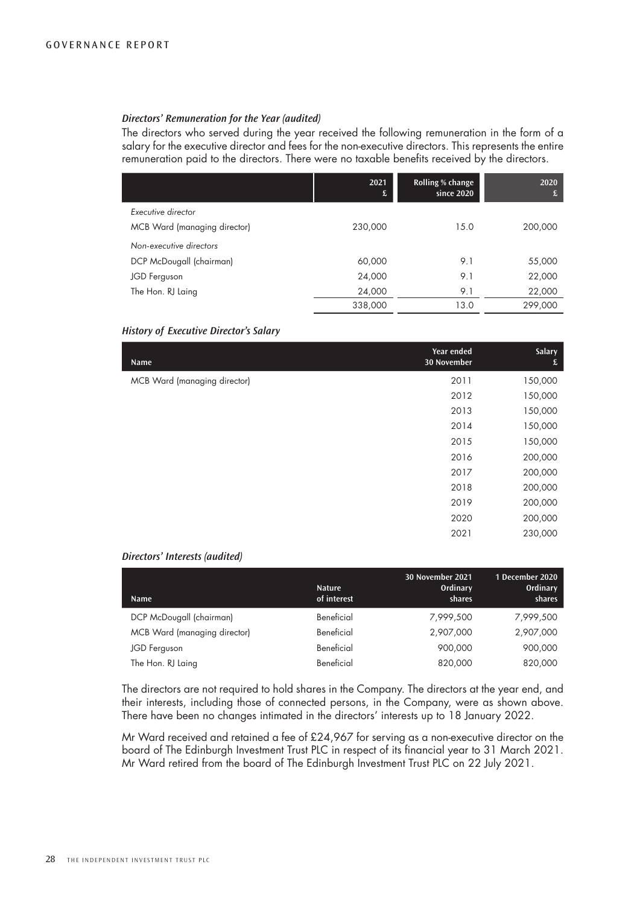### *Directors' Remuneration for the Year (audited)*

The directors who served during the year received the following remuneration in the form of a salary for the executive director and fees for the non-executive directors. This represents the entire remuneration paid to the directors. There were no taxable benefits received by the directors.

| | 2021 £ | Rolling % change since 2020 | 2020 £ |
|---|---|---|---|
| *Executive director* | | | |
| MCB Ward (managing director) | 230,000 | 15.0 | 200,000 |
| *Non-executive directors* | | | |
| DCP McDougall (chairman) | 60,000 | 9.1 | 55,000 |
| JGD Ferguson | 24,000 | 9.1 | 22,000 |
| The Hon. RJ Laing | 24,000 | 9.1 | 22,000 |
| | 338,000 | 13.0 | 299,000 |

### *History of Executive Director's Salary*

| Name | Year ended 30 November | Salary £ |
|---|---|---|
| MCB Ward (managing director) | 2011 | 150,000 |
| | 2012 | 150,000 |
| | 2013 | 150,000 |
| | 2014 | 150,000 |
| | 2015 | 150,000 |
| | 2016 | 200,000 |
| | 2017 | 200,000 |
| | 2018 | 200,000 |
| | 2019 | 200,000 |
| | 2020 | 200,000 |
| | 2021 | 230,000 |

### *Directors' Interests (audited)*

| Name | Nature of interest | 30 November 2021 Ordinary shares | 1 December 2020 Ordinary shares |
|---|---|---|---|
| DCP McDougall (chairman) | Beneficial | 7,999,500 | 7,999,500 |
| MCB Ward (managing director) | Beneficial | 2,907,000 | 2,907,000 |
| JGD Ferguson | Beneficial | 900,000 | 900,000 |
| The Hon. RJ Laing | Beneficial | 820,000 | 820,000 |

The directors are not required to hold shares in the Company. The directors at the year end, and their interests, including those of connected persons, in the Company, were as shown above. There have been no changes intimated in the directors' interests up to 18 January 2022.

Mr Ward received and retained a fee of £24,967 for serving as a non-executive director on the board of The Edinburgh Investment Trust PLC in respect of its financial year to 31 March 2021. Mr Ward retired from the board of The Edinburgh Investment Trust PLC on 22 July 2021.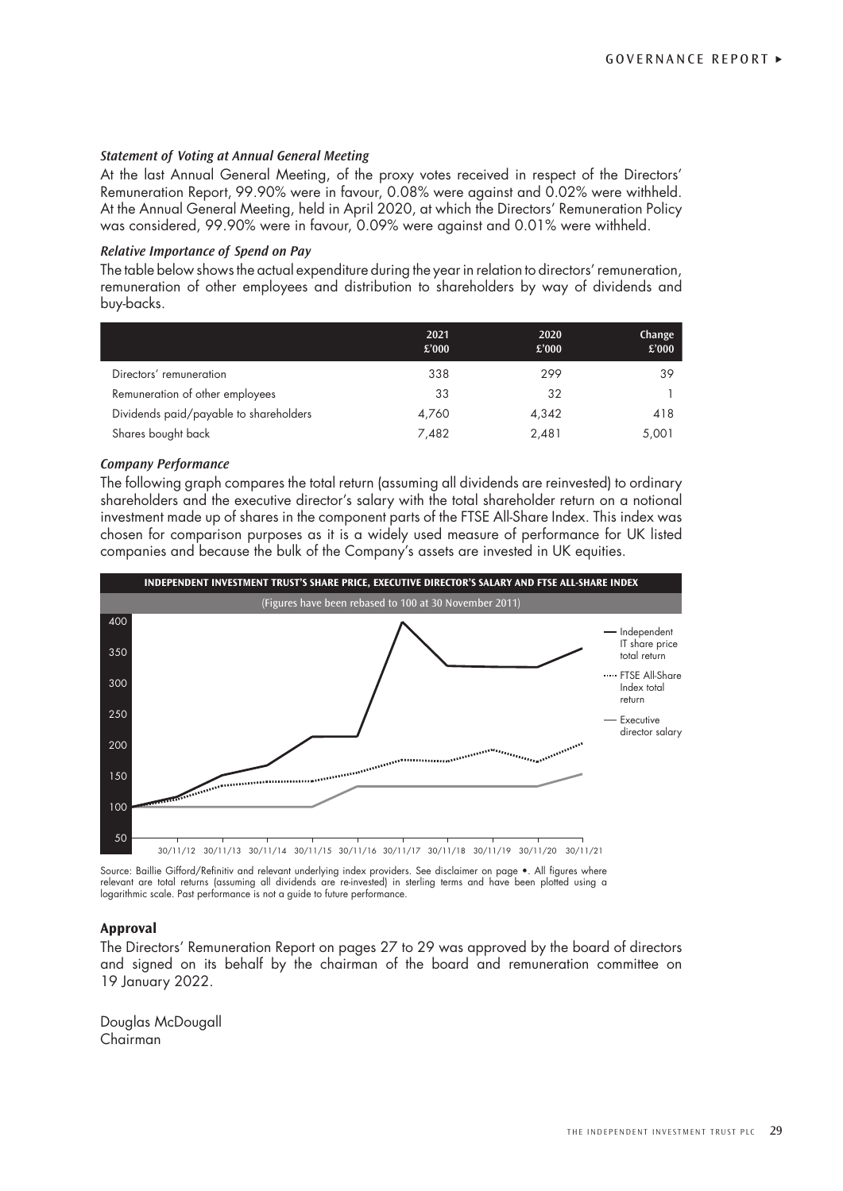### *Statement of Voting at Annual General Meeting*

At the last Annual General Meeting, of the proxy votes received in respect of the Directors' Remuneration Report, 99.90% were in favour, 0.08% were against and 0.02% were withheld. At the Annual General Meeting, held in April 2020, at which the Directors' Remuneration Policy was considered, 99.90% were in favour, 0.09% were against and 0.01% were withheld.

### *Relative Importance of Spend on Pay*

The table below shows the actual expenditure during the year in relation to directors' remuneration, remuneration of other employees and distribution to shareholders by way of dividends and buy-backs.

| | 2021 £'000 | 2020 £'000 | Change £'000 |
|---|---|---|---|
| Directors' remuneration | 338 | 299 | 39 |
| Remuneration of other employees | 33 | 32 | 1 |
| Dividends paid/payable to shareholders | 4,760 | 4,342 | 418 |
| Shares bought back | 7,482 | 2,481 | 5,001 |

### *Company Performance*

The following graph compares the total return (assuming all dividends are reinvested) to ordinary shareholders and the executive director's salary with the total shareholder return on a notional investment made up of shares in the component parts of the FTSE All-Share Index. This index was chosen for comparison purposes as it is a widely used measure of performance for UK listed companies and because the bulk of the Company's assets are invested in UK equities.

**INDEPENDENT INVESTMENT TRUST'S SHARE PRICE, EXECUTIVE DIRECTOR'S SALARY AND FTSE ALL-SHARE INDEX**

(Figures have been rebased to 100 at 30 November 2011)

Source: Baillie Gifford/Refinitiv and relevant underlying index providers. See disclaimer on page •. All figures where relevant are total returns (assuming all dividends are re-invested) in sterling terms and have been plotted using a logarithmic scale. Past performance is not a guide to future performance.

## Approval

The Directors' Remuneration Report on pages 27 to 29 was approved by the board of directors and signed on its behalf by the chairman of the board and remuneration committee on 19 January 2022.

Douglas McDougall
Chairman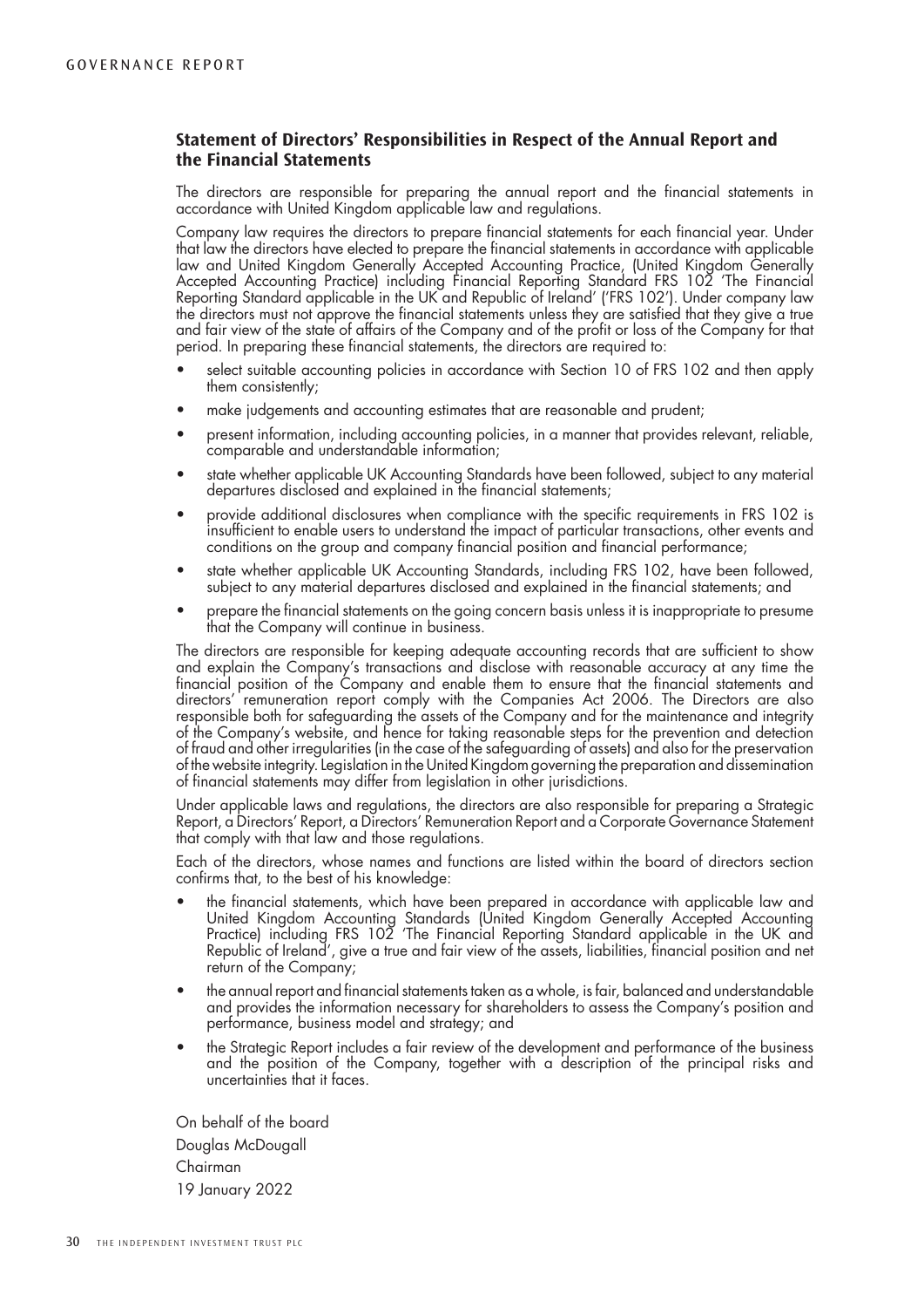## Statement of Directors' Responsibilities in Respect of the Annual Report and the Financial Statements

The directors are responsible for preparing the annual report and the financial statements in accordance with United Kingdom applicable law and regulations.

Company law requires the directors to prepare financial statements for each financial year. Under that law the directors have elected to prepare the financial statements in accordance with applicable law and United Kingdom Generally Accepted Accounting Practice, (United Kingdom Generally Accepted Accounting Practice) including Financial Reporting Standard FRS 102 'The Financial Reporting Standard applicable in the UK and Republic of Ireland' ('FRS 102'). Under company law the directors must not approve the financial statements unless they are satisfied that they give a true and fair view of the state of affairs of the Company and of the profit or loss of the Company for that period. In preparing these financial statements, the directors are required to:

- select suitable accounting policies in accordance with Section 10 of FRS 102 and then apply them consistently;
- make judgements and accounting estimates that are reasonable and prudent;
- present information, including accounting policies, in a manner that provides relevant, reliable, comparable and understandable information;
- state whether applicable UK Accounting Standards have been followed, subject to any material departures disclosed and explained in the financial statements;
- provide additional disclosures when compliance with the specific requirements in FRS 102 is insufficient to enable users to understand the impact of particular transactions, other events and conditions on the group and company financial position and financial performance;
- state whether applicable UK Accounting Standards, including FRS 102, have been followed, subject to any material departures disclosed and explained in the financial statements; and
- prepare the financial statements on the going concern basis unless it is inappropriate to presume that the Company will continue in business.

The directors are responsible for keeping adequate accounting records that are sufficient to show and explain the Company's transactions and disclose with reasonable accuracy at any time the financial position of the Company and enable them to ensure that the financial statements and directors' remuneration report comply with the Companies Act 2006. The Directors are also responsible both for safeguarding the assets of the Company and for the maintenance and integrity of the Company's website, and hence for taking reasonable steps for the prevention and detection of fraud and other irregularities (in the case of the safeguarding of assets) and also for the preservation of the website integrity. Legislation in the United Kingdom governing the preparation and dissemination of financial statements may differ from legislation in other jurisdictions.

Under applicable laws and regulations, the directors are also responsible for preparing a Strategic Report, a Directors' Report, a Directors' Remuneration Report and a Corporate Governance Statement that comply with that law and those regulations.

Each of the directors, whose names and functions are listed within the board of directors section confirms that, to the best of his knowledge:

- the financial statements, which have been prepared in accordance with applicable law and United Kingdom Accounting Standards (United Kingdom Generally Accepted Accounting Practice) including FRS 102 'The Financial Reporting Standard applicable in the UK and Republic of Ireland', give a true and fair view of the assets, liabilities, financial position and net return of the Company;
- the annual report and financial statements taken as a whole, is fair, balanced and understandable and provides the information necessary for shareholders to assess the Company's position and performance, business model and strategy; and
- the Strategic Report includes a fair review of the development and performance of the business and the position of the Company, together with a description of the principal risks and uncertainties that it faces.

On behalf of the board
Douglas McDougall
Chairman
19 January 2022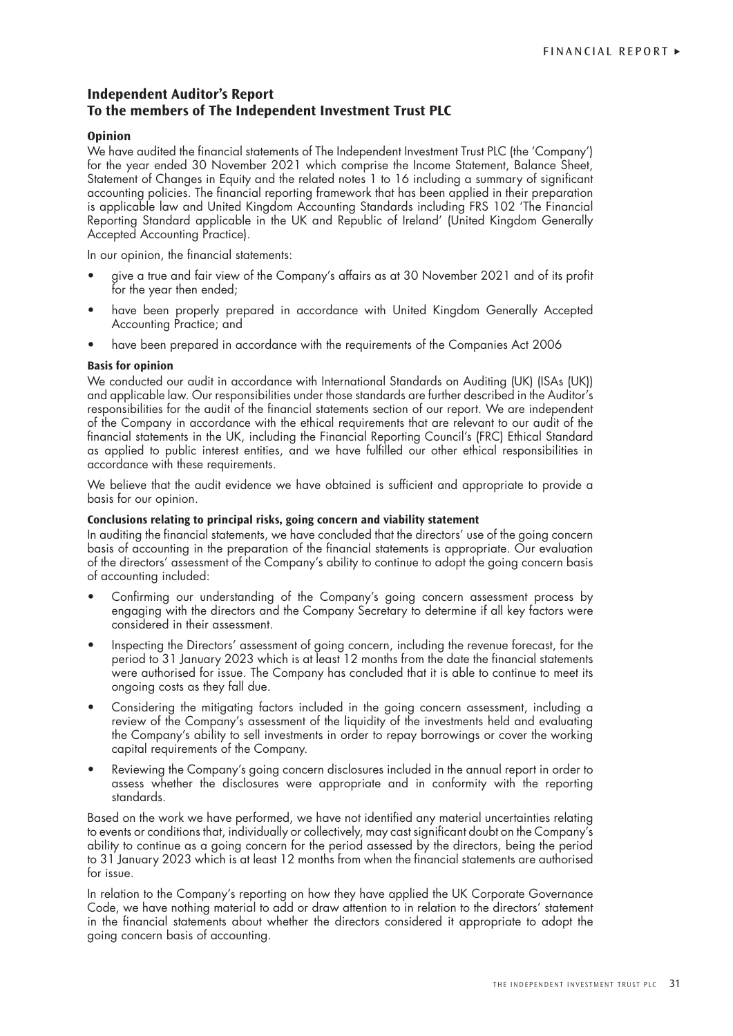## Independent Auditor's Report
## To the members of The Independent Investment Trust PLC

### Opinion

We have audited the financial statements of The Independent Investment Trust PLC (the 'Company') for the year ended 30 November 2021 which comprise the Income Statement, Balance Sheet, Statement of Changes in Equity and the related notes 1 to 16 including a summary of significant accounting policies. The financial reporting framework that has been applied in their preparation is applicable law and United Kingdom Accounting Standards including FRS 102 'The Financial Reporting Standard applicable in the UK and Republic of Ireland' (United Kingdom Generally Accepted Accounting Practice).

In our opinion, the financial statements:

- give a true and fair view of the Company's affairs as at 30 November 2021 and of its profit for the year then ended;
- have been properly prepared in accordance with United Kingdom Generally Accepted Accounting Practice; and
- have been prepared in accordance with the requirements of the Companies Act 2006

### Basis for opinion

We conducted our audit in accordance with International Standards on Auditing (UK) (ISAs (UK)) and applicable law. Our responsibilities under those standards are further described in the Auditor's responsibilities for the audit of the financial statements section of our report. We are independent of the Company in accordance with the ethical requirements that are relevant to our audit of the financial statements in the UK, including the Financial Reporting Council's (FRC) Ethical Standard as applied to public interest entities, and we have fulfilled our other ethical responsibilities in accordance with these requirements.

We believe that the audit evidence we have obtained is sufficient and appropriate to provide a basis for our opinion.

### Conclusions relating to principal risks, going concern and viability statement

In auditing the financial statements, we have concluded that the directors' use of the going concern basis of accounting in the preparation of the financial statements is appropriate. Our evaluation of the directors' assessment of the Company's ability to continue to adopt the going concern basis of accounting included:

- Confirming our understanding of the Company's going concern assessment process by engaging with the directors and the Company Secretary to determine if all key factors were considered in their assessment.
- Inspecting the Directors' assessment of going concern, including the revenue forecast, for the period to 31 January 2023 which is at least 12 months from the date the financial statements were authorised for issue. The Company has concluded that it is able to continue to meet its ongoing costs as they fall due.
- Considering the mitigating factors included in the going concern assessment, including a review of the Company's assessment of the liquidity of the investments held and evaluating the Company's ability to sell investments in order to repay borrowings or cover the working capital requirements of the Company.
- Reviewing the Company's going concern disclosures included in the annual report in order to assess whether the disclosures were appropriate and in conformity with the reporting standards.

Based on the work we have performed, we have not identified any material uncertainties relating to events or conditions that, individually or collectively, may cast significant doubt on the Company's ability to continue as a going concern for the period assessed by the directors, being the period to 31 January 2023 which is at least 12 months from when the financial statements are authorised for issue.

In relation to the Company's reporting on how they have applied the UK Corporate Governance Code, we have nothing material to add or draw attention to in relation to the directors' statement in the financial statements about whether the directors considered it appropriate to adopt the going concern basis of accounting.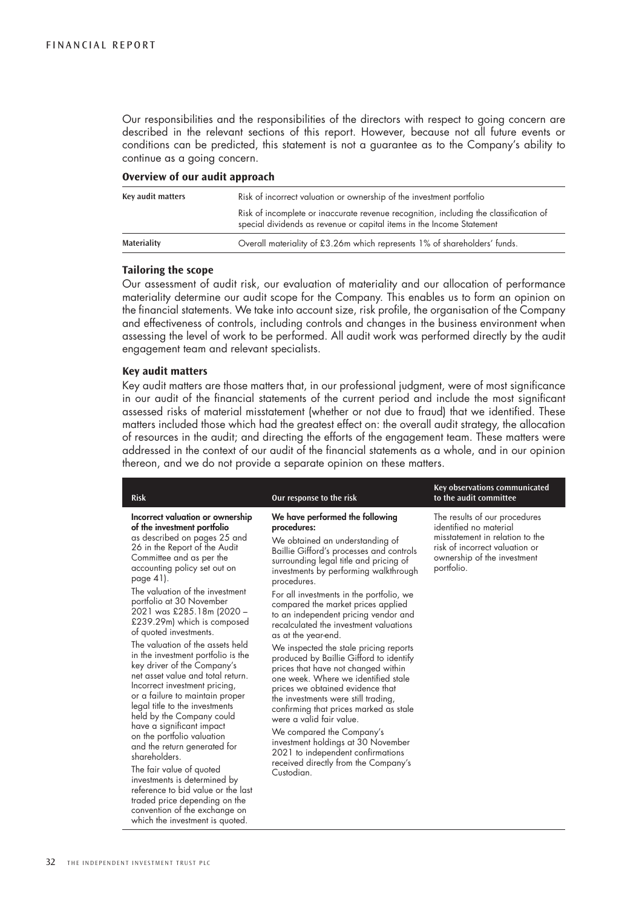Our responsibilities and the responsibilities of the directors with respect to going concern are described in the relevant sections of this report. However, because not all future events or conditions can be predicted, this statement is not a guarantee as to the Company's ability to continue as a going concern.

### Overview of our audit approach

| | |
|---|---|
| Key audit matters | Risk of incorrect valuation or ownership of the investment portfolio<br><br>Risk of incomplete or inaccurate revenue recognition, including the classification of special dividends as revenue or capital items in the Income Statement |
| Materiality | Overall materiality of £3.26m which represents 1% of shareholders' funds. |

### Tailoring the scope

Our assessment of audit risk, our evaluation of materiality and our allocation of performance materiality determine our audit scope for the Company. This enables us to form an opinion on the financial statements. We take into account size, risk profile, the organisation of the Company and effectiveness of controls, including controls and changes in the business environment when assessing the level of work to be performed. All audit work was performed directly by the audit engagement team and relevant specialists.

### Key audit matters

Key audit matters are those matters that, in our professional judgment, were of most significance in our audit of the financial statements of the current period and include the most significant assessed risks of material misstatement (whether or not due to fraud) that we identified. These matters included those which had the greatest effect on: the overall audit strategy, the allocation of resources in the audit; and directing the efforts of the engagement team. These matters were addressed in the context of our audit of the financial statements as a whole, and in our opinion thereon, and we do not provide a separate opinion on these matters.

| Risk | Our response to the risk | Key observations communicated to the audit committee |
|---|---|---|
| **Incorrect valuation or ownership of the investment portfolio** as described on pages 25 and 26 in the Report of the Audit Committee and as per the accounting policy set out on page 41).<br><br>The valuation of the investment portfolio at 30 November 2021 was £285.18m (2020 – £239.29m) which is composed of quoted investments.<br><br>The valuation of the assets held in the investment portfolio is the key driver of the Company's net asset value and total return. Incorrect investment pricing, or a failure to maintain proper legal title to the investments held by the Company could have a significant impact on the portfolio valuation and the return generated for shareholders.<br><br>The fair value of quoted investments is determined by reference to bid value or the last traded price depending on the convention of the exchange on which the investment is quoted. | **We have performed the following procedures:**<br><br>We obtained an understanding of Baillie Gifford's processes and controls surrounding legal title and pricing of investments by performing walkthrough procedures.<br><br>For all investments in the portfolio, we compared the market prices applied to an independent pricing vendor and recalculated the investment valuations as at the year-end.<br><br>We inspected the stale pricing reports produced by Baillie Gifford to identify prices that have not changed within one week. Where we identified stale prices we obtained evidence that the investments were still trading, confirming that prices marked as stale were a valid fair value.<br><br>We compared the Company's investment holdings at 30 November 2021 to independent confirmations received directly from the Company's Custodian. | The results of our procedures identified no material misstatement in relation to the risk of incorrect valuation or ownership of the investment portfolio. |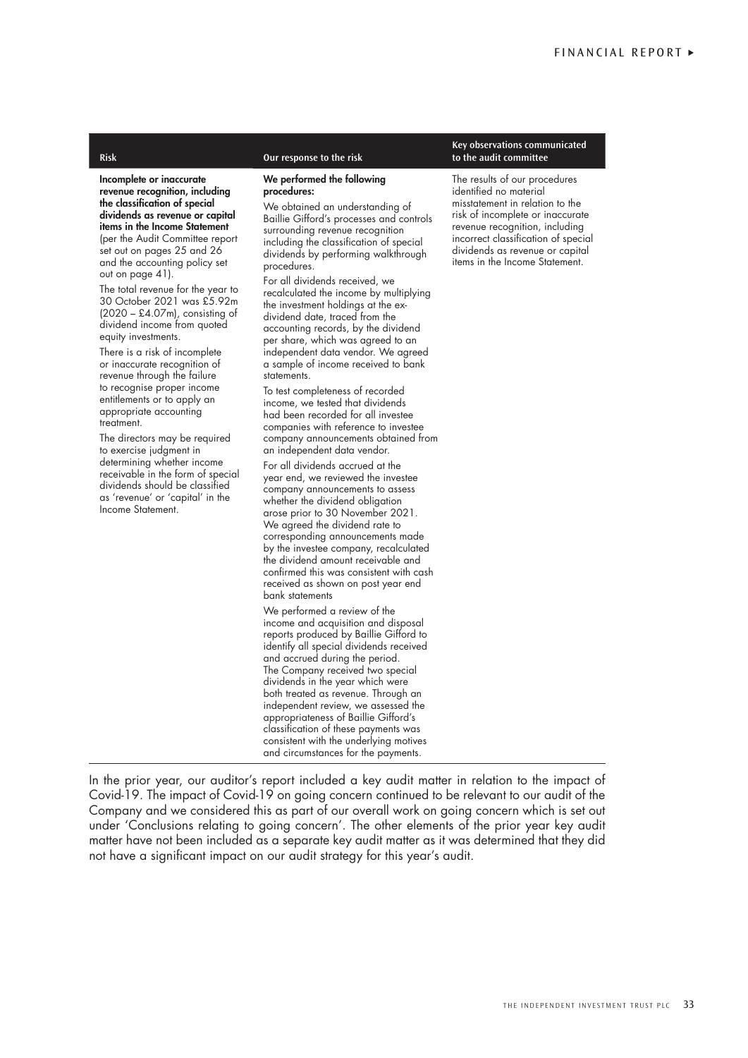| Risk | Our response to the risk | Key observations communicated to the audit committee |
| --- | --- | --- |
| **Incomplete or inaccurate revenue recognition, including the classification of special dividends as revenue or capital items in the Income Statement** (per the Audit Committee report set out on pages 25 and 26 and the accounting policy set out on page 41).<br><br>The total revenue for the year to 30 October 2021 was £5.92m (2020 – £4.07m), consisting of dividend income from quoted equity investments.<br><br>There is a risk of incomplete or inaccurate recognition of revenue through the failure to recognise proper income entitlements or to apply an appropriate accounting treatment.<br><br>The directors may be required to exercise judgment in determining whether income receivable in the form of special dividends should be classified as 'revenue' or 'capital' in the Income Statement. | **We performed the following procedures:**<br><br>We obtained an understanding of Baillie Gifford's processes and controls surrounding revenue recognition including the classification of special dividends by performing walkthrough procedures.<br><br>For all dividends received, we recalculated the income by multiplying the investment holdings at the ex-dividend date, traced from the accounting records, by the dividend per share, which was agreed to an independent data vendor. We agreed a sample of income received to bank statements.<br><br>To test completeness of recorded income, we tested that dividends had been recorded for all investee companies with reference to investee company announcements obtained from an independent data vendor.<br><br>For all dividends accrued at the year end, we reviewed the investee company announcements to assess whether the dividend obligation arose prior to 30 November 2021. We agreed the dividend rate to corresponding announcements made by the investee company, recalculated the dividend amount receivable and confirmed this was consistent with cash received as shown on post year end bank statements<br><br>We performed a review of the income and acquisition and disposal reports produced by Baillie Gifford to identify all special dividends received and accrued during the period. The Company received two special dividends in the year which were both treated as revenue. Through an independent review, we assessed the appropriateness of Baillie Gifford's classification of these payments was consistent with the underlying motives and circumstances for the payments. | The results of our procedures identified no material misstatement in relation to the risk of incomplete or inaccurate revenue recognition, including incorrect classification of special dividends as revenue or capital items in the Income Statement. |

In the prior year, our auditor's report included a key audit matter in relation to the impact of Covid-19. The impact of Covid-19 on going concern continued to be relevant to our audit of the Company and we considered this as part of our overall work on going concern which is set out under 'Conclusions relating to going concern'. The other elements of the prior year key audit matter have not been included as a separate key audit matter as it was determined that they did not have a significant impact on our audit strategy for this year's audit.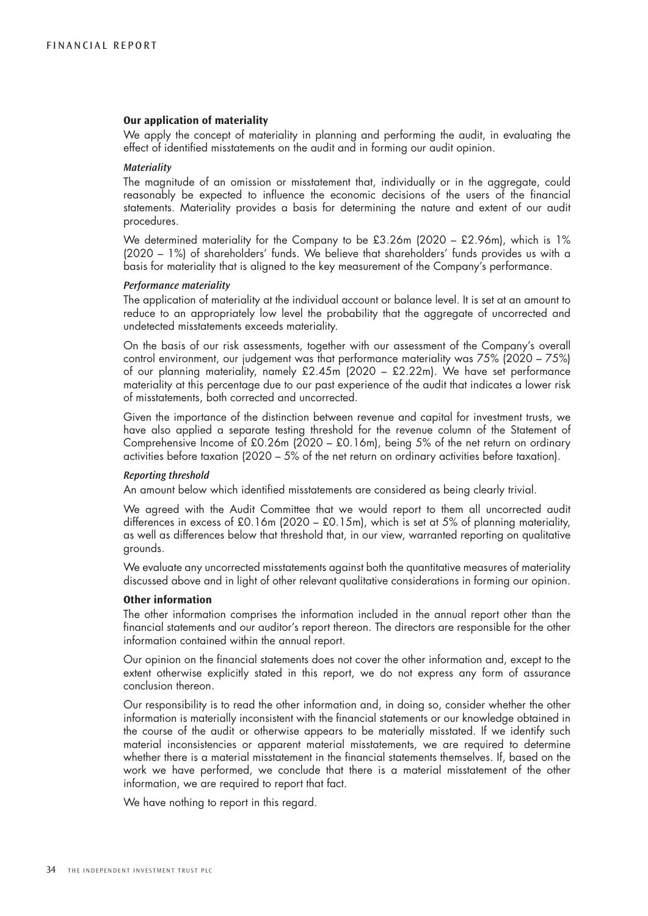### Our application of materiality

We apply the concept of materiality in planning and performing the audit, in evaluating the effect of identified misstatements on the audit and in forming our audit opinion.

#### *Materiality*

The magnitude of an omission or misstatement that, individually or in the aggregate, could reasonably be expected to influence the economic decisions of the users of the financial statements. Materiality provides a basis for determining the nature and extent of our audit procedures.

We determined materiality for the Company to be £3.26m (2020 – £2.96m), which is 1% (2020 – 1%) of shareholders' funds. We believe that shareholders' funds provides us with a basis for materiality that is aligned to the key measurement of the Company's performance.

#### *Performance materiality*

The application of materiality at the individual account or balance level. It is set at an amount to reduce to an appropriately low level the probability that the aggregate of uncorrected and undetected misstatements exceeds materiality.

On the basis of our risk assessments, together with our assessment of the Company's overall control environment, our judgement was that performance materiality was 75% (2020 – 75%) of our planning materiality, namely £2.45m (2020 – £2.22m). We have set performance materiality at this percentage due to our past experience of the audit that indicates a lower risk of misstatements, both corrected and uncorrected.

Given the importance of the distinction between revenue and capital for investment trusts, we have also applied a separate testing threshold for the revenue column of the Statement of Comprehensive Income of £0.26m (2020 – £0.16m), being 5% of the net return on ordinary activities before taxation (2020 – 5% of the net return on ordinary activities before taxation).

#### *Reporting threshold*

An amount below which identified misstatements are considered as being clearly trivial.

We agreed with the Audit Committee that we would report to them all uncorrected audit differences in excess of £0.16m (2020 – £0.15m), which is set at 5% of planning materiality, as well as differences below that threshold that, in our view, warranted reporting on qualitative grounds.

We evaluate any uncorrected misstatements against both the quantitative measures of materiality discussed above and in light of other relevant qualitative considerations in forming our opinion.

### Other information

The other information comprises the information included in the annual report other than the financial statements and our auditor's report thereon. The directors are responsible for the other information contained within the annual report.

Our opinion on the financial statements does not cover the other information and, except to the extent otherwise explicitly stated in this report, we do not express any form of assurance conclusion thereon.

Our responsibility is to read the other information and, in doing so, consider whether the other information is materially inconsistent with the financial statements or our knowledge obtained in the course of the audit or otherwise appears to be materially misstated. If we identify such material inconsistencies or apparent material misstatements, we are required to determine whether there is a material misstatement in the financial statements themselves. If, based on the work we have performed, we conclude that there is a material misstatement of the other information, we are required to report that fact.

We have nothing to report in this regard.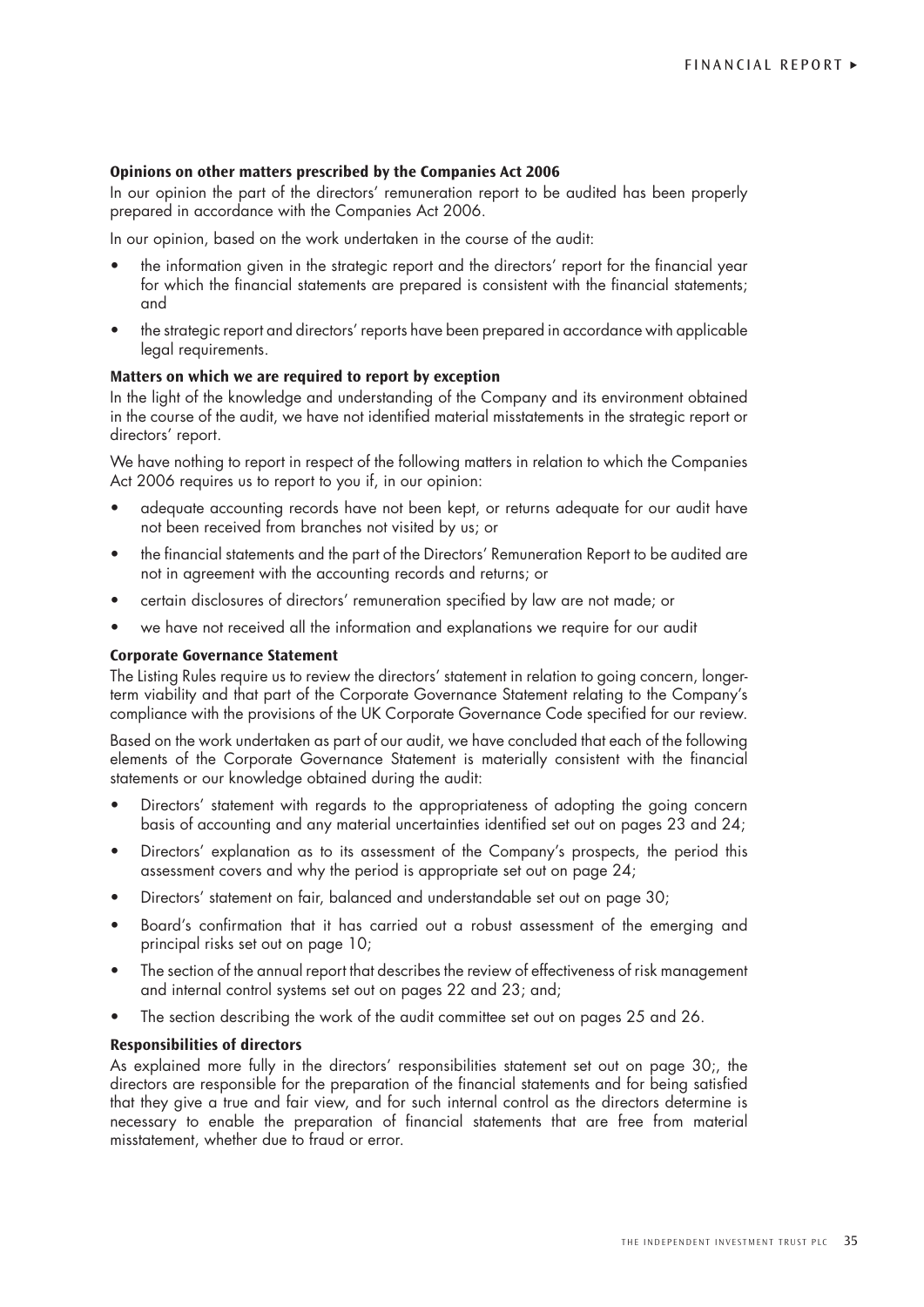### Opinions on other matters prescribed by the Companies Act 2006

In our opinion the part of the directors' remuneration report to be audited has been properly prepared in accordance with the Companies Act 2006.

In our opinion, based on the work undertaken in the course of the audit:

- the information given in the strategic report and the directors' report for the financial year for which the financial statements are prepared is consistent with the financial statements; and
- the strategic report and directors' reports have been prepared in accordance with applicable legal requirements.

### Matters on which we are required to report by exception

In the light of the knowledge and understanding of the Company and its environment obtained in the course of the audit, we have not identified material misstatements in the strategic report or directors' report.

We have nothing to report in respect of the following matters in relation to which the Companies Act 2006 requires us to report to you if, in our opinion:

- adequate accounting records have not been kept, or returns adequate for our audit have not been received from branches not visited by us; or
- the financial statements and the part of the Directors' Remuneration Report to be audited are not in agreement with the accounting records and returns; or
- certain disclosures of directors' remuneration specified by law are not made; or
- we have not received all the information and explanations we require for our audit

### Corporate Governance Statement

The Listing Rules require us to review the directors' statement in relation to going concern, longer-term viability and that part of the Corporate Governance Statement relating to the Company's compliance with the provisions of the UK Corporate Governance Code specified for our review.

Based on the work undertaken as part of our audit, we have concluded that each of the following elements of the Corporate Governance Statement is materially consistent with the financial statements or our knowledge obtained during the audit:

- Directors' statement with regards to the appropriateness of adopting the going concern basis of accounting and any material uncertainties identified set out on pages 23 and 24;
- Directors' explanation as to its assessment of the Company's prospects, the period this assessment covers and why the period is appropriate set out on page 24;
- Directors' statement on fair, balanced and understandable set out on page 30;
- Board's confirmation that it has carried out a robust assessment of the emerging and principal risks set out on page 10;
- The section of the annual report that describes the review of effectiveness of risk management and internal control systems set out on pages 22 and 23; and;
- The section describing the work of the audit committee set out on pages 25 and 26.

### Responsibilities of directors

As explained more fully in the directors' responsibilities statement set out on page 30;, the directors are responsible for the preparation of the financial statements and for being satisfied that they give a true and fair view, and for such internal control as the directors determine is necessary to enable the preparation of financial statements that are free from material misstatement, whether due to fraud or error.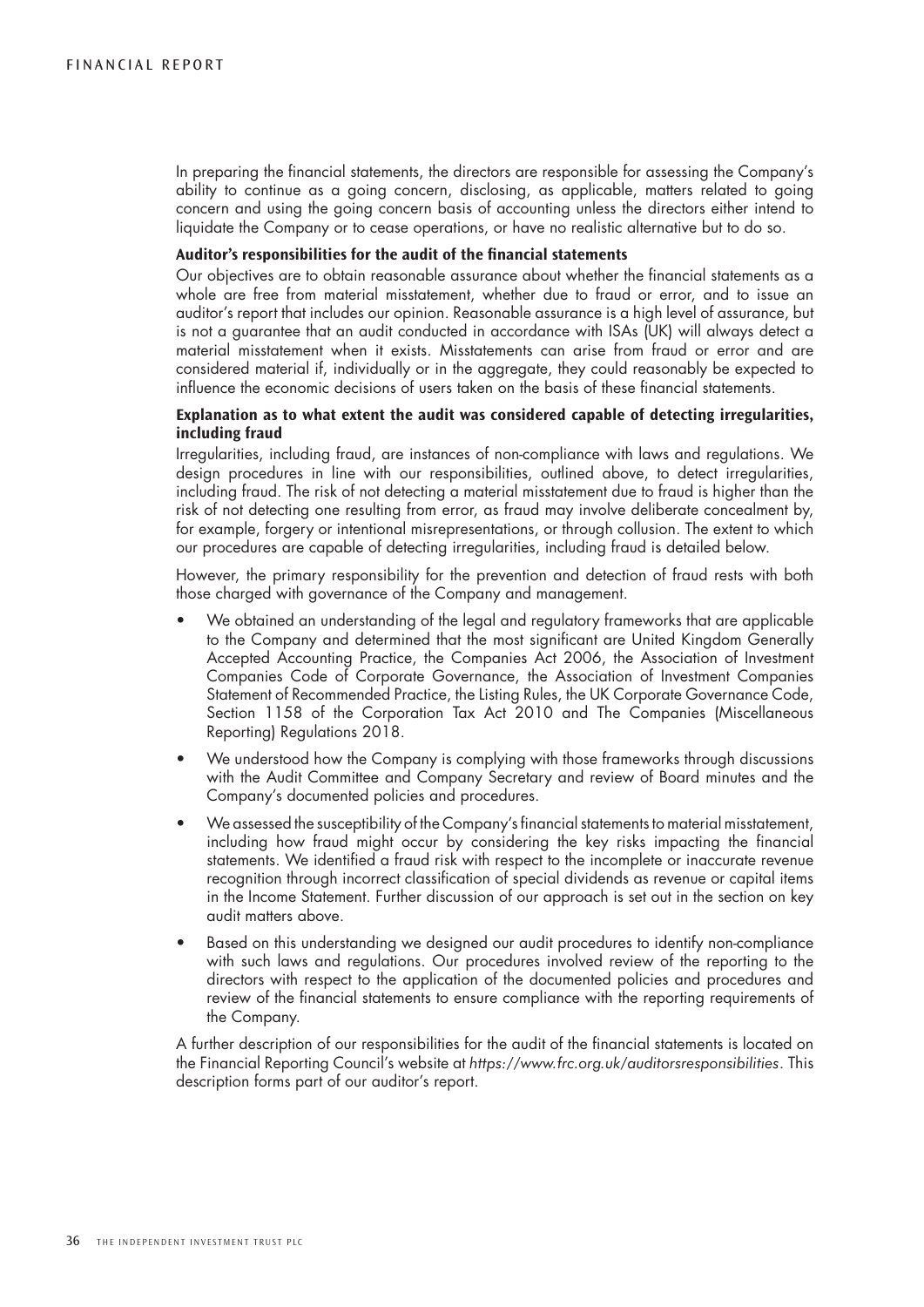In preparing the financial statements, the directors are responsible for assessing the Company's ability to continue as a going concern, disclosing, as applicable, matters related to going concern and using the going concern basis of accounting unless the directors either intend to liquidate the Company or to cease operations, or have no realistic alternative but to do so.

**Auditor's responsibilities for the audit of the financial statements**

Our objectives are to obtain reasonable assurance about whether the financial statements as a whole are free from material misstatement, whether due to fraud or error, and to issue an auditor's report that includes our opinion. Reasonable assurance is a high level of assurance, but is not a guarantee that an audit conducted in accordance with ISAs (UK) will always detect a material misstatement when it exists. Misstatements can arise from fraud or error and are considered material if, individually or in the aggregate, they could reasonably be expected to influence the economic decisions of users taken on the basis of these financial statements.

**Explanation as to what extent the audit was considered capable of detecting irregularities, including fraud**

Irregularities, including fraud, are instances of non-compliance with laws and regulations. We design procedures in line with our responsibilities, outlined above, to detect irregularities, including fraud. The risk of not detecting a material misstatement due to fraud is higher than the risk of not detecting one resulting from error, as fraud may involve deliberate concealment by, for example, forgery or intentional misrepresentations, or through collusion. The extent to which our procedures are capable of detecting irregularities, including fraud is detailed below.

However, the primary responsibility for the prevention and detection of fraud rests with both those charged with governance of the Company and management.

- We obtained an understanding of the legal and regulatory frameworks that are applicable to the Company and determined that the most significant are United Kingdom Generally Accepted Accounting Practice, the Companies Act 2006, the Association of Investment Companies Code of Corporate Governance, the Association of Investment Companies Statement of Recommended Practice, the Listing Rules, the UK Corporate Governance Code, Section 1158 of the Corporation Tax Act 2010 and The Companies (Miscellaneous Reporting) Regulations 2018.
- We understood how the Company is complying with those frameworks through discussions with the Audit Committee and Company Secretary and review of Board minutes and the Company's documented policies and procedures.
- We assessed the susceptibility of the Company's financial statements to material misstatement, including how fraud might occur by considering the key risks impacting the financial statements. We identified a fraud risk with respect to the incomplete or inaccurate revenue recognition through incorrect classification of special dividends as revenue or capital items in the Income Statement. Further discussion of our approach is set out in the section on key audit matters above.
- Based on this understanding we designed our audit procedures to identify non-compliance with such laws and regulations. Our procedures involved review of the reporting to the directors with respect to the application of the documented policies and procedures and review of the financial statements to ensure compliance with the reporting requirements of the Company.

A further description of our responsibilities for the audit of the financial statements is located on the Financial Reporting Council's website at *https://www.frc.org.uk/auditorsresponsibilities*. This description forms part of our auditor's report.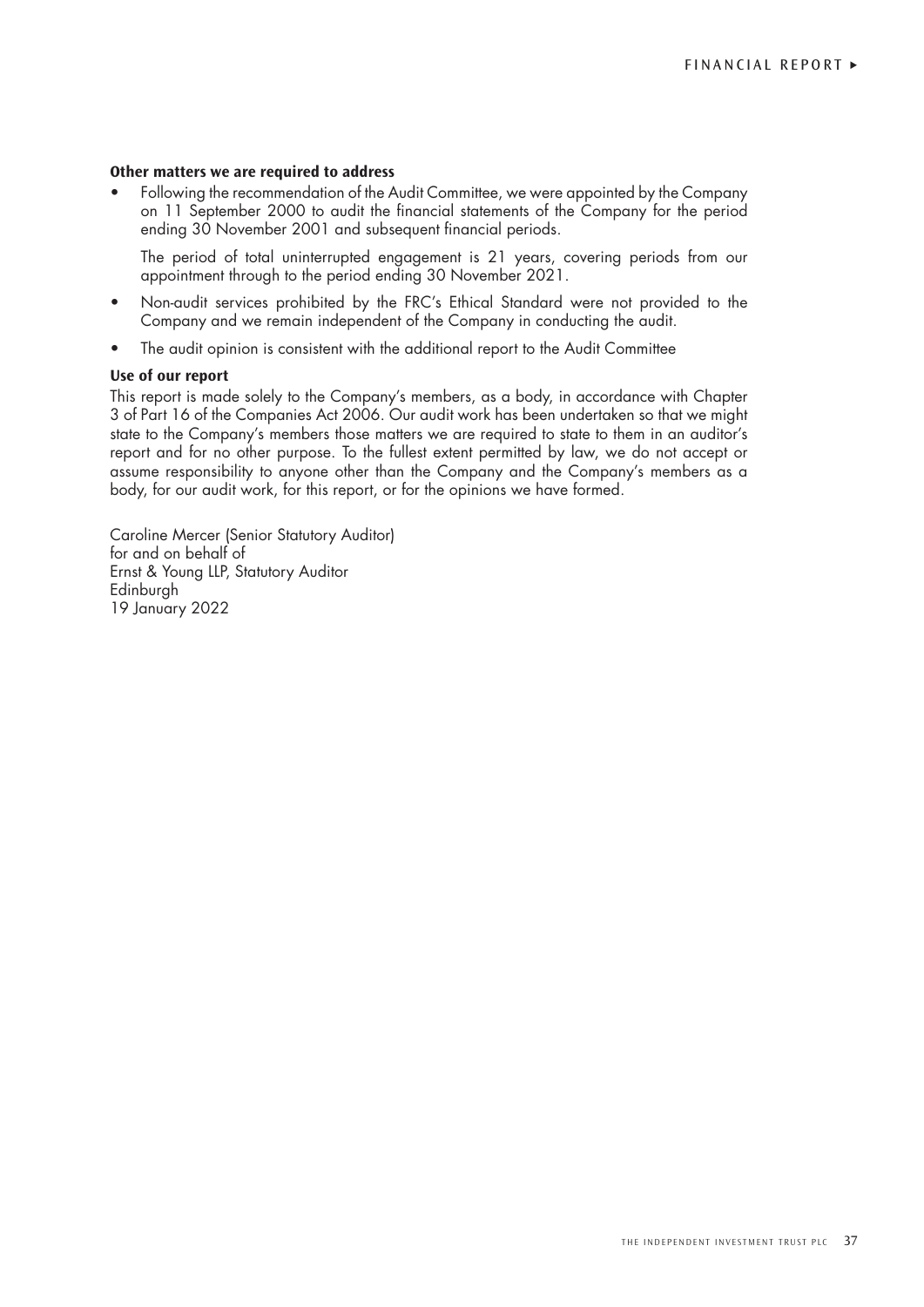**Other matters we are required to address**

- Following the recommendation of the Audit Committee, we were appointed by the Company on 11 September 2000 to audit the financial statements of the Company for the period ending 30 November 2001 and subsequent financial periods.

  The period of total uninterrupted engagement is 21 years, covering periods from our appointment through to the period ending 30 November 2021.

- Non-audit services prohibited by the FRC's Ethical Standard were not provided to the Company and we remain independent of the Company in conducting the audit.
- The audit opinion is consistent with the additional report to the Audit Committee

**Use of our report**

This report is made solely to the Company's members, as a body, in accordance with Chapter 3 of Part 16 of the Companies Act 2006. Our audit work has been undertaken so that we might state to the Company's members those matters we are required to state to them in an auditor's report and for no other purpose. To the fullest extent permitted by law, we do not accept or assume responsibility to anyone other than the Company and the Company's members as a body, for our audit work, for this report, or for the opinions we have formed.

Caroline Mercer (Senior Statutory Auditor)
for and on behalf of
Ernst & Young LLP, Statutory Auditor
Edinburgh
19 January 2022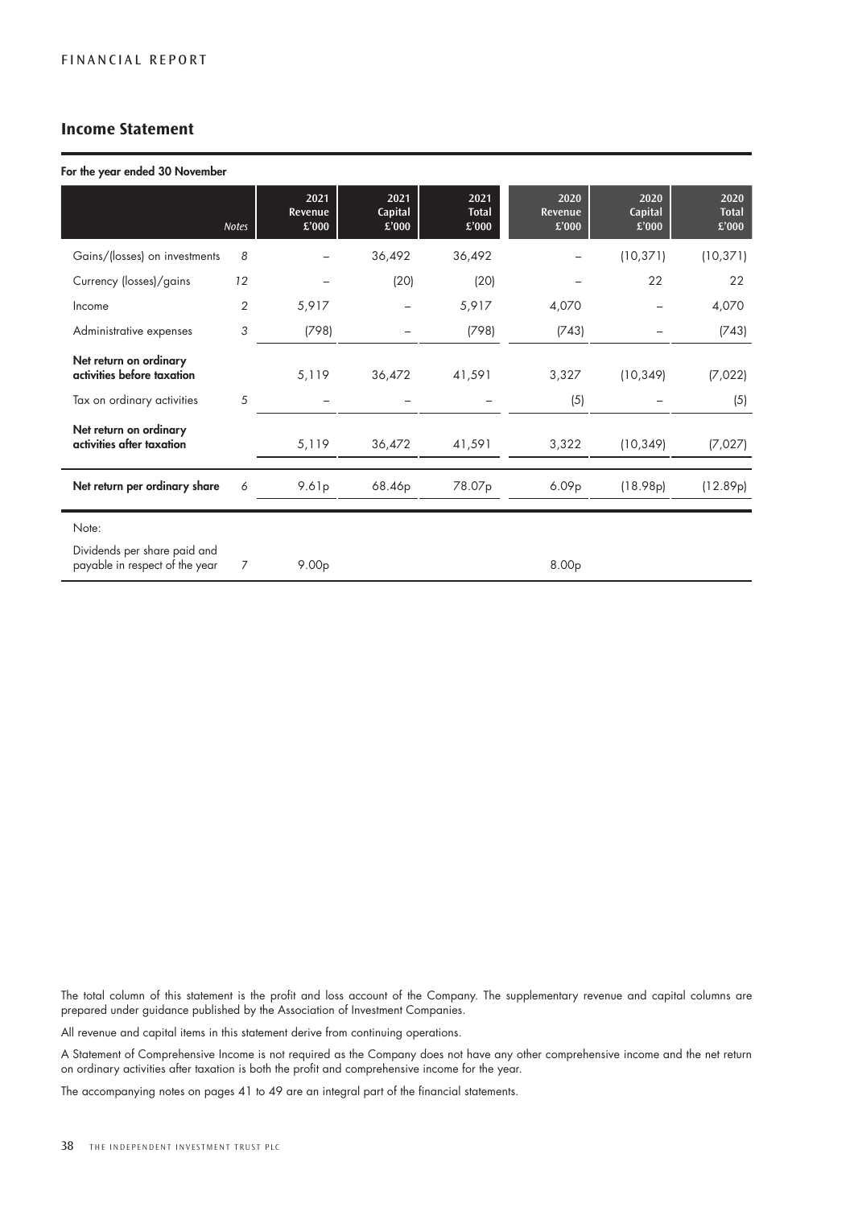## Income Statement

**For the year ended 30 November**

| | Notes | 2021 Revenue £'000 | 2021 Capital £'000 | 2021 Total £'000 | 2020 Revenue £'000 | 2020 Capital £'000 | 2020 Total £'000 |
|---|---|---|---|---|---|---|---|
| Gains/(losses) on investments | 8 | – | 36,492 | 36,492 | – | (10,371) | (10,371) |
| Currency (losses)/gains | 12 | – | (20) | (20) | – | 22 | 22 |
| Income | 2 | 5,917 | – | 5,917 | 4,070 | – | 4,070 |
| Administrative expenses | 3 | (798) | – | (798) | (743) | – | (743) |
| **Net return on ordinary activities before taxation** | | 5,119 | 36,472 | 41,591 | 3,327 | (10,349) | (7,022) |
| Tax on ordinary activities | 5 | – | – | – | (5) | – | (5) |
| **Net return on ordinary activities after taxation** | | 5,119 | 36,472 | 41,591 | 3,322 | (10,349) | (7,027) |
| **Net return per ordinary share** | 6 | 9.61p | 68.46p | 78.07p | 6.09p | (18.98p) | (12.89p) |
| Note: | | | | | | | |
| Dividends per share paid and payable in respect of the year | 7 | 9.00p | | | 8.00p | | |

The total column of this statement is the profit and loss account of the Company. The supplementary revenue and capital columns are prepared under guidance published by the Association of Investment Companies.

All revenue and capital items in this statement derive from continuing operations.

A Statement of Comprehensive Income is not required as the Company does not have any other comprehensive income and the net return on ordinary activities after taxation is both the profit and comprehensive income for the year.

The accompanying notes on pages 41 to 49 are an integral part of the financial statements.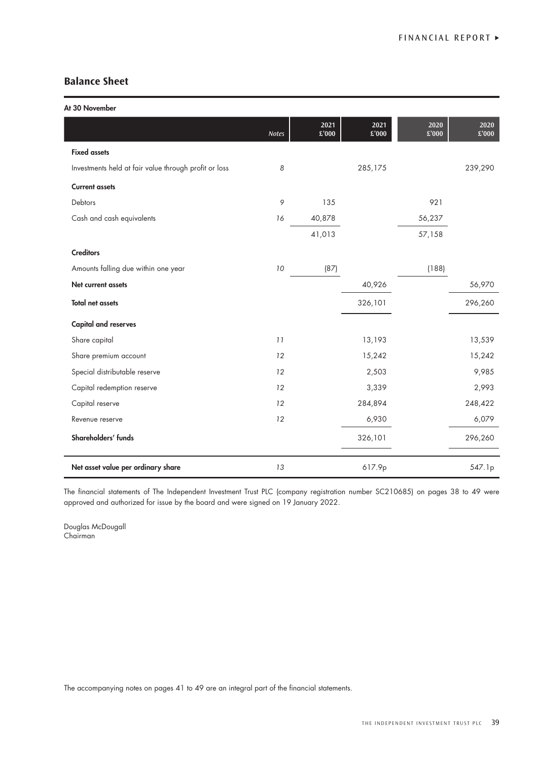## Balance Sheet

**At 30 November**

| | Notes | 2021 £'000 | 2021 £'000 | 2020 £'000 | 2020 £'000 |
|---|---|---|---|---|---|
| **Fixed assets** | | | | | |
| Investments held at fair value through profit or loss | 8 | | 285,175 | | 239,290 |
| **Current assets** | | | | | |
| Debtors | 9 | 135 | | 921 | |
| Cash and cash equivalents | 16 | 40,878 | | 56,237 | |
| | | 41,013 | | 57,158 | |
| **Creditors** | | | | | |
| Amounts falling due within one year | 10 | (87) | | (188) | |
| **Net current assets** | | | 40,926 | | 56,970 |
| **Total net assets** | | | 326,101 | | 296,260 |
| **Capital and reserves** | | | | | |
| Share capital | 11 | | 13,193 | | 13,539 |
| Share premium account | 12 | | 15,242 | | 15,242 |
| Special distributable reserve | 12 | | 2,503 | | 9,985 |
| Capital redemption reserve | 12 | | 3,339 | | 2,993 |
| Capital reserve | 12 | | 284,894 | | 248,422 |
| Revenue reserve | 12 | | 6,930 | | 6,079 |
| **Shareholders' funds** | | | 326,101 | | 296,260 |
| **Net asset value per ordinary share** | 13 | | 617.9p | | 547.1p |

The financial statements of The Independent Investment Trust PLC (company registration number SC210685) on pages 38 to 49 were approved and authorized for issue by the board and were signed on 19 January 2022.

Douglas McDougall
Chairman

The accompanying notes on pages 41 to 49 are an integral part of the financial statements.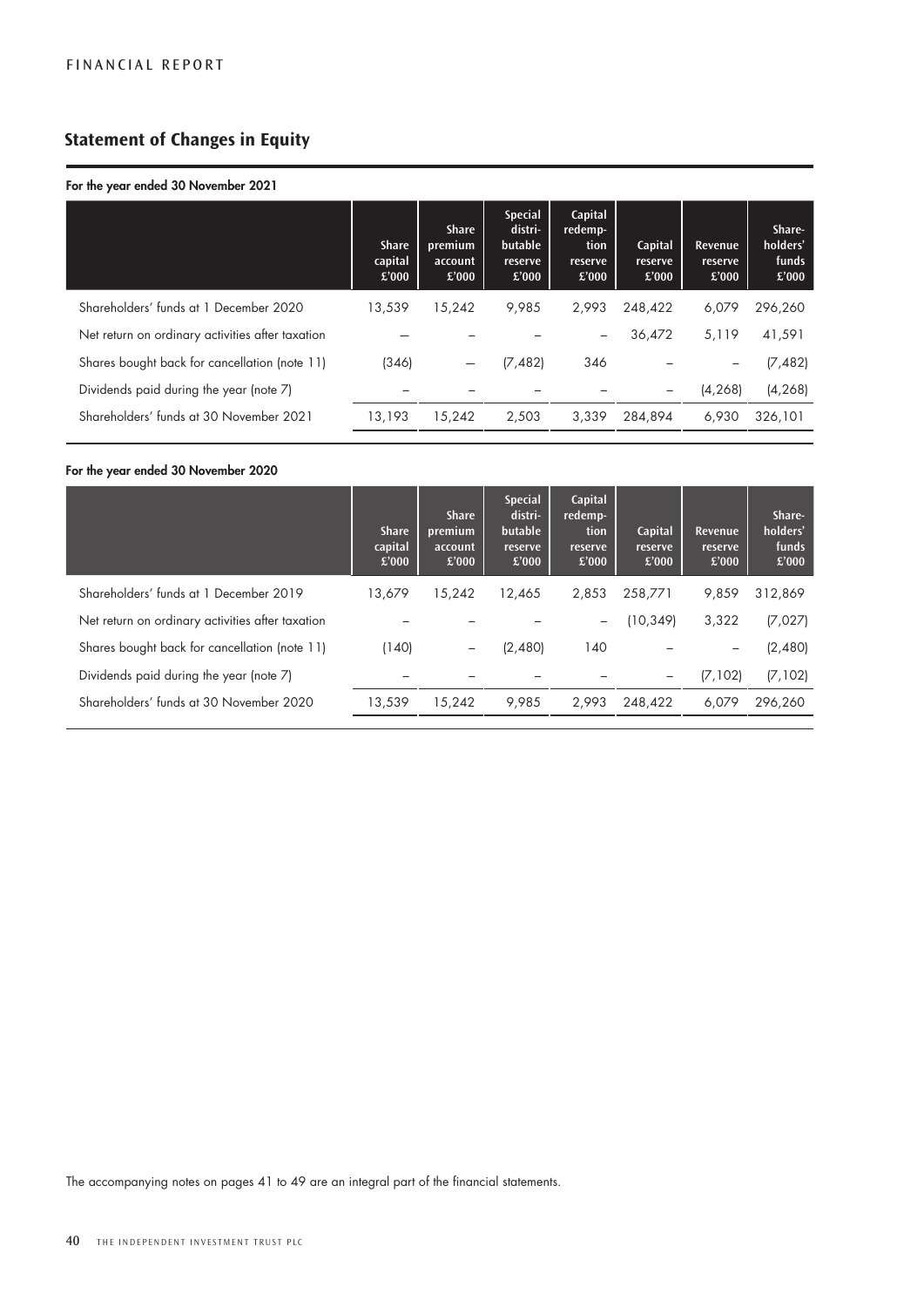## Statement of Changes in Equity

**For the year ended 30 November 2021**

| | Share capital £'000 | Share premium account £'000 | Special distri-butable reserve £'000 | Capital redemp-tion reserve £'000 | Capital reserve £'000 | Revenue reserve £'000 | Share-holders' funds £'000 |
|---|---|---|---|---|---|---|---|
| Shareholders' funds at 1 December 2020 | 13,539 | 15,242 | 9,985 | 2,993 | 248,422 | 6,079 | 296,260 |
| Net return on ordinary activities after taxation | – | – | – | – | 36,472 | 5,119 | 41,591 |
| Shares bought back for cancellation (note 11) | (346) | – | (7,482) | 346 | – | – | (7,482) |
| Dividends paid during the year (note 7) | – | – | – | – | – | (4,268) | (4,268) |
| Shareholders' funds at 30 November 2021 | 13,193 | 15,242 | 2,503 | 3,339 | 284,894 | 6,930 | 326,101 |

**For the year ended 30 November 2020**

| | Share capital £'000 | Share premium account £'000 | Special distri-butable reserve £'000 | Capital redemp-tion reserve £'000 | Capital reserve £'000 | Revenue reserve £'000 | Share-holders' funds £'000 |
|---|---|---|---|---|---|---|---|
| Shareholders' funds at 1 December 2019 | 13,679 | 15,242 | 12,465 | 2,853 | 258,771 | 9,859 | 312,869 |
| Net return on ordinary activities after taxation | – | – | – | – | (10,349) | 3,322 | (7,027) |
| Shares bought back for cancellation (note 11) | (140) | – | (2,480) | 140 | – | – | (2,480) |
| Dividends paid during the year (note 7) | – | – | – | – | – | (7,102) | (7,102) |
| Shareholders' funds at 30 November 2020 | 13,539 | 15,242 | 9,985 | 2,993 | 248,422 | 6,079 | 296,260 |

The accompanying notes on pages 41 to 49 are an integral part of the financial statements.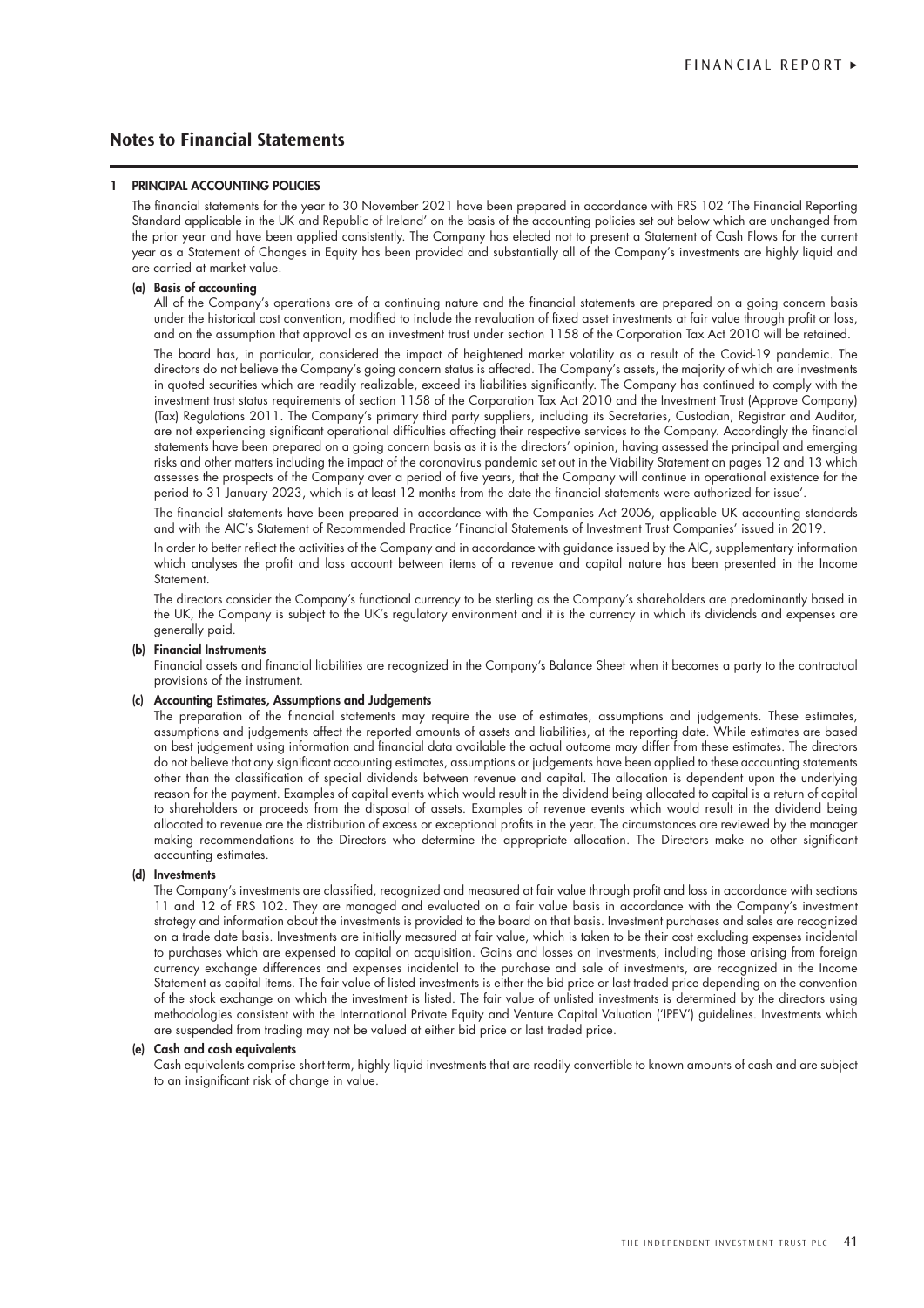## Notes to Financial Statements

### 1 PRINCIPAL ACCOUNTING POLICIES

The financial statements for the year to 30 November 2021 have been prepared in accordance with FRS 102 'The Financial Reporting Standard applicable in the UK and Republic of Ireland' on the basis of the accounting policies set out below which are unchanged from the prior year and have been applied consistently. The Company has elected not to present a Statement of Cash Flows for the current year as a Statement of Changes in Equity has been provided and substantially all of the Company's investments are highly liquid and are carried at market value.

**(a) Basis of accounting**

All of the Company's operations are of a continuing nature and the financial statements are prepared on a going concern basis under the historical cost convention, modified to include the revaluation of fixed asset investments at fair value through profit or loss, and on the assumption that approval as an investment trust under section 1158 of the Corporation Tax Act 2010 will be retained.

The board has, in particular, considered the impact of heightened market volatility as a result of the Covid-19 pandemic. The directors do not believe the Company's going concern status is affected. The Company's assets, the majority of which are investments in quoted securities which are readily realizable, exceed its liabilities significantly. The Company has continued to comply with the investment trust status requirements of section 1158 of the Corporation Tax Act 2010 and the Investment Trust (Approve Company) (Tax) Regulations 2011. The Company's primary third party suppliers, including its Secretaries, Custodian, Registrar and Auditor, are not experiencing significant operational difficulties affecting their respective services to the Company. Accordingly the financial statements have been prepared on a going concern basis as it is the directors' opinion, having assessed the principal and emerging risks and other matters including the impact of the coronavirus pandemic set out in the Viability Statement on pages 12 and 13 which assesses the prospects of the Company over a period of five years, that the Company will continue in operational existence for the period to 31 January 2023, which is at least 12 months from the date the financial statements were authorized for issue'.

The financial statements have been prepared in accordance with the Companies Act 2006, applicable UK accounting standards and with the AIC's Statement of Recommended Practice 'Financial Statements of Investment Trust Companies' issued in 2019.

In order to better reflect the activities of the Company and in accordance with guidance issued by the AIC, supplementary information which analyses the profit and loss account between items of a revenue and capital nature has been presented in the Income Statement.

The directors consider the Company's functional currency to be sterling as the Company's shareholders are predominantly based in the UK, the Company is subject to the UK's regulatory environment and it is the currency in which its dividends and expenses are generally paid.

**(b) Financial Instruments**

Financial assets and financial liabilities are recognized in the Company's Balance Sheet when it becomes a party to the contractual provisions of the instrument.

**(c) Accounting Estimates, Assumptions and Judgements**

The preparation of the financial statements may require the use of estimates, assumptions and judgements. These estimates, assumptions and judgements affect the reported amounts of assets and liabilities, at the reporting date. While estimates are based on best judgement using information and financial data available the actual outcome may differ from these estimates. The directors do not believe that any significant accounting estimates, assumptions or judgements have been applied to these accounting statements other than the classification of special dividends between revenue and capital. The allocation is dependent upon the underlying reason for the payment. Examples of capital events which would result in the dividend being allocated to capital is a return of capital to shareholders or proceeds from the disposal of assets. Examples of revenue events which would result in the dividend being allocated to revenue are the distribution of excess or exceptional profits in the year. The circumstances are reviewed by the manager making recommendations to the Directors who determine the appropriate allocation. The Directors make no other significant accounting estimates.

**(d) Investments**

The Company's investments are classified, recognized and measured at fair value through profit and loss in accordance with sections 11 and 12 of FRS 102. They are managed and evaluated on a fair value basis in accordance with the Company's investment strategy and information about the investments is provided to the board on that basis. Investment purchases and sales are recognized on a trade date basis. Investments are initially measured at fair value, which is taken to be their cost excluding expenses incidental to purchases which are expensed to capital on acquisition. Gains and losses on investments, including those arising from foreign currency exchange differences and expenses incidental to the purchase and sale of investments, are recognized in the Income Statement as capital items. The fair value of listed investments is either the bid price or last traded price depending on the convention of the stock exchange on which the investment is listed. The fair value of unlisted investments is determined by the directors using methodologies consistent with the International Private Equity and Venture Capital Valuation ('IPEV') guidelines. Investments which are suspended from trading may not be valued at either bid price or last traded price.

**(e) Cash and cash equivalents**

Cash equivalents comprise short-term, highly liquid investments that are readily convertible to known amounts of cash and are subject to an insignificant risk of change in value.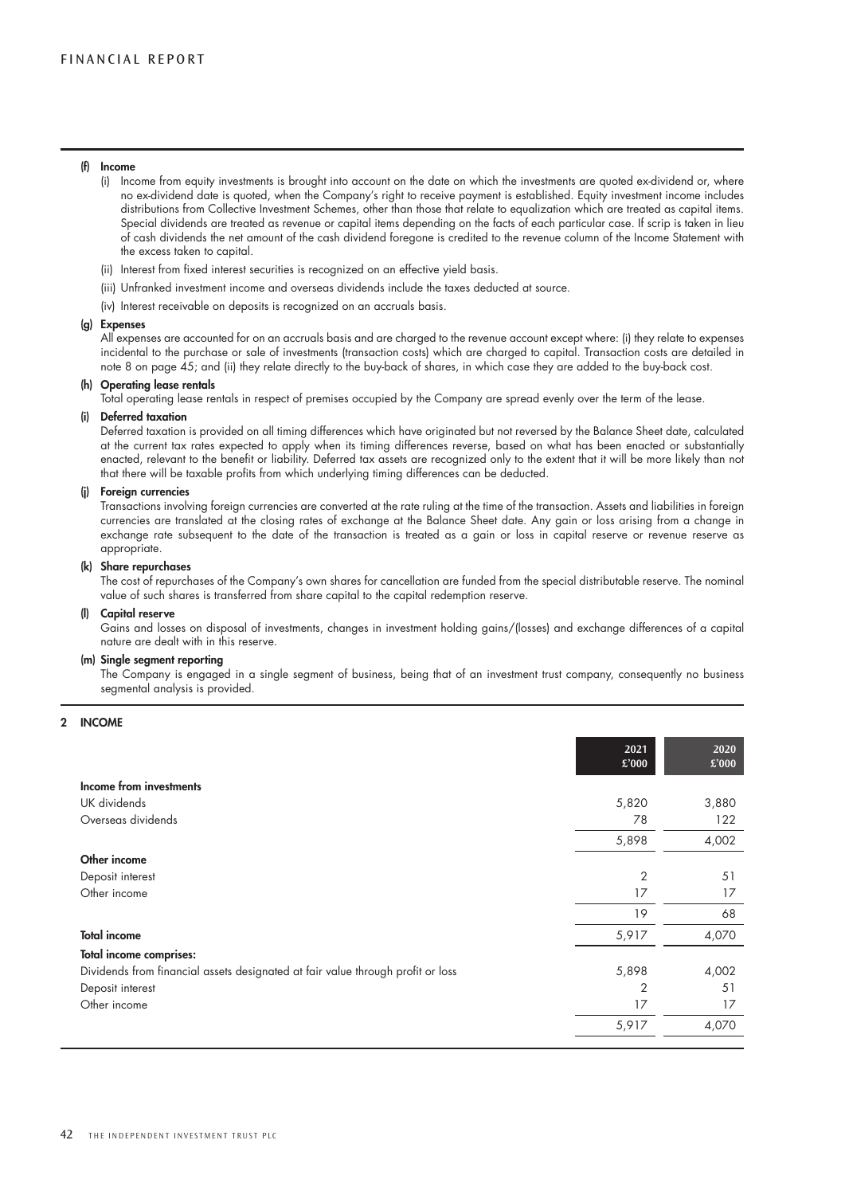**(f) Income**

(i) Income from equity investments is brought into account on the date on which the investments are quoted ex-dividend or, where no ex-dividend date is quoted, when the Company's right to receive payment is established. Equity investment income includes distributions from Collective Investment Schemes, other than those that relate to equalization which are treated as capital items. Special dividends are treated as revenue or capital items depending on the facts of each particular case. If scrip is taken in lieu of cash dividends the net amount of the cash dividend foregone is credited to the revenue column of the Income Statement with the excess taken to capital.

(ii) Interest from fixed interest securities is recognized on an effective yield basis.

(iii) Unfranked investment income and overseas dividends include the taxes deducted at source.

(iv) Interest receivable on deposits is recognized on an accruals basis.

**(g) Expenses**

All expenses are accounted for on an accruals basis and are charged to the revenue account except where: (i) they relate to expenses incidental to the purchase or sale of investments (transaction costs) which are charged to capital. Transaction costs are detailed in note 8 on page 45; and (ii) they relate directly to the buy-back of shares, in which case they are added to the buy-back cost.

**(h) Operating lease rentals**

Total operating lease rentals in respect of premises occupied by the Company are spread evenly over the term of the lease.

**(i) Deferred taxation**

Deferred taxation is provided on all timing differences which have originated but not reversed by the Balance Sheet date, calculated at the current tax rates expected to apply when its timing differences reverse, based on what has been enacted or substantially enacted, relevant to the benefit or liability. Deferred tax assets are recognized only to the extent that it will be more likely than not that there will be taxable profits from which underlying timing differences can be deducted.

**(j) Foreign currencies**

Transactions involving foreign currencies are converted at the rate ruling at the time of the transaction. Assets and liabilities in foreign currencies are translated at the closing rates of exchange at the Balance Sheet date. Any gain or loss arising from a change in exchange rate subsequent to the date of the transaction is treated as a gain or loss in capital reserve or revenue reserve as appropriate.

**(k) Share repurchases**

The cost of repurchases of the Company's own shares for cancellation are funded from the special distributable reserve. The nominal value of such shares is transferred from share capital to the capital redemption reserve.

**(l) Capital reserve**

Gains and losses on disposal of investments, changes in investment holding gains/(losses) and exchange differences of a capital nature are dealt with in this reserve.

**(m) Single segment reporting**

The Company is engaged in a single segment of business, being that of an investment trust company, consequently no business segmental analysis is provided.

## 2 INCOME

| | 2021 £'000 | 2020 £'000 |
|---|---|---|
| **Income from investments** | | |
| UK dividends | 5,820 | 3,880 |
| Overseas dividends | 78 | 122 |
| | 5,898 | 4,002 |
| **Other income** | | |
| Deposit interest | 2 | 51 |
| Other income | 17 | 17 |
| | 19 | 68 |
| **Total income** | 5,917 | 4,070 |
| **Total income comprises:** | | |
| Dividends from financial assets designated at fair value through profit or loss | 5,898 | 4,002 |
| Deposit interest | 2 | 51 |
| Other income | 17 | 17 |
| | 5,917 | 4,070 |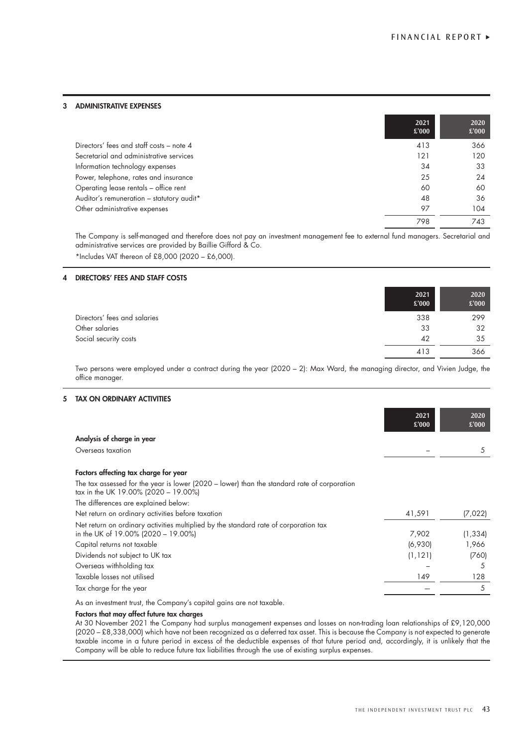## 3 ADMINISTRATIVE EXPENSES

| | 2021 £'000 | 2020 £'000 |
|---|---|---|
| Directors' fees and staff costs – note 4 | 413 | 366 |
| Secretarial and administrative services | 121 | 120 |
| Information technology expenses | 34 | 33 |
| Power, telephone, rates and insurance | 25 | 24 |
| Operating lease rentals – office rent | 60 | 60 |
| Auditor's remuneration – statutory audit* | 48 | 36 |
| Other administrative expenses | 97 | 104 |
| | 798 | 743 |

The Company is self-managed and therefore does not pay an investment management fee to external fund managers. Secretarial and administrative services are provided by Baillie Gifford & Co.

*Includes VAT thereon of £8,000 (2020 – £6,000).

## 4 DIRECTORS' FEES AND STAFF COSTS

| | 2021 £'000 | 2020 £'000 |
|---|---|---|
| Directors' fees and salaries | 338 | 299 |
| Other salaries | 33 | 32 |
| Social security costs | 42 | 35 |
| | 413 | 366 |

Two persons were employed under a contract during the year (2020 – 2): Max Ward, the managing director, and Vivien Judge, the office manager.

## 5 TAX ON ORDINARY ACTIVITIES

| | 2021 £'000 | 2020 £'000 |
|---|---|---|
| **Analysis of charge in year** | | |
| Overseas taxation | – | 5 |
| **Factors affecting tax charge for year** | | |
| The tax assessed for the year is lower (2020 – lower) than the standard rate of corporation tax in the UK 19.00% (2020 – 19.00%) | | |
| The differences are explained below: | | |
| Net return on ordinary activities before taxation | 41,591 | (7,022) |
| Net return on ordinary activities multiplied by the standard rate of corporation tax in the UK of 19.00% (2020 – 19.00%) | 7,902 | (1,334) |
| Capital returns not taxable | (6,930) | 1,966 |
| Dividends not subject to UK tax | (1,121) | (760) |
| Overseas withholding tax | – | 5 |
| Taxable losses not utilised | 149 | 128 |
| Tax charge for the year | – | 5 |

As an investment trust, the Company's capital gains are not taxable.

**Factors that may affect future tax charges**

At 30 November 2021 the Company had surplus management expenses and losses on non-trading loan relationships of £9,120,000 (2020 – £8,338,000) which have not been recognized as a deferred tax asset. This is because the Company is not expected to generate taxable income in a future period in excess of the deductible expenses of that future period and, accordingly, it is unlikely that the Company will be able to reduce future tax liabilities through the use of existing surplus expenses.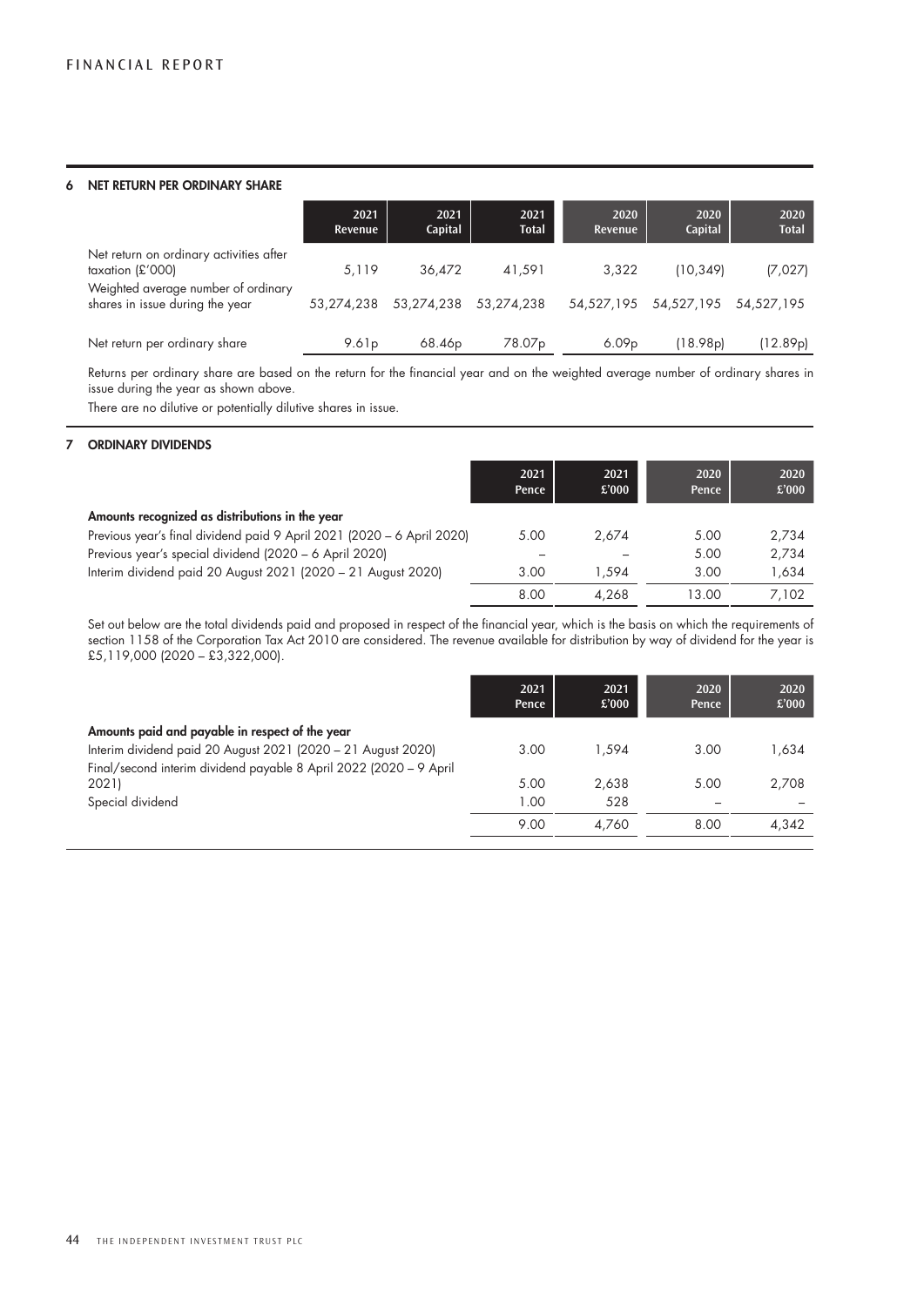## 6 NET RETURN PER ORDINARY SHARE

| | 2021 Revenue | 2021 Capital | 2021 Total | 2020 Revenue | 2020 Capital | 2020 Total |
|---|---|---|---|---|---|---|
| Net return on ordinary activities after taxation (£'000) | 5,119 | 36,472 | 41,591 | 3,322 | (10,349) | (7,027) |
| Weighted average number of ordinary shares in issue during the year | 53,274,238 | 53,274,238 | 53,274,238 | 54,527,195 | 54,527,195 | 54,527,195 |
| Net return per ordinary share | 9.61p | 68.46p | 78.07p | 6.09p | (18.98p) | (12.89p) |

Returns per ordinary share are based on the return for the financial year and on the weighted average number of ordinary shares in issue during the year as shown above.

There are no dilutive or potentially dilutive shares in issue.

## 7 ORDINARY DIVIDENDS

| | 2021 Pence | 2021 £'000 | 2020 Pence | 2020 £'000 |
|---|---|---|---|---|
| **Amounts recognized as distributions in the year** | | | | |
| Previous year's final dividend paid 9 April 2021 (2020 – 6 April 2020) | 5.00 | 2,674 | 5.00 | 2,734 |
| Previous year's special dividend (2020 – 6 April 2020) | – | – | 5.00 | 2,734 |
| Interim dividend paid 20 August 2021 (2020 – 21 August 2020) | 3.00 | 1,594 | 3.00 | 1,634 |
| | 8.00 | 4,268 | 13.00 | 7,102 |

Set out below are the total dividends paid and proposed in respect of the financial year, which is the basis on which the requirements of section 1158 of the Corporation Tax Act 2010 are considered. The revenue available for distribution by way of dividend for the year is £5,119,000 (2020 – £3,322,000).

| | 2021 Pence | 2021 £'000 | 2020 Pence | 2020 £'000 |
|---|---|---|---|---|
| **Amounts paid and payable in respect of the year** | | | | |
| Interim dividend paid 20 August 2021 (2020 – 21 August 2020) | 3.00 | 1,594 | 3.00 | 1,634 |
| Final/second interim dividend payable 8 April 2022 (2020 – 9 April 2021) | 5.00 | 2,638 | 5.00 | 2,708 |
| Special dividend | 1.00 | 528 | – | – |
| | 9.00 | 4,760 | 8.00 | 4,342 |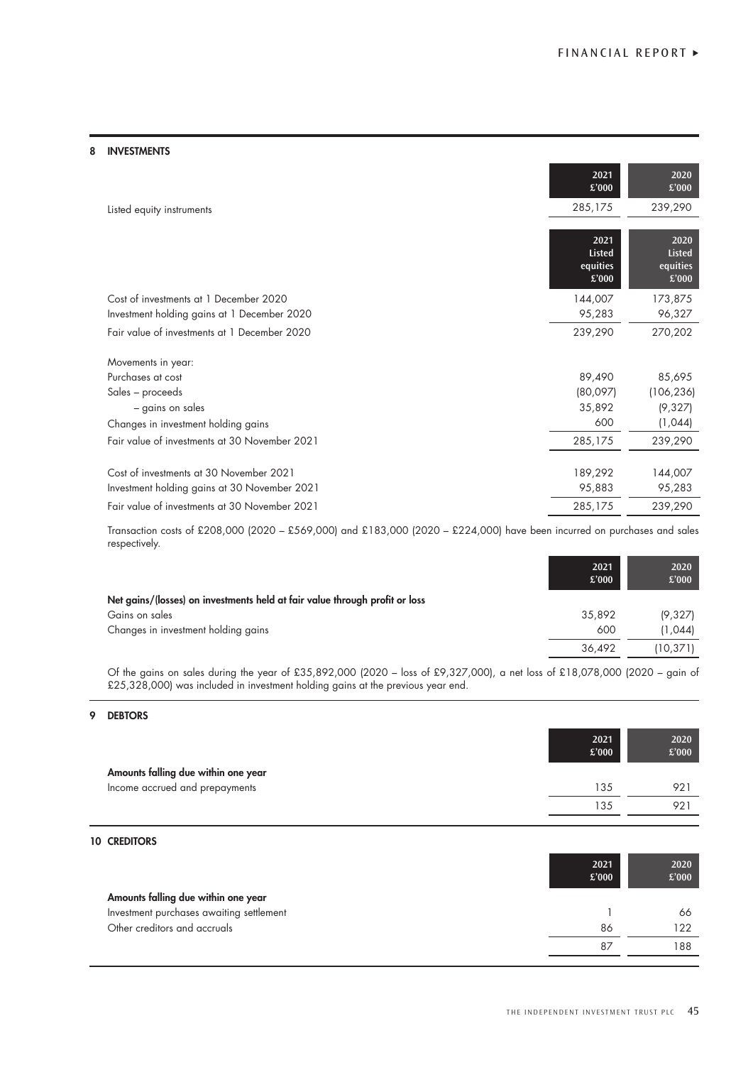## 8 INVESTMENTS

| | 2021 £'000 | 2020 £'000 |
|---|---|---|
| Listed equity instruments | 285,175 | 239,290 |

| | 2021 Listed equities £'000 | 2020 Listed equities £'000 |
|---|---|---|
| Cost of investments at 1 December 2020 | 144,007 | 173,875 |
| Investment holding gains at 1 December 2020 | 95,283 | 96,327 |
| Fair value of investments at 1 December 2020 | 239,290 | 270,202 |
| Movements in year: | | |
| Purchases at cost | 89,490 | 85,695 |
| Sales – proceeds | (80,097) | (106,236) |
| – gains on sales | 35,892 | (9,327) |
| Changes in investment holding gains | 600 | (1,044) |
| Fair value of investments at 30 November 2021 | 285,175 | 239,290 |
| Cost of investments at 30 November 2021 | 189,292 | 144,007 |
| Investment holding gains at 30 November 2021 | 95,883 | 95,283 |
| Fair value of investments at 30 November 2021 | 285,175 | 239,290 |

Transaction costs of £208,000 (2020 – £569,000) and £183,000 (2020 – £224,000) have been incurred on purchases and sales respectively.

| | 2021 £'000 | 2020 £'000 |
|---|---|---|
| **Net gains/(losses) on investments held at fair value through profit or loss** | | |
| Gains on sales | 35,892 | (9,327) |
| Changes in investment holding gains | 600 | (1,044) |
| | 36,492 | (10,371) |

Of the gains on sales during the year of £35,892,000 (2020 – loss of £9,327,000), a net loss of £18,078,000 (2020 – gain of £25,328,000) was included in investment holding gains at the previous year end.

## 9 DEBTORS

| | 2021 £'000 | 2020 £'000 |
|---|---|---|
| **Amounts falling due within one year** | | |
| Income accrued and prepayments | 135 | 921 |
| | 135 | 921 |

## 10 CREDITORS

| | 2021 £'000 | 2020 £'000 |
|---|---|---|
| **Amounts falling due within one year** | | |
| Investment purchases awaiting settlement | 1 | 66 |
| Other creditors and accruals | 86 | 122 |
| | 87 | 188 |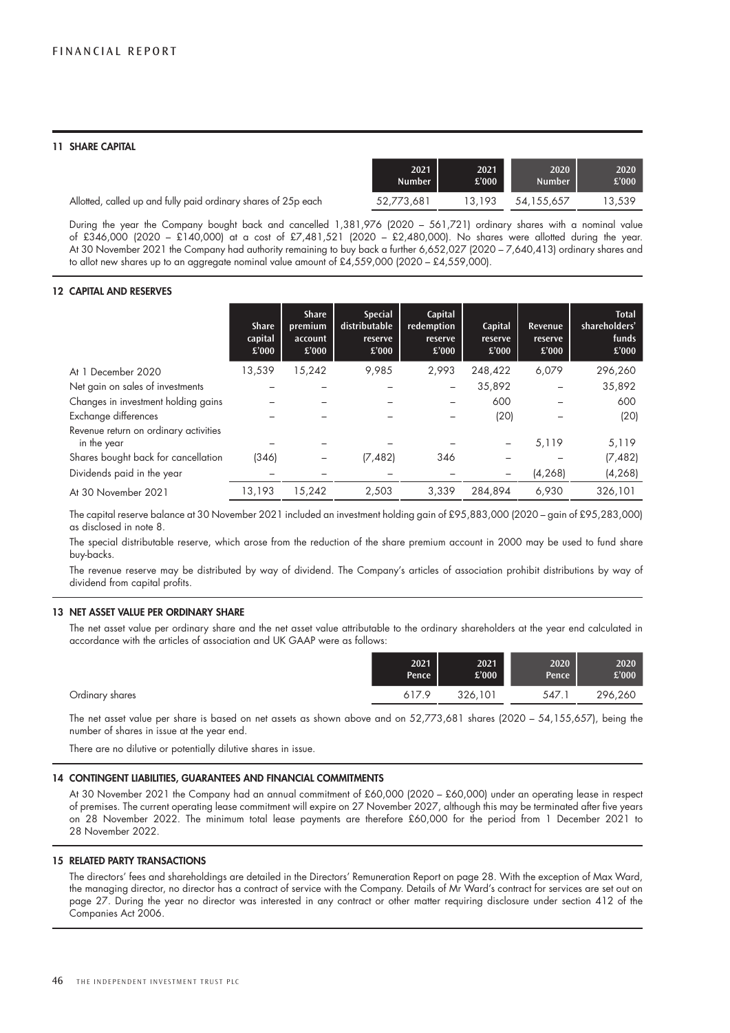## 11 SHARE CAPITAL

| | 2021 Number | 2021 £'000 | 2020 Number | 2020 £'000 |
|---|---|---|---|---|
| Allotted, called up and fully paid ordinary shares of 25p each | 52,773,681 | 13,193 | 54,155,657 | 13,539 |

During the year the Company bought back and cancelled 1,381,976 (2020 – 561,721) ordinary shares with a nominal value of £346,000 (2020 – £140,000) at a cost of £7,481,521 (2020 – £2,480,000). No shares were allotted during the year. At 30 November 2021 the Company had authority remaining to buy back a further 6,652,027 (2020 – 7,640,413) ordinary shares and to allot new shares up to an aggregate nominal value amount of £4,559,000 (2020 – £4,559,000).

## 12 CAPITAL AND RESERVES

| | Share capital £'000 | Share premium account £'000 | Special distributable reserve £'000 | Capital redemption reserve £'000 | Capital reserve £'000 | Revenue reserve £'000 | Total shareholders' funds £'000 |
|---|---|---|---|---|---|---|---|
| At 1 December 2020 | 13,539 | 15,242 | 9,985 | 2,993 | 248,422 | 6,079 | 296,260 |
| Net gain on sales of investments | – | – | – | – | 35,892 | – | 35,892 |
| Changes in investment holding gains | – | – | – | – | 600 | – | 600 |
| Exchange differences | – | – | – | – | (20) | – | (20) |
| Revenue return on ordinary activities in the year | – | – | – | – | – | 5,119 | 5,119 |
| Shares bought back for cancellation | (346) | – | (7,482) | 346 | – | – | (7,482) |
| Dividends paid in the year | – | – | – | – | – | (4,268) | (4,268) |
| At 30 November 2021 | 13,193 | 15,242 | 2,503 | 3,339 | 284,894 | 6,930 | 326,101 |

The capital reserve balance at 30 November 2021 included an investment holding gain of £95,883,000 (2020 – gain of £95,283,000) as disclosed in note 8.

The special distributable reserve, which arose from the reduction of the share premium account in 2000 may be used to fund share buy-backs.

The revenue reserve may be distributed by way of dividend. The Company's articles of association prohibit distributions by way of dividend from capital profits.

## 13 NET ASSET VALUE PER ORDINARY SHARE

The net asset value per ordinary share and the net asset value attributable to the ordinary shareholders at the year end calculated in accordance with the articles of association and UK GAAP were as follows:

| | 2021 Pence | 2021 £'000 | 2020 Pence | 2020 £'000 |
|---|---|---|---|---|
| Ordinary shares | 617.9 | 326,101 | 547.1 | 296,260 |

The net asset value per share is based on net assets as shown above and on 52,773,681 shares (2020 – 54,155,657), being the number of shares in issue at the year end.

There are no dilutive or potentially dilutive shares in issue.

## 14 CONTINGENT LIABILITIES, GUARANTEES AND FINANCIAL COMMITMENTS

At 30 November 2021 the Company had an annual commitment of £60,000 (2020 – £60,000) under an operating lease in respect of premises. The current operating lease commitment will expire on 27 November 2027, although this may be terminated after five years on 28 November 2022. The minimum total lease payments are therefore £60,000 for the period from 1 December 2021 to 28 November 2022.

## 15 RELATED PARTY TRANSACTIONS

The directors' fees and shareholdings are detailed in the Directors' Remuneration Report on page 28. With the exception of Max Ward, the managing director, no director has a contract of service with the Company. Details of Mr Ward's contract for services are set out on page 27. During the year no director was interested in any contract or other matter requiring disclosure under section 412 of the Companies Act 2006.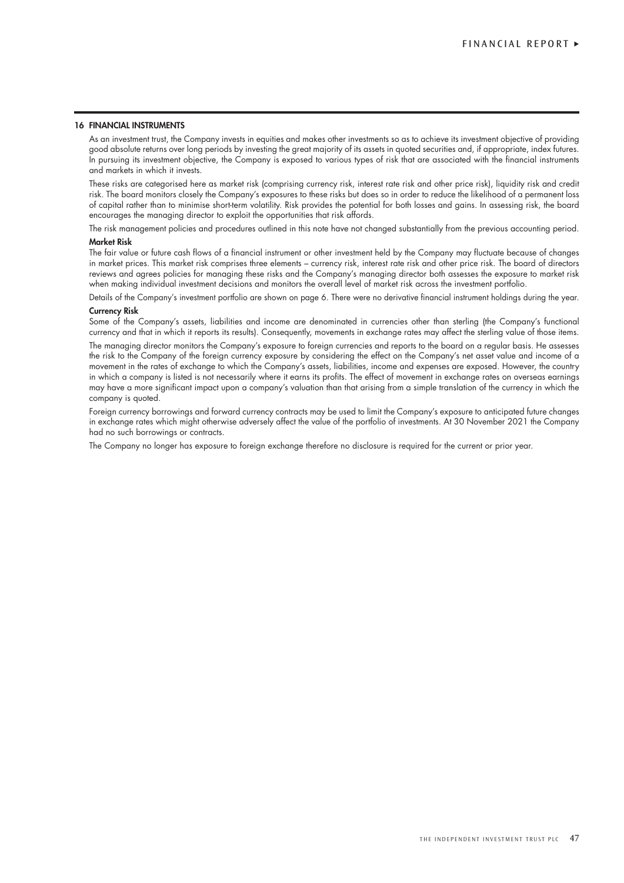## 16 FINANCIAL INSTRUMENTS

As an investment trust, the Company invests in equities and makes other investments so as to achieve its investment objective of providing good absolute returns over long periods by investing the great majority of its assets in quoted securities and, if appropriate, index futures. In pursuing its investment objective, the Company is exposed to various types of risk that are associated with the financial instruments and markets in which it invests.

These risks are categorised here as market risk (comprising currency risk, interest rate risk and other price risk), liquidity risk and credit risk. The board monitors closely the Company's exposures to these risks but does so in order to reduce the likelihood of a permanent loss of capital rather than to minimise short-term volatility. Risk provides the potential for both losses and gains. In assessing risk, the board encourages the managing director to exploit the opportunities that risk affords.

The risk management policies and procedures outlined in this note have not changed substantially from the previous accounting period.

### Market Risk

The fair value or future cash flows of a financial instrument or other investment held by the Company may fluctuate because of changes in market prices. This market risk comprises three elements – currency risk, interest rate risk and other price risk. The board of directors reviews and agrees policies for managing these risks and the Company's managing director both assesses the exposure to market risk when making individual investment decisions and monitors the overall level of market risk across the investment portfolio.

Details of the Company's investment portfolio are shown on page 6. There were no derivative financial instrument holdings during the year.

### Currency Risk

Some of the Company's assets, liabilities and income are denominated in currencies other than sterling (the Company's functional currency and that in which it reports its results). Consequently, movements in exchange rates may affect the sterling value of those items.

The managing director monitors the Company's exposure to foreign currencies and reports to the board on a regular basis. He assesses the risk to the Company of the foreign currency exposure by considering the effect on the Company's net asset value and income of a movement in the rates of exchange to which the Company's assets, liabilities, income and expenses are exposed. However, the country in which a company is listed is not necessarily where it earns its profits. The effect of movement in exchange rates on overseas earnings may have a more significant impact upon a company's valuation than that arising from a simple translation of the currency in which the company is quoted.

Foreign currency borrowings and forward currency contracts may be used to limit the Company's exposure to anticipated future changes in exchange rates which might otherwise adversely affect the value of the portfolio of investments. At 30 November 2021 the Company had no such borrowings or contracts.

The Company no longer has exposure to foreign exchange therefore no disclosure is required for the current or prior year.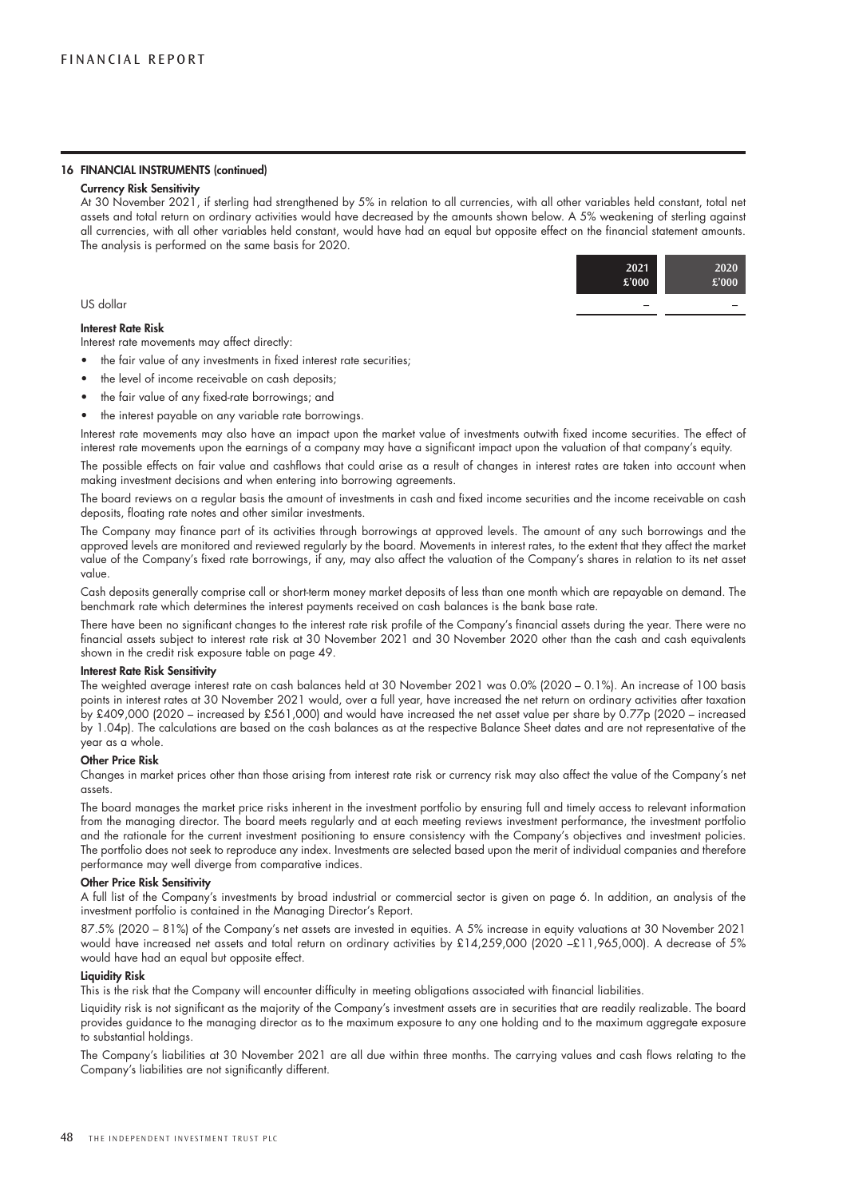## 16 FINANCIAL INSTRUMENTS (continued)

**Currency Risk Sensitivity**

At 30 November 2021, if sterling had strengthened by 5% in relation to all currencies, with all other variables held constant, total net assets and total return on ordinary activities would have decreased by the amounts shown below. A 5% weakening of sterling against all currencies, with all other variables held constant, would have had an equal but opposite effect on the financial statement amounts. The analysis is performed on the same basis for 2020.

| | 2021 £'000 | 2020 £'000 |
|---|---|---|
| US dollar | – | – |

**Interest Rate Risk**

Interest rate movements may affect directly:

- the fair value of any investments in fixed interest rate securities;
- the level of income receivable on cash deposits;
- the fair value of any fixed-rate borrowings; and
- the interest payable on any variable rate borrowings.

Interest rate movements may also have an impact upon the market value of investments outwith fixed income securities. The effect of interest rate movements upon the earnings of a company may have a significant impact upon the valuation of that company's equity.

The possible effects on fair value and cashflows that could arise as a result of changes in interest rates are taken into account when making investment decisions and when entering into borrowing agreements.

The board reviews on a regular basis the amount of investments in cash and fixed income securities and the income receivable on cash deposits, floating rate notes and other similar investments.

The Company may finance part of its activities through borrowings at approved levels. The amount of any such borrowings and the approved levels are monitored and reviewed regularly by the board. Movements in interest rates, to the extent that they affect the market value of the Company's fixed rate borrowings, if any, may also affect the valuation of the Company's shares in relation to its net asset value.

Cash deposits generally comprise call or short-term money market deposits of less than one month which are repayable on demand. The benchmark rate which determines the interest payments received on cash balances is the bank base rate.

There have been no significant changes to the interest rate risk profile of the Company's financial assets during the year. There were no financial assets subject to interest rate risk at 30 November 2021 and 30 November 2020 other than the cash and cash equivalents shown in the credit risk exposure table on page 49.

**Interest Rate Risk Sensitivity**

The weighted average interest rate on cash balances held at 30 November 2021 was 0.0% (2020 – 0.1%). An increase of 100 basis points in interest rates at 30 November 2021 would, over a full year, have increased the net return on ordinary activities after taxation by £409,000 (2020 – increased by £561,000) and would have increased the net asset value per share by 0.77p (2020 – increased by 1.04p). The calculations are based on the cash balances as at the respective Balance Sheet dates and are not representative of the year as a whole.

**Other Price Risk**

Changes in market prices other than those arising from interest rate risk or currency risk may also affect the value of the Company's net assets.

The board manages the market price risks inherent in the investment portfolio by ensuring full and timely access to relevant information from the managing director. The board meets regularly and at each meeting reviews investment performance, the investment portfolio and the rationale for the current investment positioning to ensure consistency with the Company's objectives and investment policies. The portfolio does not seek to reproduce any index. Investments are selected based upon the merit of individual companies and therefore performance may well diverge from comparative indices.

**Other Price Risk Sensitivity**

A full list of the Company's investments by broad industrial or commercial sector is given on page 6. In addition, an analysis of the investment portfolio is contained in the Managing Director's Report.

87.5% (2020 – 81%) of the Company's net assets are invested in equities. A 5% increase in equity valuations at 30 November 2021 would have increased net assets and total return on ordinary activities by £14,259,000 (2020 –£11,965,000). A decrease of 5% would have had an equal but opposite effect.

**Liquidity Risk**

This is the risk that the Company will encounter difficulty in meeting obligations associated with financial liabilities.

Liquidity risk is not significant as the majority of the Company's investment assets are in securities that are readily realizable. The board provides guidance to the managing director as to the maximum exposure to any one holding and to the maximum aggregate exposure to substantial holdings.

The Company's liabilities at 30 November 2021 are all due within three months. The carrying values and cash flows relating to the Company's liabilities are not significantly different.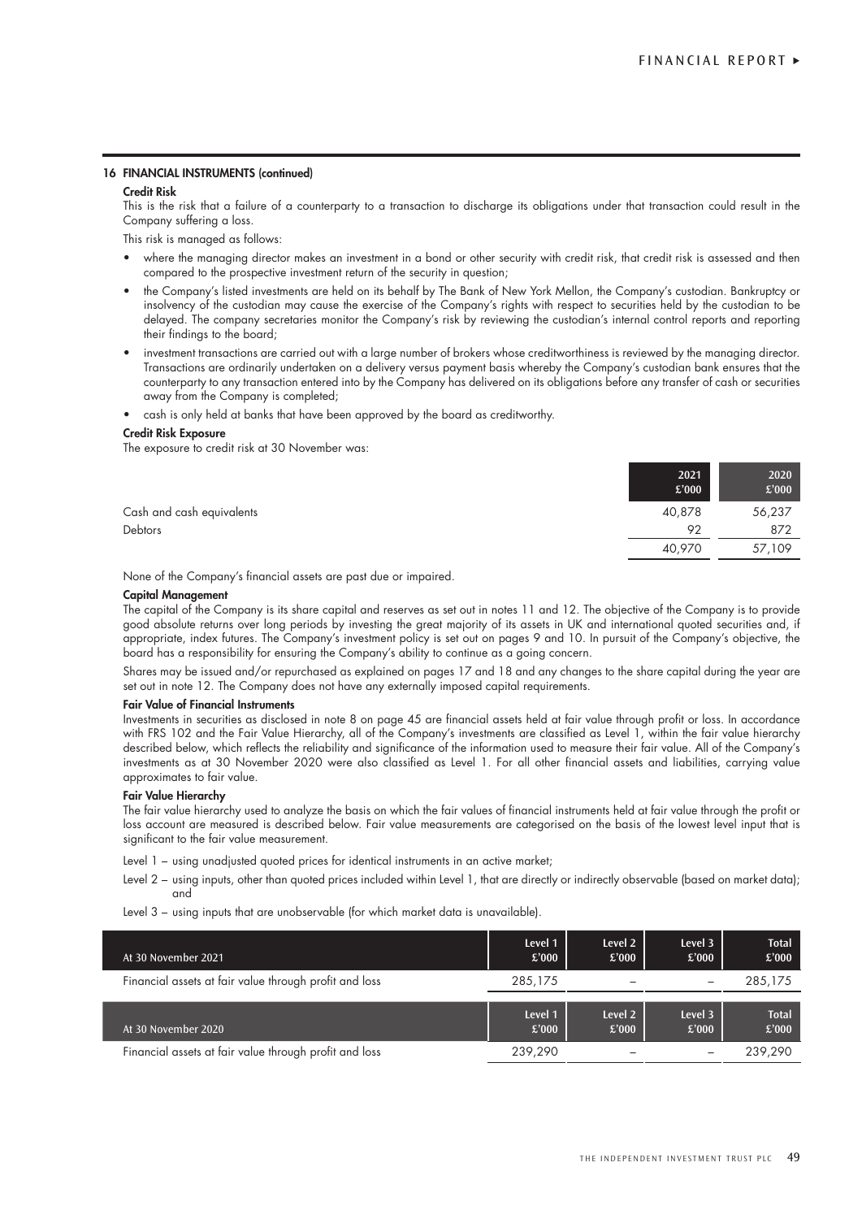## 16 FINANCIAL INSTRUMENTS (continued)

### Credit Risk

This is the risk that a failure of a counterparty to a transaction to discharge its obligations under that transaction could result in the Company suffering a loss.

This risk is managed as follows:

- where the managing director makes an investment in a bond or other security with credit risk, that credit risk is assessed and then compared to the prospective investment return of the security in question;
- the Company's listed investments are held on its behalf by The Bank of New York Mellon, the Company's custodian. Bankruptcy or insolvency of the custodian may cause the exercise of the Company's rights with respect to securities held by the custodian to be delayed. The company secretaries monitor the Company's risk by reviewing the custodian's internal control reports and reporting their findings to the board;
- investment transactions are carried out with a large number of brokers whose creditworthiness is reviewed by the managing director. Transactions are ordinarily undertaken on a delivery versus payment basis whereby the Company's custodian bank ensures that the counterparty to any transaction entered into by the Company has delivered on its obligations before any transfer of cash or securities away from the Company is completed;
- cash is only held at banks that have been approved by the board as creditworthy.

### Credit Risk Exposure

The exposure to credit risk at 30 November was:

| | 2021 £'000 | 2020 £'000 |
|---|---|---|
| Cash and cash equivalents | 40,878 | 56,237 |
| Debtors | 92 | 872 |
| | 40,970 | 57,109 |

None of the Company's financial assets are past due or impaired.

### Capital Management

The capital of the Company is its share capital and reserves as set out in notes 11 and 12. The objective of the Company is to provide good absolute returns over long periods by investing the great majority of its assets in UK and international quoted securities and, if appropriate, index futures. The Company's investment policy is set out on pages 9 and 10. In pursuit of the Company's objective, the board has a responsibility for ensuring the Company's ability to continue as a going concern.

Shares may be issued and/or repurchased as explained on pages 17 and 18 and any changes to the share capital during the year are set out in note 12. The Company does not have any externally imposed capital requirements.

### Fair Value of Financial Instruments

Investments in securities as disclosed in note 8 on page 45 are financial assets held at fair value through profit or loss. In accordance with FRS 102 and the Fair Value Hierarchy, all of the Company's investments are classified as Level 1, within the fair value hierarchy described below, which reflects the reliability and significance of the information used to measure their fair value. All of the Company's investments as at 30 November 2020 were also classified as Level 1. For all other financial assets and liabilities, carrying value approximates to fair value.

### Fair Value Hierarchy

The fair value hierarchy used to analyze the basis on which the fair values of financial instruments held at fair value through the profit or loss account are measured is described below. Fair value measurements are categorised on the basis of the lowest level input that is significant to the fair value measurement.

Level 1 – using unadjusted quoted prices for identical instruments in an active market;

Level 2 – using inputs, other than quoted prices included within Level 1, that are directly or indirectly observable (based on market data); and

Level 3 – using inputs that are unobservable (for which market data is unavailable).

| At 30 November 2021 | Level 1 £'000 | Level 2 £'000 | Level 3 £'000 | Total £'000 |
|---|---|---|---|---|
| Financial assets at fair value through profit and loss | 285,175 | – | – | 285,175 |

| At 30 November 2020 | Level 1 £'000 | Level 2 £'000 | Level 3 £'000 | Total £'000 |
|---|---|---|---|---|
| Financial assets at fair value through profit and loss | 239,290 | – | – | 239,290 |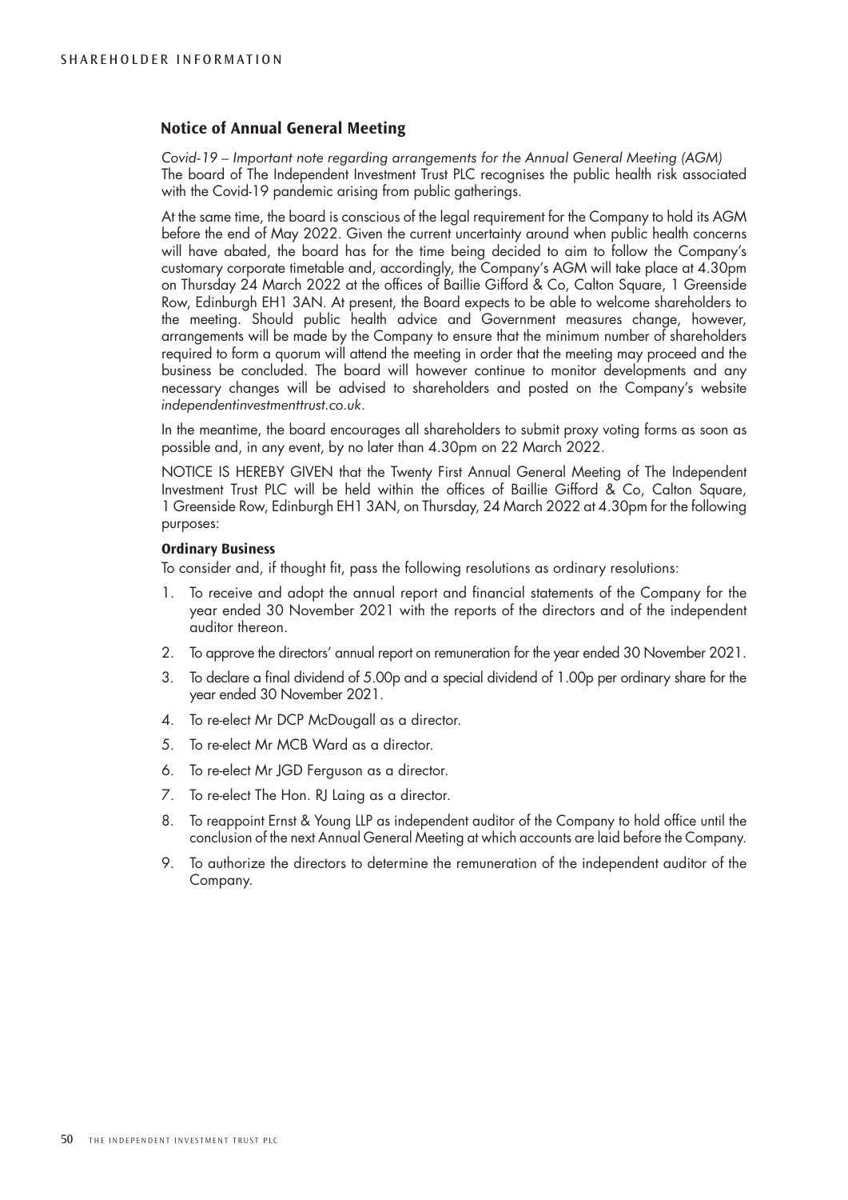## Notice of Annual General Meeting

*Covid-19 – Important note regarding arrangements for the Annual General Meeting (AGM)*
The board of The Independent Investment Trust PLC recognises the public health risk associated with the Covid-19 pandemic arising from public gatherings.

At the same time, the board is conscious of the legal requirement for the Company to hold its AGM before the end of May 2022. Given the current uncertainty around when public health concerns will have abated, the board has for the time being decided to aim to follow the Company's customary corporate timetable and, accordingly, the Company's AGM will take place at 4.30pm on Thursday 24 March 2022 at the offices of Baillie Gifford & Co, Calton Square, 1 Greenside Row, Edinburgh EH1 3AN. At present, the Board expects to be able to welcome shareholders to the meeting. Should public health advice and Government measures change, however, arrangements will be made by the Company to ensure that the minimum number of shareholders required to form a quorum will attend the meeting in order that the meeting may proceed and the business be concluded. The board will however continue to monitor developments and any necessary changes will be advised to shareholders and posted on the Company's website *independentinvestmenttrust.co.uk*.

In the meantime, the board encourages all shareholders to submit proxy voting forms as soon as possible and, in any event, by no later than 4.30pm on 22 March 2022.

NOTICE IS HEREBY GIVEN that the Twenty First Annual General Meeting of The Independent Investment Trust PLC will be held within the offices of Baillie Gifford & Co, Calton Square, 1 Greenside Row, Edinburgh EH1 3AN, on Thursday, 24 March 2022 at 4.30pm for the following purposes:

### Ordinary Business

To consider and, if thought fit, pass the following resolutions as ordinary resolutions:

1. To receive and adopt the annual report and financial statements of the Company for the year ended 30 November 2021 with the reports of the directors and of the independent auditor thereon.
2. To approve the directors' annual report on remuneration for the year ended 30 November 2021.
3. To declare a final dividend of 5.00p and a special dividend of 1.00p per ordinary share for the year ended 30 November 2021.
4. To re-elect Mr DCP McDougall as a director.
5. To re-elect Mr MCB Ward as a director.
6. To re-elect Mr JGD Ferguson as a director.
7. To re-elect The Hon. RJ Laing as a director.
8. To reappoint Ernst & Young LLP as independent auditor of the Company to hold office until the conclusion of the next Annual General Meeting at which accounts are laid before the Company.
9. To authorize the directors to determine the remuneration of the independent auditor of the Company.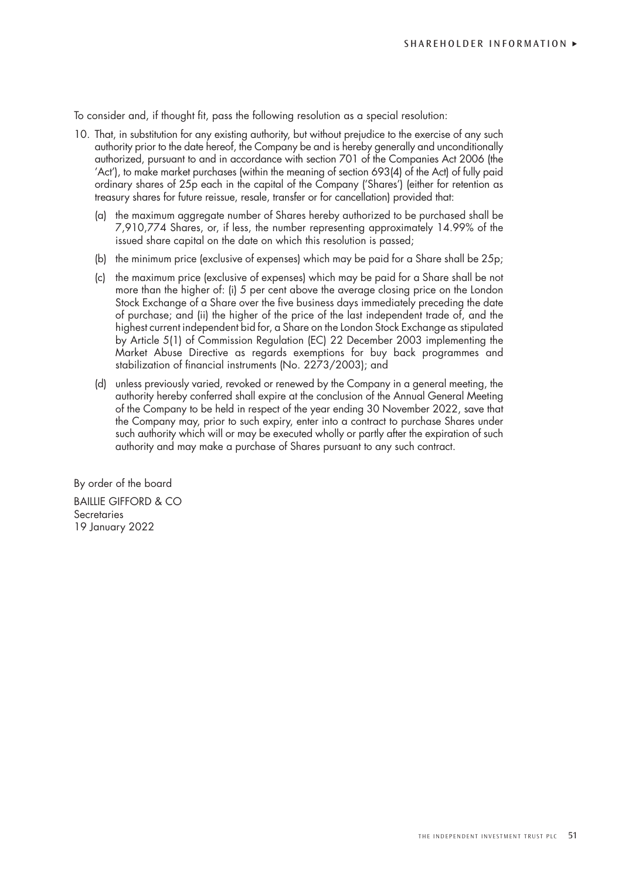To consider and, if thought fit, pass the following resolution as a special resolution:

10. That, in substitution for any existing authority, but without prejudice to the exercise of any such authority prior to the date hereof, the Company be and is hereby generally and unconditionally authorized, pursuant to and in accordance with section 701 of the Companies Act 2006 (the 'Act'), to make market purchases (within the meaning of section 693(4) of the Act) of fully paid ordinary shares of 25p each in the capital of the Company ('Shares') (either for retention as treasury shares for future reissue, resale, transfer or for cancellation) provided that:

    (a) the maximum aggregate number of Shares hereby authorized to be purchased shall be 7,910,774 Shares, or, if less, the number representing approximately 14.99% of the issued share capital on the date on which this resolution is passed;

    (b) the minimum price (exclusive of expenses) which may be paid for a Share shall be 25p;

    (c) the maximum price (exclusive of expenses) which may be paid for a Share shall be not more than the higher of: (i) 5 per cent above the average closing price on the London Stock Exchange of a Share over the five business days immediately preceding the date of purchase; and (ii) the higher of the price of the last independent trade of, and the highest current independent bid for, a Share on the London Stock Exchange as stipulated by Article 5(1) of Commission Regulation (EC) 22 December 2003 implementing the Market Abuse Directive as regards exemptions for buy back programmes and stabilization of financial instruments (No. 2273/2003); and

    (d) unless previously varied, revoked or renewed by the Company in a general meeting, the authority hereby conferred shall expire at the conclusion of the Annual General Meeting of the Company to be held in respect of the year ending 30 November 2022, save that the Company may, prior to such expiry, enter into a contract to purchase Shares under such authority which will or may be executed wholly or partly after the expiration of such authority and may make a purchase of Shares pursuant to any such contract.

By order of the board

BAILLIE GIFFORD & CO
Secretaries
19 January 2022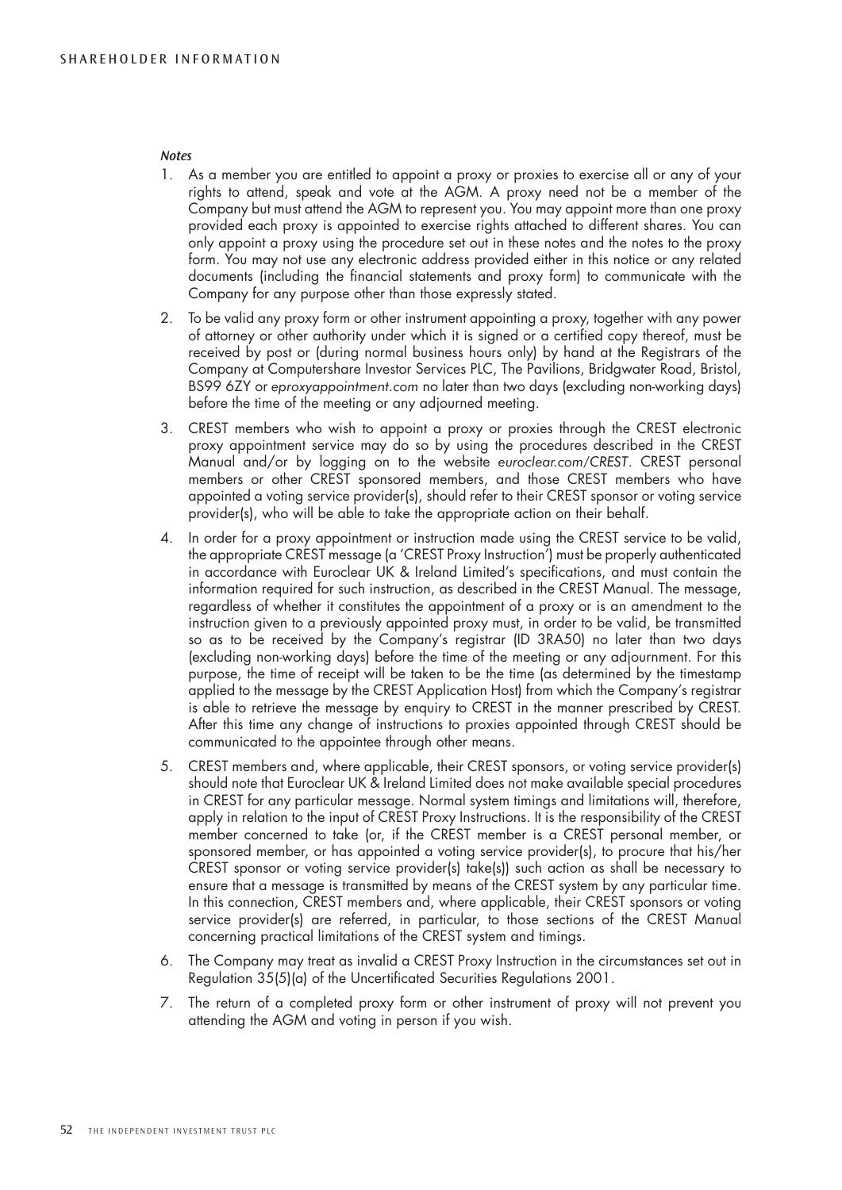*Notes*

1. As a member you are entitled to appoint a proxy or proxies to exercise all or any of your rights to attend, speak and vote at the AGM. A proxy need not be a member of the Company but must attend the AGM to represent you. You may appoint more than one proxy provided each proxy is appointed to exercise rights attached to different shares. You can only appoint a proxy using the procedure set out in these notes and the notes to the proxy form. You may not use any electronic address provided either in this notice or any related documents (including the financial statements and proxy form) to communicate with the Company for any purpose other than those expressly stated.
2. To be valid any proxy form or other instrument appointing a proxy, together with any power of attorney or other authority under which it is signed or a certified copy thereof, must be received by post or (during normal business hours only) by hand at the Registrars of the Company at Computershare Investor Services PLC, The Pavilions, Bridgwater Road, Bristol, BS99 6ZY or *eproxyappointment.com* no later than two days (excluding non-working days) before the time of the meeting or any adjourned meeting.
3. CREST members who wish to appoint a proxy or proxies through the CREST electronic proxy appointment service may do so by using the procedures described in the CREST Manual and/or by logging on to the website *euroclear.com/CREST*. CREST personal members or other CREST sponsored members, and those CREST members who have appointed a voting service provider(s), should refer to their CREST sponsor or voting service provider(s), who will be able to take the appropriate action on their behalf.
4. In order for a proxy appointment or instruction made using the CREST service to be valid, the appropriate CREST message (a 'CREST Proxy Instruction') must be properly authenticated in accordance with Euroclear UK & Ireland Limited's specifications, and must contain the information required for such instruction, as described in the CREST Manual. The message, regardless of whether it constitutes the appointment of a proxy or is an amendment to the instruction given to a previously appointed proxy must, in order to be valid, be transmitted so as to be received by the Company's registrar (ID 3RA50) no later than two days (excluding non-working days) before the time of the meeting or any adjournment. For this purpose, the time of receipt will be taken to be the time (as determined by the timestamp applied to the message by the CREST Application Host) from which the Company's registrar is able to retrieve the message by enquiry to CREST in the manner prescribed by CREST. After this time any change of instructions to proxies appointed through CREST should be communicated to the appointee through other means.
5. CREST members and, where applicable, their CREST sponsors, or voting service provider(s) should note that Euroclear UK & Ireland Limited does not make available special procedures in CREST for any particular message. Normal system timings and limitations will, therefore, apply in relation to the input of CREST Proxy Instructions. It is the responsibility of the CREST member concerned to take (or, if the CREST member is a CREST personal member, or sponsored member, or has appointed a voting service provider(s), to procure that his/her CREST sponsor or voting service provider(s) take(s)) such action as shall be necessary to ensure that a message is transmitted by means of the CREST system by any particular time. In this connection, CREST members and, where applicable, their CREST sponsors or voting service provider(s) are referred, in particular, to those sections of the CREST Manual concerning practical limitations of the CREST system and timings.
6. The Company may treat as invalid a CREST Proxy Instruction in the circumstances set out in Regulation 35(5)(a) of the Uncertificated Securities Regulations 2001.
7. The return of a completed proxy form or other instrument of proxy will not prevent you attending the AGM and voting in person if you wish.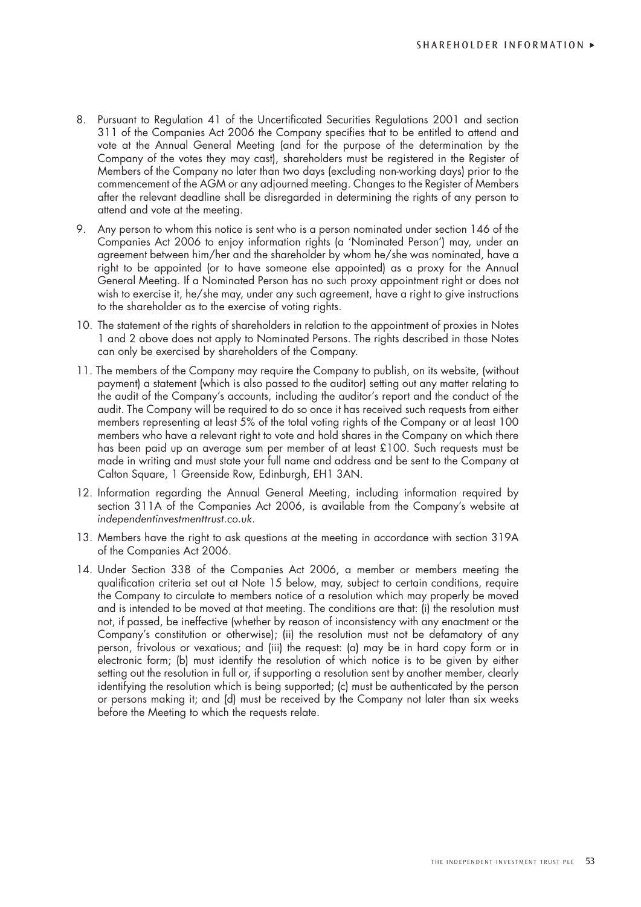8. Pursuant to Regulation 41 of the Uncertificated Securities Regulations 2001 and section 311 of the Companies Act 2006 the Company specifies that to be entitled to attend and vote at the Annual General Meeting (and for the purpose of the determination by the Company of the votes they may cast), shareholders must be registered in the Register of Members of the Company no later than two days (excluding non-working days) prior to the commencement of the AGM or any adjourned meeting. Changes to the Register of Members after the relevant deadline shall be disregarded in determining the rights of any person to attend and vote at the meeting.

9. Any person to whom this notice is sent who is a person nominated under section 146 of the Companies Act 2006 to enjoy information rights (a 'Nominated Person') may, under an agreement between him/her and the shareholder by whom he/she was nominated, have a right to be appointed (or to have someone else appointed) as a proxy for the Annual General Meeting. If a Nominated Person has no such proxy appointment right or does not wish to exercise it, he/she may, under any such agreement, have a right to give instructions to the shareholder as to the exercise of voting rights.

10. The statement of the rights of shareholders in relation to the appointment of proxies in Notes 1 and 2 above does not apply to Nominated Persons. The rights described in those Notes can only be exercised by shareholders of the Company.

11. The members of the Company may require the Company to publish, on its website, (without payment) a statement (which is also passed to the auditor) setting out any matter relating to the audit of the Company's accounts, including the auditor's report and the conduct of the audit. The Company will be required to do so once it has received such requests from either members representing at least 5% of the total voting rights of the Company or at least 100 members who have a relevant right to vote and hold shares in the Company on which there has been paid up an average sum per member of at least £100. Such requests must be made in writing and must state your full name and address and be sent to the Company at Calton Square, 1 Greenside Row, Edinburgh, EH1 3AN.

12. Information regarding the Annual General Meeting, including information required by section 311A of the Companies Act 2006, is available from the Company's website at *independentinvestmenttrust.co.uk*.

13. Members have the right to ask questions at the meeting in accordance with section 319A of the Companies Act 2006.

14. Under Section 338 of the Companies Act 2006, a member or members meeting the qualification criteria set out at Note 15 below, may, subject to certain conditions, require the Company to circulate to members notice of a resolution which may properly be moved and is intended to be moved at that meeting. The conditions are that: (i) the resolution must not, if passed, be ineffective (whether by reason of inconsistency with any enactment or the Company's constitution or otherwise); (ii) the resolution must not be defamatory of any person, frivolous or vexatious; and (iii) the request: (a) may be in hard copy form or in electronic form; (b) must identify the resolution of which notice is to be given by either setting out the resolution in full or, if supporting a resolution sent by another member, clearly identifying the resolution which is being supported; (c) must be authenticated by the person or persons making it; and (d) must be received by the Company not later than six weeks before the Meeting to which the requests relate.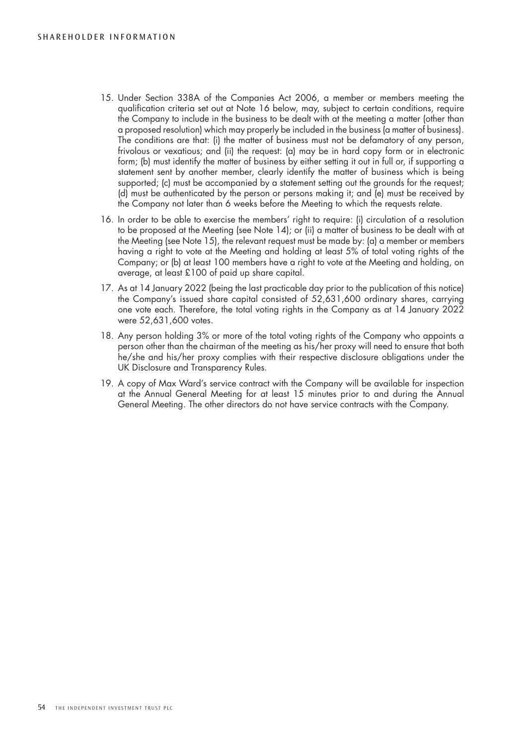15. Under Section 338A of the Companies Act 2006, a member or members meeting the qualification criteria set out at Note 16 below, may, subject to certain conditions, require the Company to include in the business to be dealt with at the meeting a matter (other than a proposed resolution) which may properly be included in the business (a matter of business). The conditions are that: (i) the matter of business must not be defamatory of any person, frivolous or vexatious; and (ii) the request: (a) may be in hard copy form or in electronic form; (b) must identify the matter of business by either setting it out in full or, if supporting a statement sent by another member, clearly identify the matter of business which is being supported; (c) must be accompanied by a statement setting out the grounds for the request; (d) must be authenticated by the person or persons making it; and (e) must be received by the Company not later than 6 weeks before the Meeting to which the requests relate.

16. In order to be able to exercise the members' right to require: (i) circulation of a resolution to be proposed at the Meeting (see Note 14); or (ii) a matter of business to be dealt with at the Meeting (see Note 15), the relevant request must be made by: (a) a member or members having a right to vote at the Meeting and holding at least 5% of total voting rights of the Company; or (b) at least 100 members have a right to vote at the Meeting and holding, on average, at least £100 of paid up share capital.

17. As at 14 January 2022 (being the last practicable day prior to the publication of this notice) the Company's issued share capital consisted of 52,631,600 ordinary shares, carrying one vote each. Therefore, the total voting rights in the Company as at 14 January 2022 were 52,631,600 votes.

18. Any person holding 3% or more of the total voting rights of the Company who appoints a person other than the chairman of the meeting as his/her proxy will need to ensure that both he/she and his/her proxy complies with their respective disclosure obligations under the UK Disclosure and Transparency Rules.

19. A copy of Max Ward's service contract with the Company will be available for inspection at the Annual General Meeting for at least 15 minutes prior to and during the Annual General Meeting. The other directors do not have service contracts with the Company.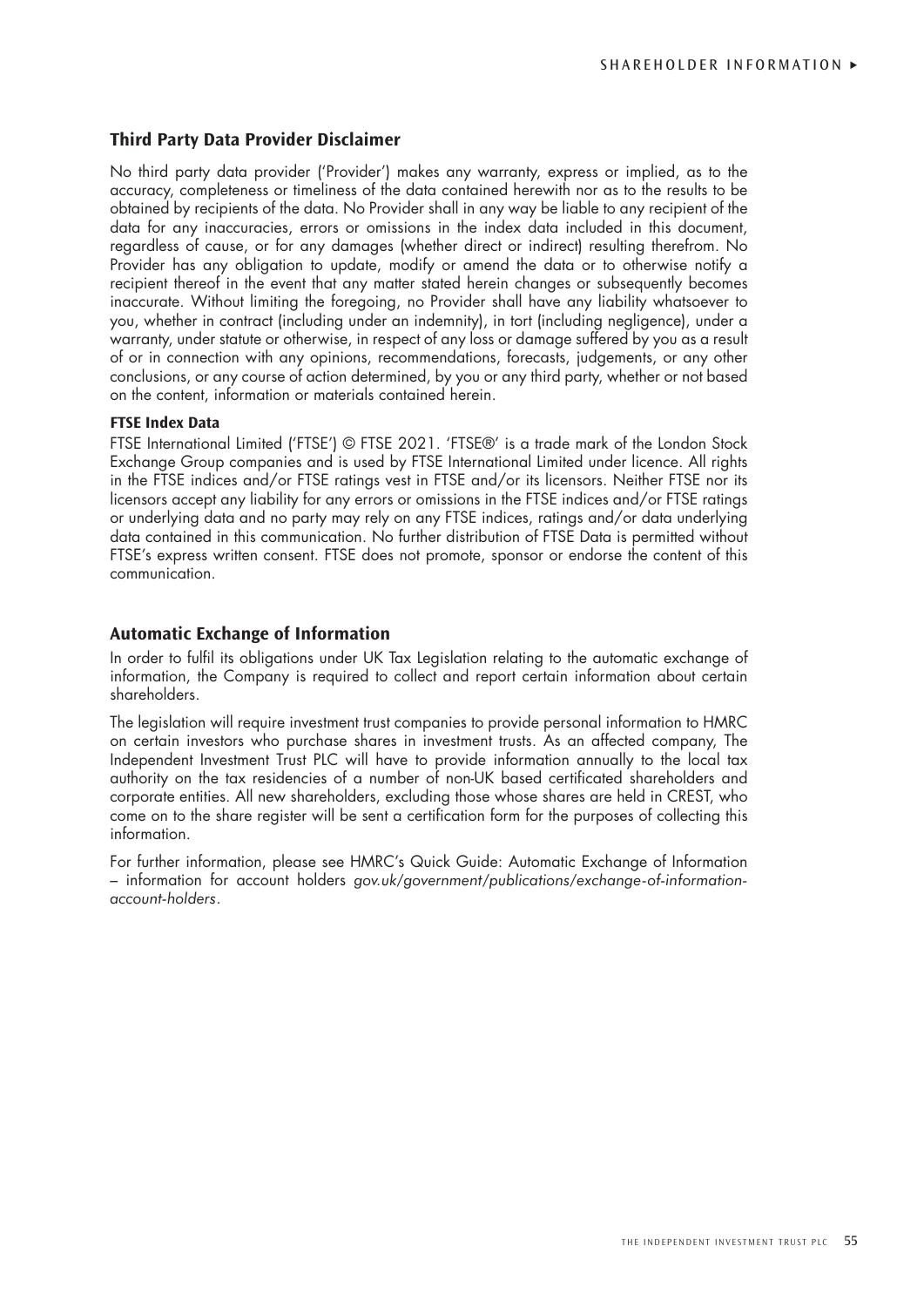## Third Party Data Provider Disclaimer

No third party data provider ('Provider') makes any warranty, express or implied, as to the accuracy, completeness or timeliness of the data contained herewith nor as to the results to be obtained by recipients of the data. No Provider shall in any way be liable to any recipient of the data for any inaccuracies, errors or omissions in the index data included in this document, regardless of cause, or for any damages (whether direct or indirect) resulting therefrom. No Provider has any obligation to update, modify or amend the data or to otherwise notify a recipient thereof in the event that any matter stated herein changes or subsequently becomes inaccurate. Without limiting the foregoing, no Provider shall have any liability whatsoever to you, whether in contract (including under an indemnity), in tort (including negligence), under a warranty, under statute or otherwise, in respect of any loss or damage suffered by you as a result of or in connection with any opinions, recommendations, forecasts, judgements, or any other conclusions, or any course of action determined, by you or any third party, whether or not based on the content, information or materials contained herein.

#### FTSE Index Data

FTSE International Limited ('FTSE') © FTSE 2021. 'FTSE®' is a trade mark of the London Stock Exchange Group companies and is used by FTSE International Limited under licence. All rights in the FTSE indices and/or FTSE ratings vest in FTSE and/or its licensors. Neither FTSE nor its licensors accept any liability for any errors or omissions in the FTSE indices and/or FTSE ratings or underlying data and no party may rely on any FTSE indices, ratings and/or data underlying data contained in this communication. No further distribution of FTSE Data is permitted without FTSE's express written consent. FTSE does not promote, sponsor or endorse the content of this communication.

## Automatic Exchange of Information

In order to fulfil its obligations under UK Tax Legislation relating to the automatic exchange of information, the Company is required to collect and report certain information about certain shareholders.

The legislation will require investment trust companies to provide personal information to HMRC on certain investors who purchase shares in investment trusts. As an affected company, The Independent Investment Trust PLC will have to provide information annually to the local tax authority on the tax residencies of a number of non-UK based certificated shareholders and corporate entities. All new shareholders, excluding those whose shares are held in CREST, who come on to the share register will be sent a certification form for the purposes of collecting this information.

For further information, please see HMRC's Quick Guide: Automatic Exchange of Information – information for account holders *gov.uk/government/publications/exchange-of-information-account-holders*.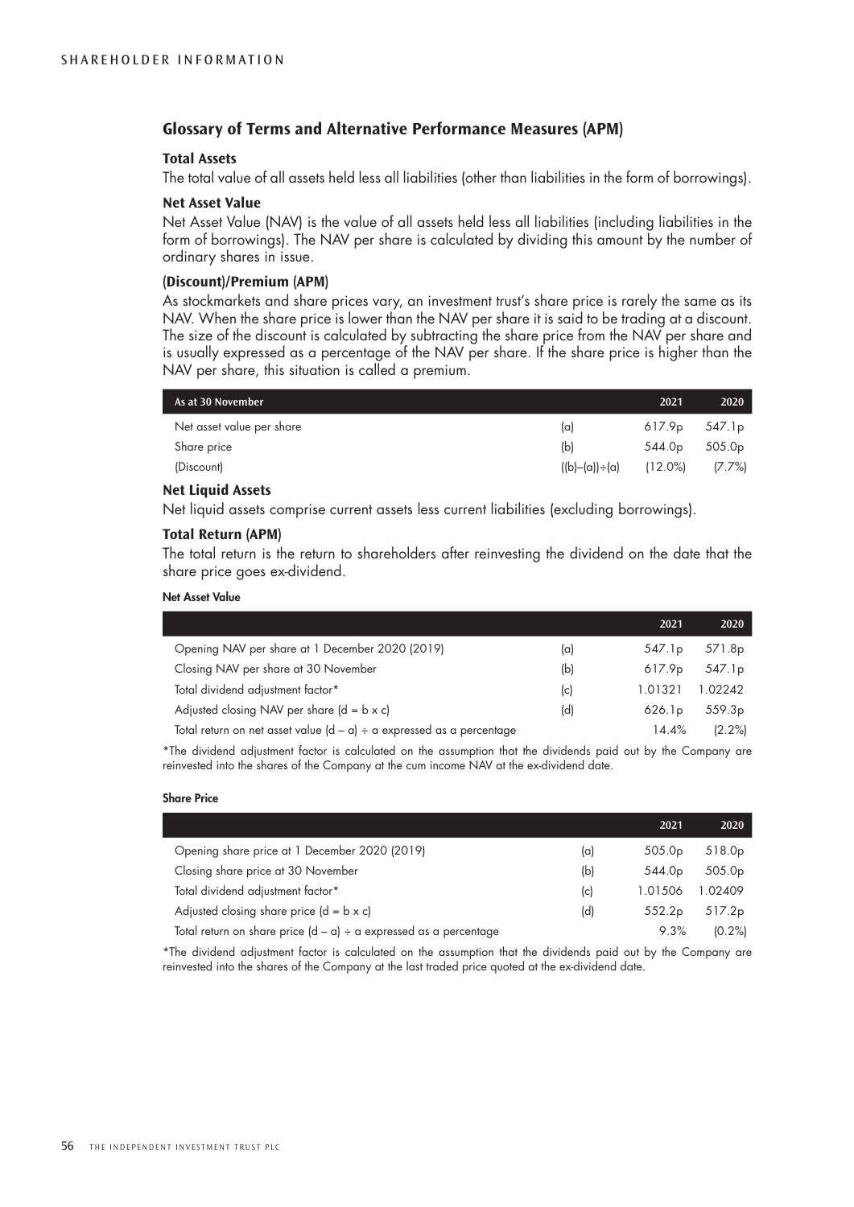## Glossary of Terms and Alternative Performance Measures (APM)

### Total Assets

The total value of all assets held less all liabilities (other than liabilities in the form of borrowings).

### Net Asset Value

Net Asset Value (NAV) is the value of all assets held less all liabilities (including liabilities in the form of borrowings). The NAV per share is calculated by dividing this amount by the number of ordinary shares in issue.

### (Discount)/Premium (APM)

As stockmarkets and share prices vary, an investment trust's share price is rarely the same as its NAV. When the share price is lower than the NAV per share it is said to be trading at a discount. The size of the discount is calculated by subtracting the share price from the NAV per share and is usually expressed as a percentage of the NAV per share. If the share price is higher than the NAV per share, this situation is called a premium.

| As at 30 November | | 2021 | 2020 |
|---|---|---|---|
| Net asset value per share | (a) | 617.9p | 547.1p |
| Share price | (b) | 544.0p | 505.0p |
| (Discount) | ((b)–(a))÷(a) | (12.0%) | (7.7%) |

### Net Liquid Assets

Net liquid assets comprise current assets less current liabilities (excluding borrowings).

### Total Return (APM)

The total return is the return to shareholders after reinvesting the dividend on the date that the share price goes ex-dividend.

#### Net Asset Value

| | | 2021 | 2020 |
|---|---|---|---|
| Opening NAV per share at 1 December 2020 (2019) | (a) | 547.1p | 571.8p |
| Closing NAV per share at 30 November | (b) | 617.9p | 547.1p |
| Total dividend adjustment factor* | (c) | 1.01321 | 1.02242 |
| Adjusted closing NAV per share (d = b x c) | (d) | 626.1p | 559.3p |
| Total return on net asset value (d – a) ÷ a expressed as a percentage | | 14.4% | (2.2%) |

*The dividend adjustment factor is calculated on the assumption that the dividends paid out by the Company are reinvested into the shares of the Company at the cum income NAV at the ex-dividend date.

#### Share Price

| | | 2021 | 2020 |
|---|---|---|---|
| Opening share price at 1 December 2020 (2019) | (a) | 505.0p | 518.0p |
| Closing share price at 30 November | (b) | 544.0p | 505.0p |
| Total dividend adjustment factor* | (c) | 1.01506 | 1.02409 |
| Adjusted closing share price (d = b x c) | (d) | 552.2p | 517.2p |
| Total return on share price (d – a) ÷ a expressed as a percentage | | 9.3% | (0.2%) |

*The dividend adjustment factor is calculated on the assumption that the dividends paid out by the Company are reinvested into the shares of the Company at the last traded price quoted at the ex-dividend date.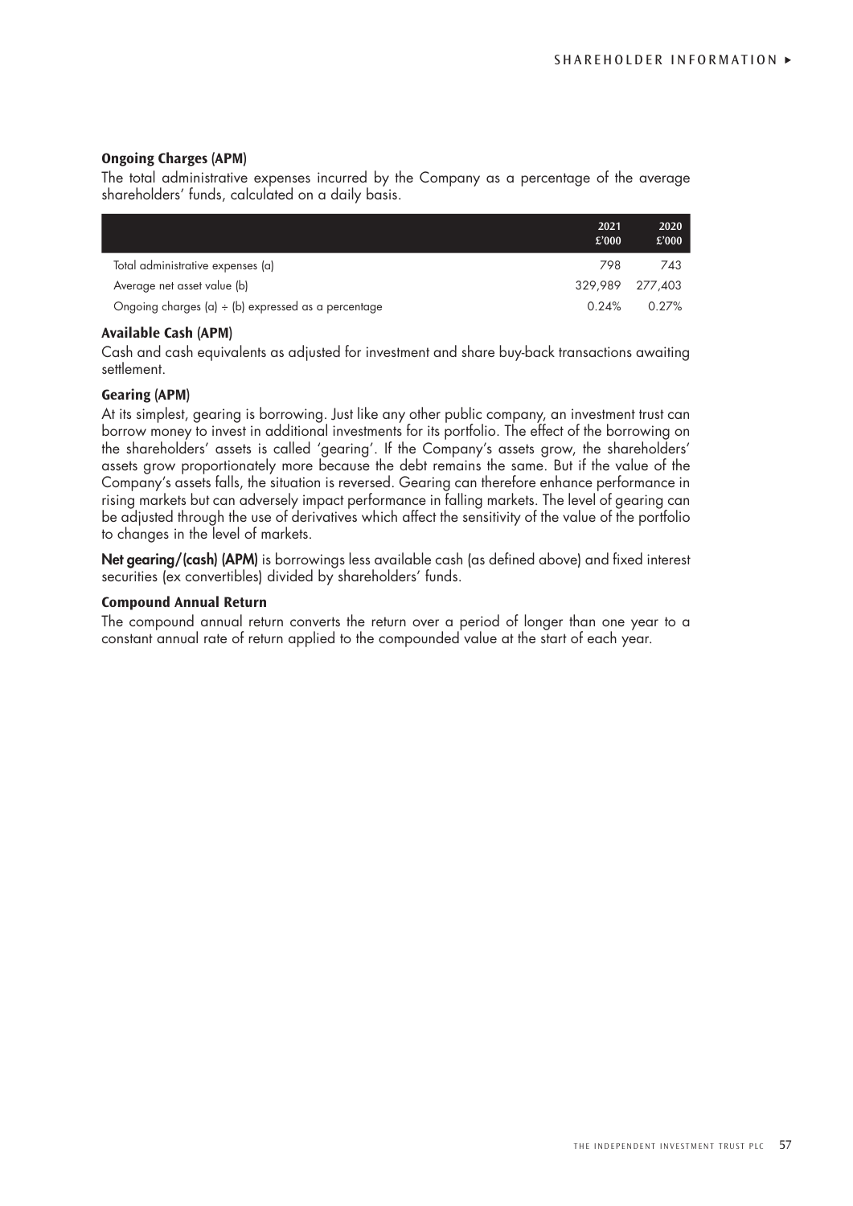### Ongoing Charges (APM)

The total administrative expenses incurred by the Company as a percentage of the average shareholders' funds, calculated on a daily basis.

| | 2021 £'000 | 2020 £'000 |
|---|---|---|
| Total administrative expenses (a) | 798 | 743 |
| Average net asset value (b) | 329,989 | 277,403 |
| Ongoing charges (a) ÷ (b) expressed as a percentage | 0.24% | 0.27% |

### Available Cash (APM)

Cash and cash equivalents as adjusted for investment and share buy-back transactions awaiting settlement.

### Gearing (APM)

At its simplest, gearing is borrowing. Just like any other public company, an investment trust can borrow money to invest in additional investments for its portfolio. The effect of the borrowing on the shareholders' assets is called 'gearing'. If the Company's assets grow, the shareholders' assets grow proportionately more because the debt remains the same. But if the value of the Company's assets falls, the situation is reversed. Gearing can therefore enhance performance in rising markets but can adversely impact performance in falling markets. The level of gearing can be adjusted through the use of derivatives which affect the sensitivity of the value of the portfolio to changes in the level of markets.

**Net gearing/(cash) (APM)** is borrowings less available cash (as defined above) and fixed interest securities (ex convertibles) divided by shareholders' funds.

### Compound Annual Return

The compound annual return converts the return over a period of longer than one year to a constant annual rate of return applied to the compounded value at the start of each year.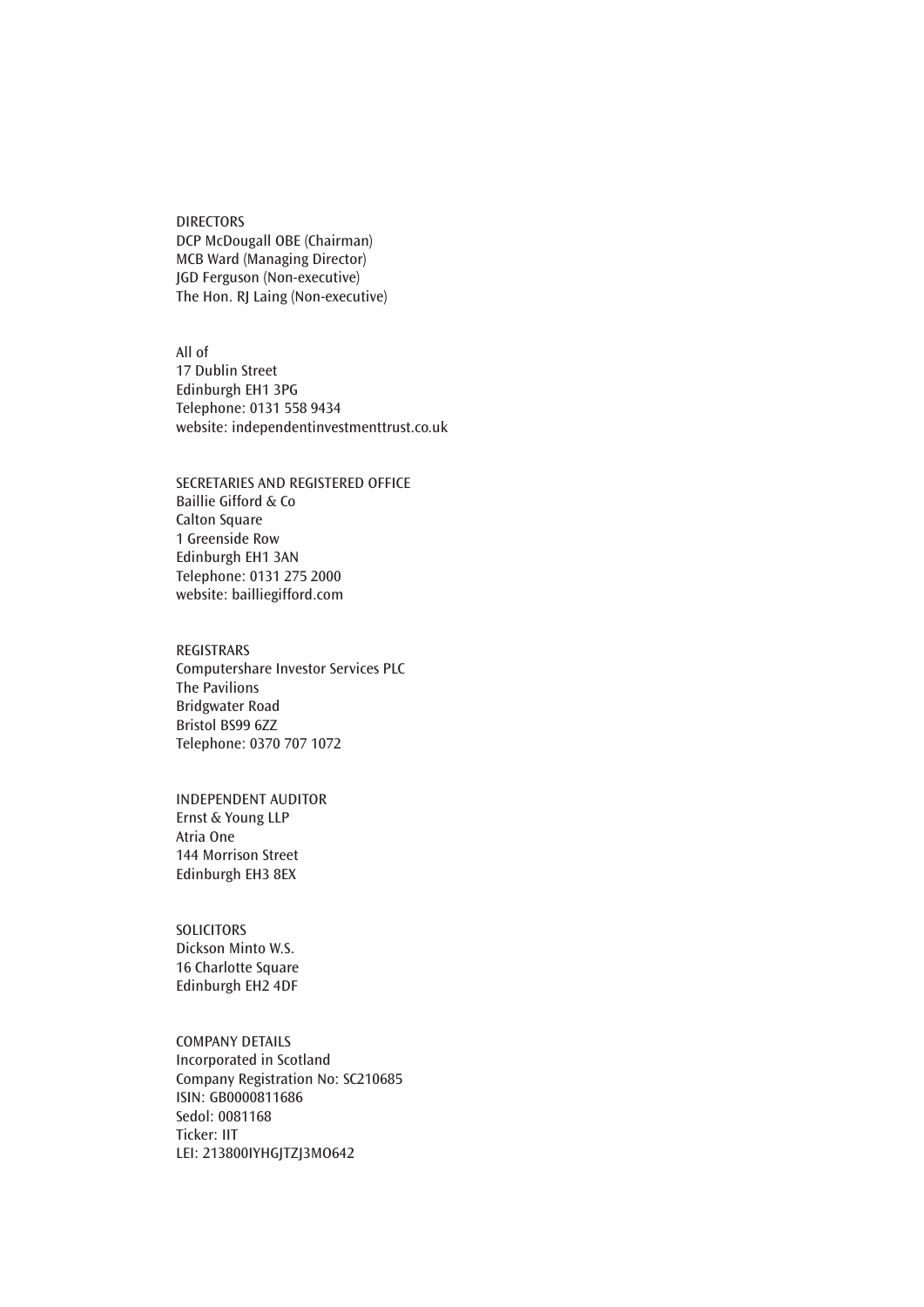DIRECTORS
DCP McDougall OBE (Chairman)
MCB Ward (Managing Director)
JGD Ferguson (Non-executive)
The Hon. RJ Laing (Non-executive)

All of
17 Dublin Street
Edinburgh EH1 3PG
Telephone: 0131 558 9434
website: independentinvestmenttrust.co.uk

SECRETARIES AND REGISTERED OFFICE
Baillie Gifford & Co
Calton Square
1 Greenside Row
Edinburgh EH1 3AN
Telephone: 0131 275 2000
website: bailliegifford.com

REGISTRARS
Computershare Investor Services PLC
The Pavilions
Bridgwater Road
Bristol BS99 6ZZ
Telephone: 0370 707 1072

INDEPENDENT AUDITOR
Ernst & Young LLP
Atria One
144 Morrison Street
Edinburgh EH3 8EX

SOLICITORS
Dickson Minto W.S.
16 Charlotte Square
Edinburgh EH2 4DF

COMPANY DETAILS
Incorporated in Scotland
Company Registration No: SC210685
ISIN: GB0000811686
Sedol: 0081168
Ticker: IIT
LEI: 213800IYHGJTZJ3MO642